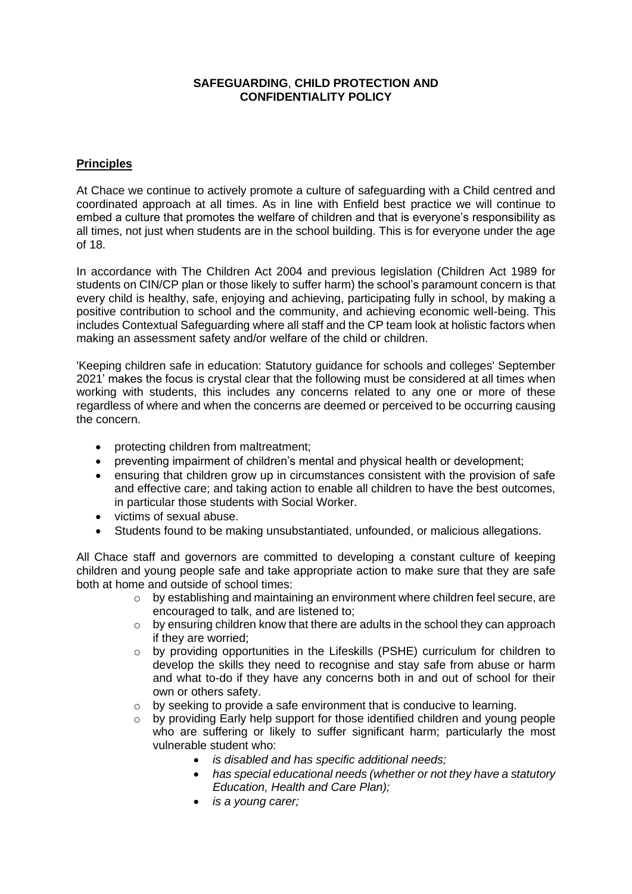# SAFEGUARDING, CHILD PROTECTION AND CONFIDENTIALITY POLICY

## Principles

At Chace we continue to actively promote a culture of safeguarding with a Child centred and coordinated approach at all times. As in line with Enfield best practice we will continue to embed a culture that promotes the welfare of children and that is everyone's responsibility as all times, not just when students are in the school building. This is for everyone under the age of 18.

In accordance with The Children Act 2004 and previous legislation (Children Act 1989 for students on CIN/CP plan or those likely to suffer harm) the school's paramount concern is that every child is healthy, safe, enjoying and achieving, participating fully in school, by making a positive contribution to school and the community, and achieving economic well-being. This includes Contextual Safeguarding where all staff and the CP team look at holistic factors when making an assessment safety and/or welfare of the child or children.

'Keeping children safe in education: Statutory guidance for schools and colleges' September 2021' makes the focus is crystal clear that the following must be considered at all times when working with students, this includes any concerns related to any one or more of these regardless of where and when the concerns are deemed or perceived to be occurring causing the concern.

- protecting children from maltreatment;
- preventing impairment of children's mental and physical health or development;
- ensuring that children grow up in circumstances consistent with the provision of safe and effective care; and taking action to enable all children to have the best outcomes, in particular those students with Social Worker.
- victims of sexual abuse.
- Students found to be making unsubstantiated, unfounded, or malicious allegations.

All Chace staff and governors are committed to developing a constant culture of keeping children and young people safe and take appropriate action to make sure that they are safe both at home and outside of school times:

- by establishing and maintaining an environment where children feel secure, are encouraged to talk, and are listened to;
- by ensuring children know that there are adults in the school they can approach if they are worried;
- by providing opportunities in the Lifeskills (PSHE) curriculum for children to develop the skills they need to recognise and stay safe from abuse or harm and what to-do if they have any concerns both in and out of school for their own or others safety.
- by seeking to provide a safe environment that is conducive to learning.
- by providing Early help support for those identified children and young people who are suffering or likely to suffer significant harm; particularly the most vulnerable student who:
  - *is disabled and has specific additional needs;*
  - *has special educational needs (whether or not they have a statutory Education, Health and Care Plan);*
  - *is a young carer;*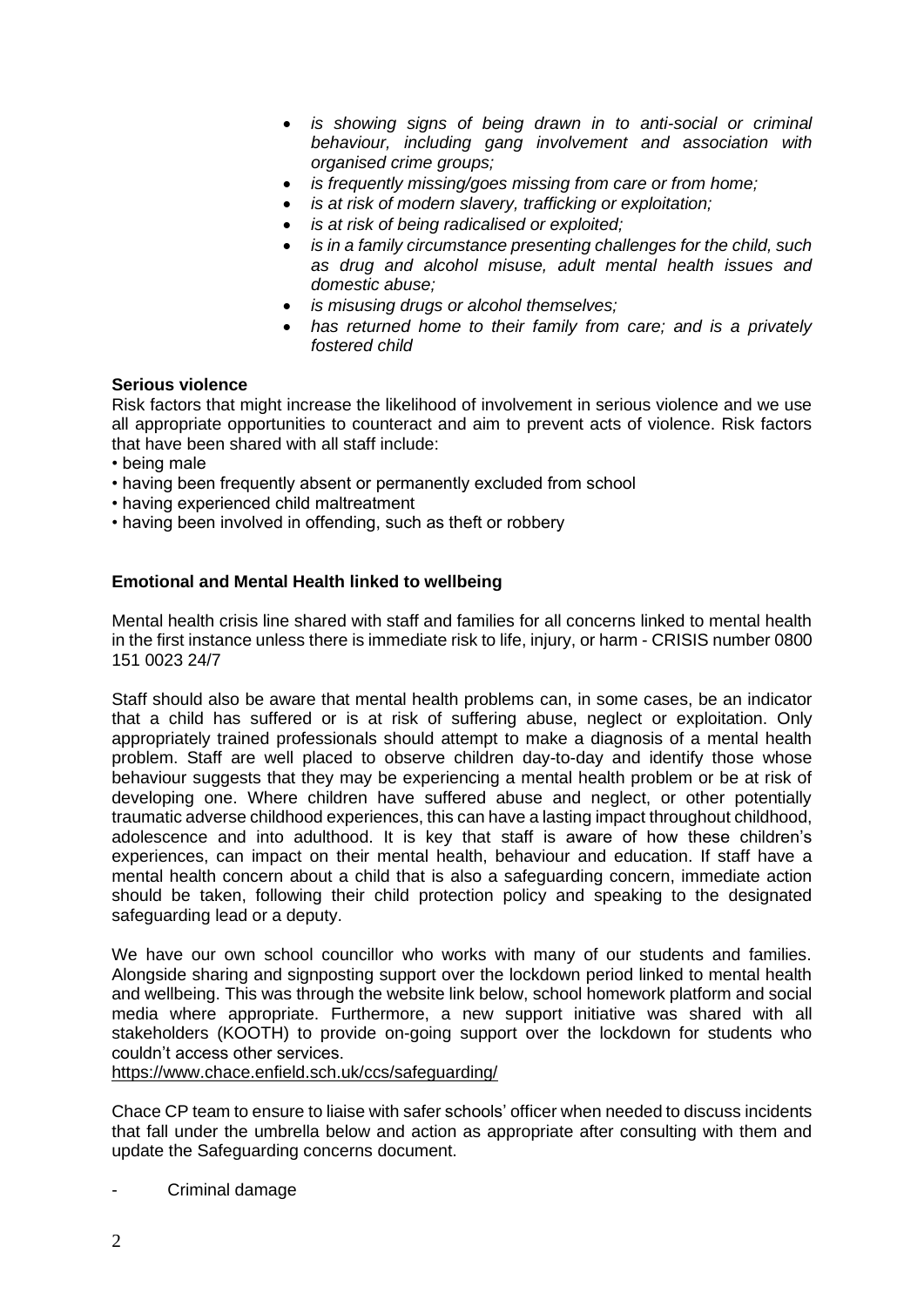- *is showing signs of being drawn in to anti-social or criminal behaviour, including gang involvement and association with organised crime groups;*
- *is frequently missing/goes missing from care or from home;*
- *is at risk of modern slavery, trafficking or exploitation;*
- *is at risk of being radicalised or exploited;*
- *is in a family circumstance presenting challenges for the child, such as drug and alcohol misuse, adult mental health issues and domestic abuse;*
- *is misusing drugs or alcohol themselves;*
- *has returned home to their family from care; and is a privately fostered child*

**Serious violence**

Risk factors that might increase the likelihood of involvement in serious violence and we use all appropriate opportunities to counteract and aim to prevent acts of violence. Risk factors that have been shared with all staff include:

- being male
- having been frequently absent or permanently excluded from school
- having experienced child maltreatment
- having been involved in offending, such as theft or robbery

**Emotional and Mental Health linked to wellbeing**

Mental health crisis line shared with staff and families for all concerns linked to mental health in the first instance unless there is immediate risk to life, injury, or harm - CRISIS number 0800 151 0023 24/7

Staff should also be aware that mental health problems can, in some cases, be an indicator that a child has suffered or is at risk of suffering abuse, neglect or exploitation. Only appropriately trained professionals should attempt to make a diagnosis of a mental health problem. Staff are well placed to observe children day-to-day and identify those whose behaviour suggests that they may be experiencing a mental health problem or be at risk of developing one. Where children have suffered abuse and neglect, or other potentially traumatic adverse childhood experiences, this can have a lasting impact throughout childhood, adolescence and into adulthood. It is key that staff is aware of how these children's experiences, can impact on their mental health, behaviour and education. If staff have a mental health concern about a child that is also a safeguarding concern, immediate action should be taken, following their child protection policy and speaking to the designated safeguarding lead or a deputy.

We have our own school councillor who works with many of our students and families. Alongside sharing and signposting support over the lockdown period linked to mental health and wellbeing. This was through the website link below, school homework platform and social media where appropriate. Furthermore, a new support initiative was shared with all stakeholders (KOOTH) to provide on-going support over the lockdown for students who couldn't access other services.
https://www.chace.enfield.sch.uk/ccs/safeguarding/

Chace CP team to ensure to liaise with safer schools' officer when needed to discuss incidents that fall under the umbrella below and action as appropriate after consulting with them and update the Safeguarding concerns document.

- Criminal damage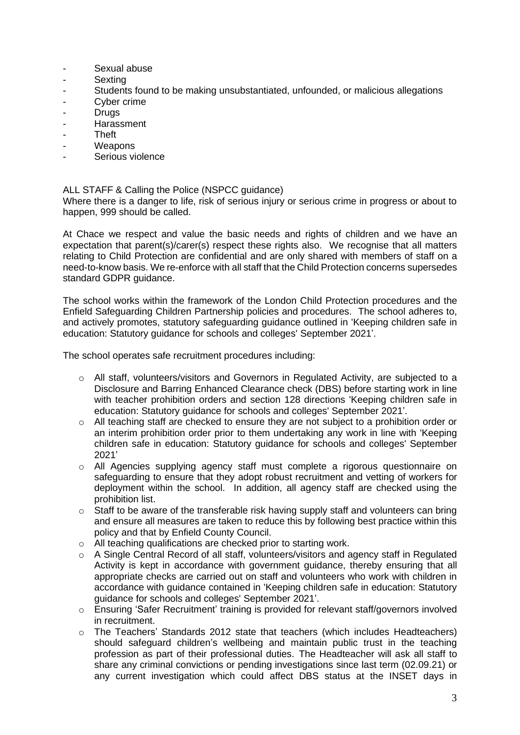- Sexual abuse
- Sexting
- Students found to be making unsubstantiated, unfounded, or malicious allegations
- Cyber crime
- Drugs
- Harassment
- Theft
- Weapons
- Serious violence

ALL STAFF & Calling the Police (NSPCC guidance)
Where there is a danger to life, risk of serious injury or serious crime in progress or about to happen, 999 should be called.

At Chace we respect and value the basic needs and rights of children and we have an expectation that parent(s)/carer(s) respect these rights also. We recognise that all matters relating to Child Protection are confidential and are only shared with members of staff on a need-to-know basis. We re-enforce with all staff that the Child Protection concerns supersedes standard GDPR guidance.

The school works within the framework of the London Child Protection procedures and the Enfield Safeguarding Children Partnership policies and procedures. The school adheres to, and actively promotes, statutory safeguarding guidance outlined in 'Keeping children safe in education: Statutory guidance for schools and colleges' September 2021'.

The school operates safe recruitment procedures including:

- All staff, volunteers/visitors and Governors in Regulated Activity, are subjected to a Disclosure and Barring Enhanced Clearance check (DBS) before starting work in line with teacher prohibition orders and section 128 directions 'Keeping children safe in education: Statutory guidance for schools and colleges' September 2021'.
- All teaching staff are checked to ensure they are not subject to a prohibition order or an interim prohibition order prior to them undertaking any work in line with 'Keeping children safe in education: Statutory guidance for schools and colleges' September 2021'
- All Agencies supplying agency staff must complete a rigorous questionnaire on safeguarding to ensure that they adopt robust recruitment and vetting of workers for deployment within the school. In addition, all agency staff are checked using the prohibition list.
- Staff to be aware of the transferable risk having supply staff and volunteers can bring and ensure all measures are taken to reduce this by following best practice within this policy and that by Enfield County Council.
- All teaching qualifications are checked prior to starting work.
- A Single Central Record of all staff, volunteers/visitors and agency staff in Regulated Activity is kept in accordance with government guidance, thereby ensuring that all appropriate checks are carried out on staff and volunteers who work with children in accordance with guidance contained in 'Keeping children safe in education: Statutory guidance for schools and colleges' September 2021'.
- Ensuring 'Safer Recruitment' training is provided for relevant staff/governors involved in recruitment.
- The Teachers' Standards 2012 state that teachers (which includes Headteachers) should safeguard children's wellbeing and maintain public trust in the teaching profession as part of their professional duties. The Headteacher will ask all staff to share any criminal convictions or pending investigations since last term (02.09.21) or any current investigation which could affect DBS status at the INSET days in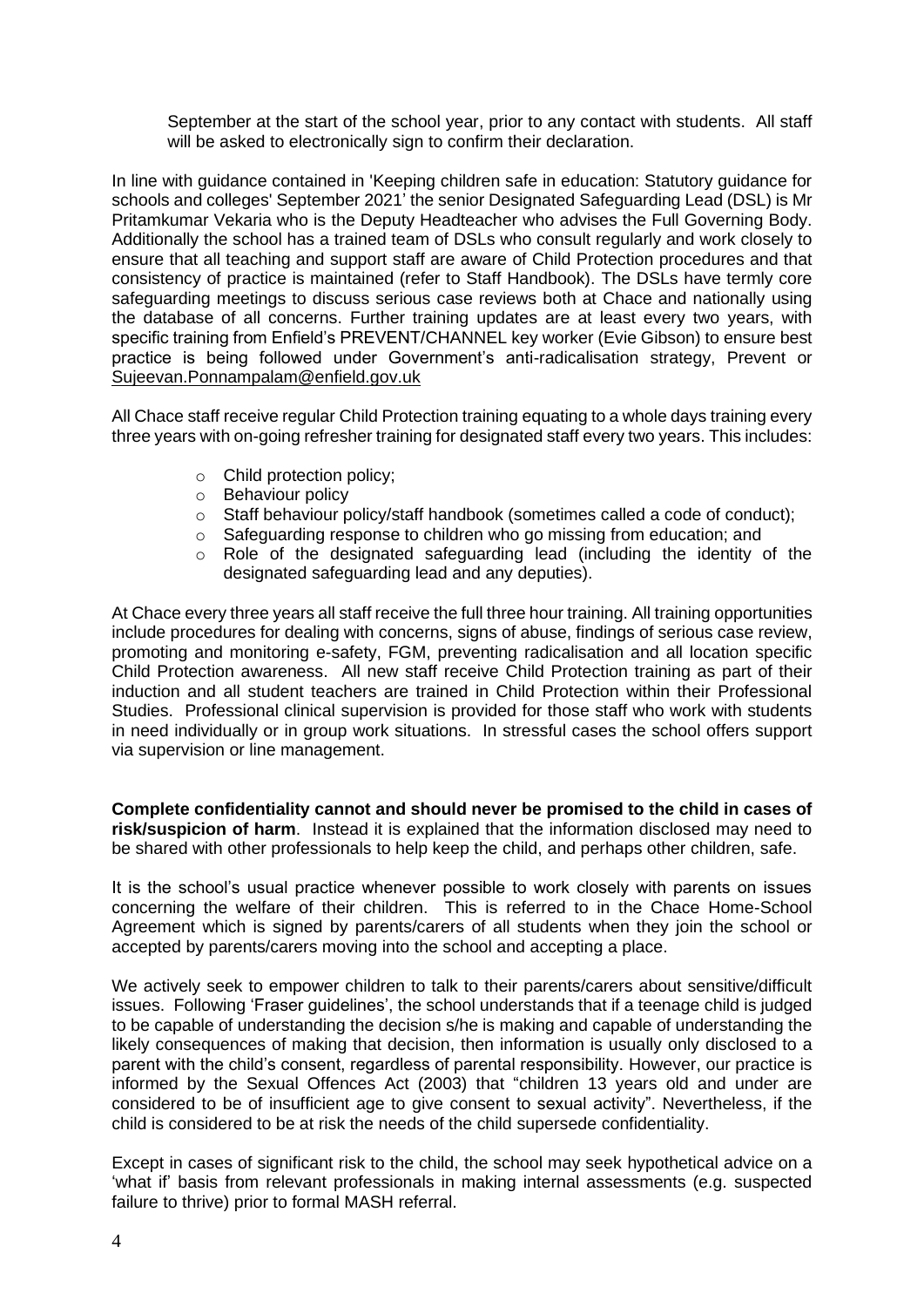September at the start of the school year, prior to any contact with students. All staff will be asked to electronically sign to confirm their declaration.

In line with guidance contained in 'Keeping children safe in education: Statutory guidance for schools and colleges' September 2021' the senior Designated Safeguarding Lead (DSL) is Mr Pritamkumar Vekaria who is the Deputy Headteacher who advises the Full Governing Body. Additionally the school has a trained team of DSLs who consult regularly and work closely to ensure that all teaching and support staff are aware of Child Protection procedures and that consistency of practice is maintained (refer to Staff Handbook). The DSLs have termly core safeguarding meetings to discuss serious case reviews both at Chace and nationally using the database of all concerns. Further training updates are at least every two years, with specific training from Enfield's PREVENT/CHANNEL key worker (Evie Gibson) to ensure best practice is being followed under Government's anti-radicalisation strategy, Prevent or Sujeevan.Ponnampalam@enfield.gov.uk

All Chace staff receive regular Child Protection training equating to a whole days training every three years with on-going refresher training for designated staff every two years. This includes:

- Child protection policy;
- Behaviour policy
- Staff behaviour policy/staff handbook (sometimes called a code of conduct);
- Safeguarding response to children who go missing from education; and
- Role of the designated safeguarding lead (including the identity of the designated safeguarding lead and any deputies).

At Chace every three years all staff receive the full three hour training. All training opportunities include procedures for dealing with concerns, signs of abuse, findings of serious case review, promoting and monitoring e-safety, FGM, preventing radicalisation and all location specific Child Protection awareness. All new staff receive Child Protection training as part of their induction and all student teachers are trained in Child Protection within their Professional Studies. Professional clinical supervision is provided for those staff who work with students in need individually or in group work situations. In stressful cases the school offers support via supervision or line management.

**Complete confidentiality cannot and should never be promised to the child in cases of risk/suspicion of harm**. Instead it is explained that the information disclosed may need to be shared with other professionals to help keep the child, and perhaps other children, safe.

It is the school's usual practice whenever possible to work closely with parents on issues concerning the welfare of their children. This is referred to in the Chace Home-School Agreement which is signed by parents/carers of all students when they join the school or accepted by parents/carers moving into the school and accepting a place.

We actively seek to empower children to talk to their parents/carers about sensitive/difficult issues. Following 'Fraser guidelines', the school understands that if a teenage child is judged to be capable of understanding the decision s/he is making and capable of understanding the likely consequences of making that decision, then information is usually only disclosed to a parent with the child's consent, regardless of parental responsibility. However, our practice is informed by the Sexual Offences Act (2003) that "children 13 years old and under are considered to be of insufficient age to give consent to sexual activity". Nevertheless, if the child is considered to be at risk the needs of the child supersede confidentiality.

Except in cases of significant risk to the child, the school may seek hypothetical advice on a 'what if' basis from relevant professionals in making internal assessments (e.g. suspected failure to thrive) prior to formal MASH referral.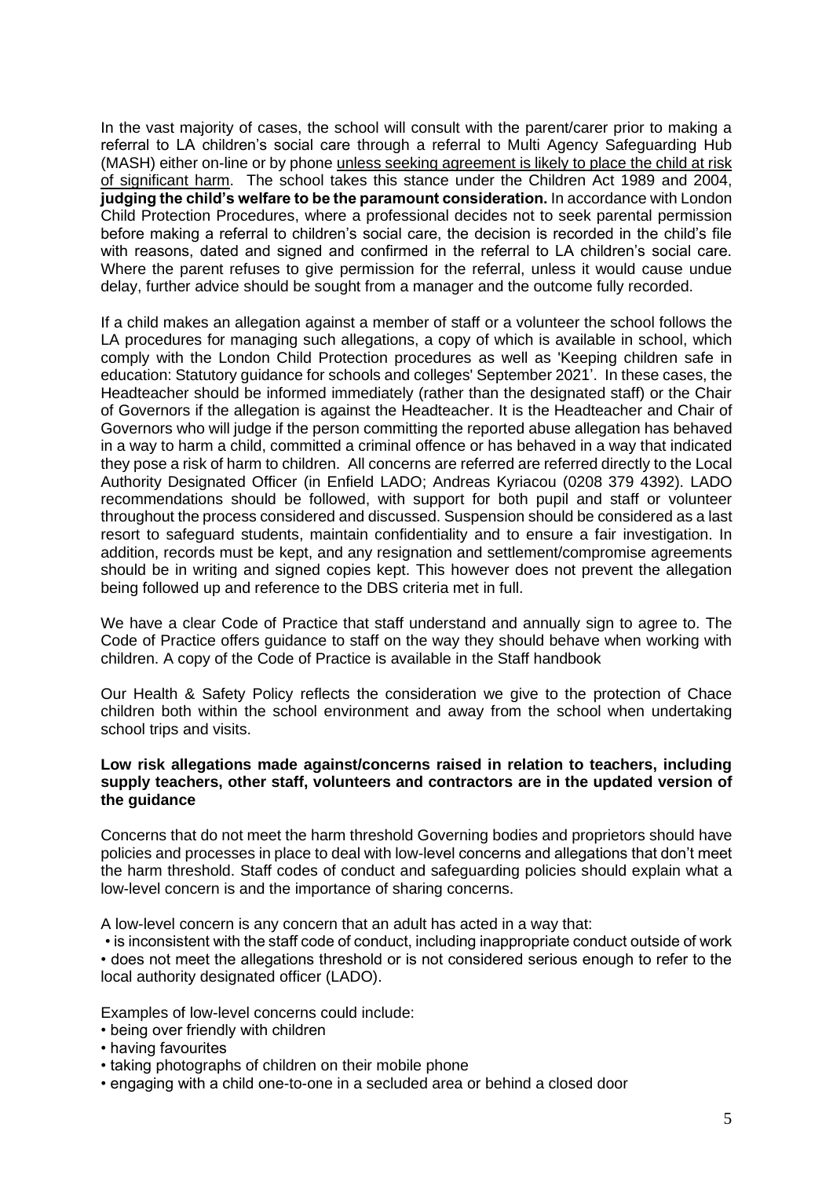In the vast majority of cases, the school will consult with the parent/carer prior to making a referral to LA children's social care through a referral to Multi Agency Safeguarding Hub (MASH) either on-line or by phone unless seeking agreement is likely to place the child at risk of significant harm. The school takes this stance under the Children Act 1989 and 2004, **judging the child's welfare to be the paramount consideration.** In accordance with London Child Protection Procedures, where a professional decides not to seek parental permission before making a referral to children's social care, the decision is recorded in the child's file with reasons, dated and signed and confirmed in the referral to LA children's social care. Where the parent refuses to give permission for the referral, unless it would cause undue delay, further advice should be sought from a manager and the outcome fully recorded.

If a child makes an allegation against a member of staff or a volunteer the school follows the LA procedures for managing such allegations, a copy of which is available in school, which comply with the London Child Protection procedures as well as 'Keeping children safe in education: Statutory guidance for schools and colleges' September 2021'. In these cases, the Headteacher should be informed immediately (rather than the designated staff) or the Chair of Governors if the allegation is against the Headteacher. It is the Headteacher and Chair of Governors who will judge if the person committing the reported abuse allegation has behaved in a way to harm a child, committed a criminal offence or has behaved in a way that indicated they pose a risk of harm to children. All concerns are referred are referred directly to the Local Authority Designated Officer (in Enfield LADO; Andreas Kyriacou (0208 379 4392). LADO recommendations should be followed, with support for both pupil and staff or volunteer throughout the process considered and discussed. Suspension should be considered as a last resort to safeguard students, maintain confidentiality and to ensure a fair investigation. In addition, records must be kept, and any resignation and settlement/compromise agreements should be in writing and signed copies kept. This however does not prevent the allegation being followed up and reference to the DBS criteria met in full.

We have a clear Code of Practice that staff understand and annually sign to agree to. The Code of Practice offers guidance to staff on the way they should behave when working with children. A copy of the Code of Practice is available in the Staff handbook

Our Health & Safety Policy reflects the consideration we give to the protection of Chace children both within the school environment and away from the school when undertaking school trips and visits.

**Low risk allegations made against/concerns raised in relation to teachers, including supply teachers, other staff, volunteers and contractors are in the updated version of the guidance**

Concerns that do not meet the harm threshold Governing bodies and proprietors should have policies and processes in place to deal with low-level concerns and allegations that don't meet the harm threshold. Staff codes of conduct and safeguarding policies should explain what a low-level concern is and the importance of sharing concerns.

A low-level concern is any concern that an adult has acted in a way that:

- is inconsistent with the staff code of conduct, including inappropriate conduct outside of work
- does not meet the allegations threshold or is not considered serious enough to refer to the local authority designated officer (LADO).

Examples of low-level concerns could include:

- being over friendly with children
- having favourites
- taking photographs of children on their mobile phone
- engaging with a child one-to-one in a secluded area or behind a closed door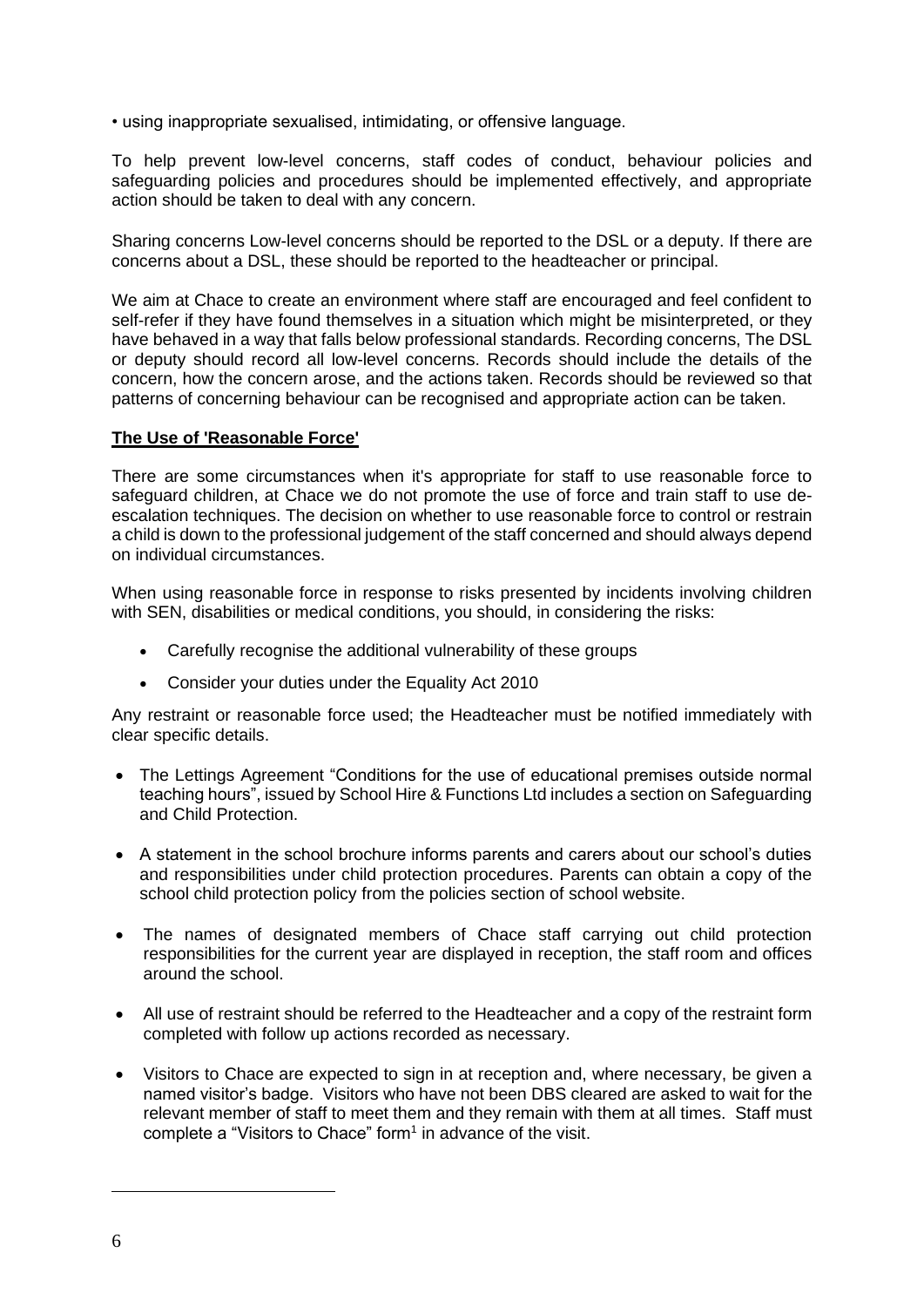• using inappropriate sexualised, intimidating, or offensive language.

To help prevent low-level concerns, staff codes of conduct, behaviour policies and safeguarding policies and procedures should be implemented effectively, and appropriate action should be taken to deal with any concern.

Sharing concerns Low-level concerns should be reported to the DSL or a deputy. If there are concerns about a DSL, these should be reported to the headteacher or principal.

We aim at Chace to create an environment where staff are encouraged and feel confident to self-refer if they have found themselves in a situation which might be misinterpreted, or they have behaved in a way that falls below professional standards. Recording concerns, The DSL or deputy should record all low-level concerns. Records should include the details of the concern, how the concern arose, and the actions taken. Records should be reviewed so that patterns of concerning behaviour can be recognised and appropriate action can be taken.

**The Use of 'Reasonable Force'**

There are some circumstances when it's appropriate for staff to use reasonable force to safeguard children, at Chace we do not promote the use of force and train staff to use de-escalation techniques. The decision on whether to use reasonable force to control or restrain a child is down to the professional judgement of the staff concerned and should always depend on individual circumstances.

When using reasonable force in response to risks presented by incidents involving children with SEN, disabilities or medical conditions, you should, in considering the risks:

- Carefully recognise the additional vulnerability of these groups
- Consider your duties under the Equality Act 2010

Any restraint or reasonable force used; the Headteacher must be notified immediately with clear specific details.

- The Lettings Agreement "Conditions for the use of educational premises outside normal teaching hours", issued by School Hire & Functions Ltd includes a section on Safeguarding and Child Protection.
- A statement in the school brochure informs parents and carers about our school's duties and responsibilities under child protection procedures. Parents can obtain a copy of the school child protection policy from the policies section of school website.
- The names of designated members of Chace staff carrying out child protection responsibilities for the current year are displayed in reception, the staff room and offices around the school.
- All use of restraint should be referred to the Headteacher and a copy of the restraint form completed with follow up actions recorded as necessary.
- Visitors to Chace are expected to sign in at reception and, where necessary, be given a named visitor's badge. Visitors who have not been DBS cleared are asked to wait for the relevant member of staff to meet them and they remain with them at all times. Staff must complete a "Visitors to Chace" form[1] in advance of the visit.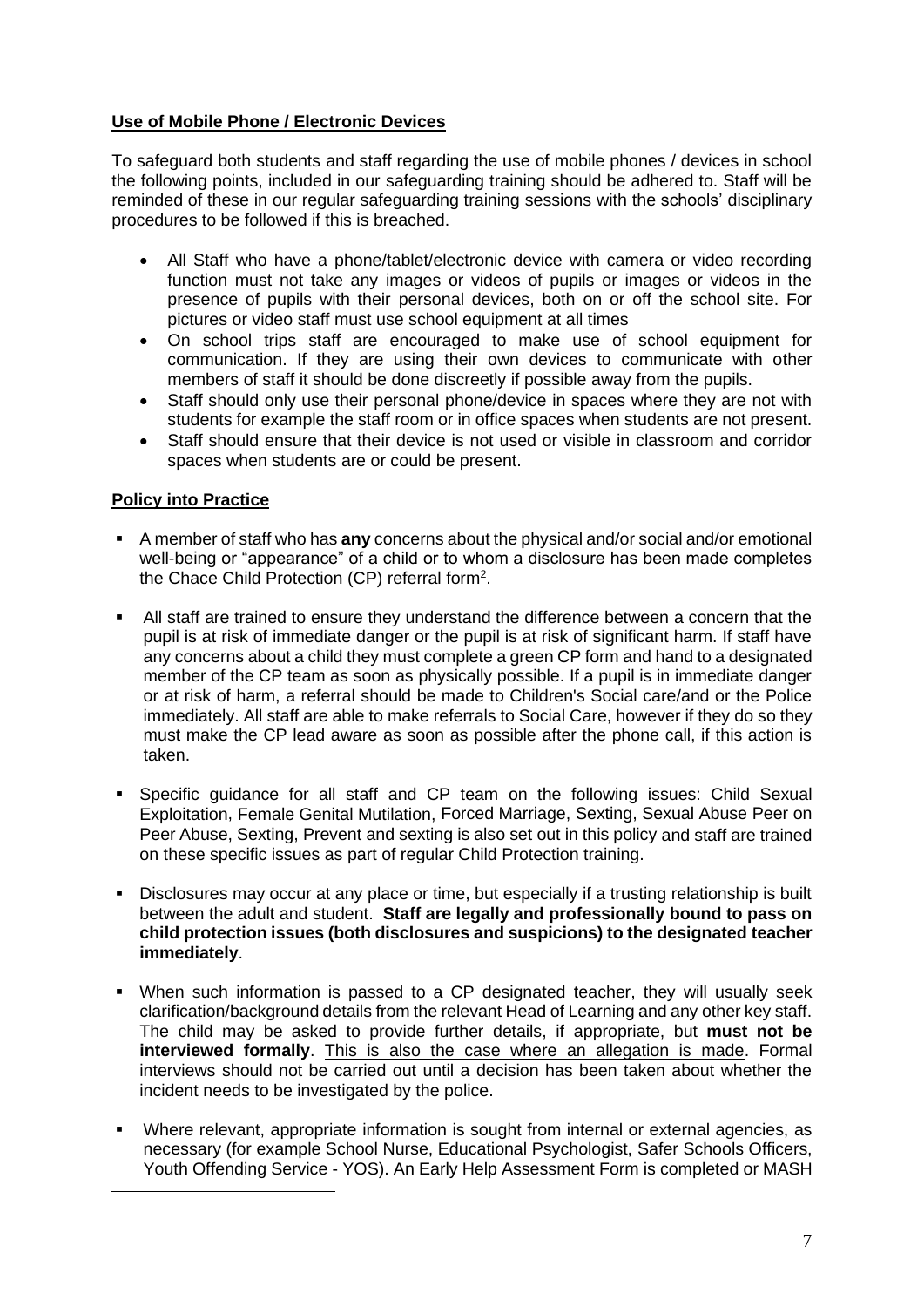**Use of Mobile Phone / Electronic Devices**

To safeguard both students and staff regarding the use of mobile phones / devices in school the following points, included in our safeguarding training should be adhered to. Staff will be reminded of these in our regular safeguarding training sessions with the schools' disciplinary procedures to be followed if this is breached.

- All Staff who have a phone/tablet/electronic device with camera or video recording function must not take any images or videos of pupils or images or videos in the presence of pupils with their personal devices, both on or off the school site. For pictures or video staff must use school equipment at all times
- On school trips staff are encouraged to make use of school equipment for communication. If they are using their own devices to communicate with other members of staff it should be done discreetly if possible away from the pupils.
- Staff should only use their personal phone/device in spaces where they are not with students for example the staff room or in office spaces when students are not present.
- Staff should ensure that their device is not used or visible in classroom and corridor spaces when students are or could be present.

**Policy into Practice**

- A member of staff who has **any** concerns about the physical and/or social and/or emotional well-being or "appearance" of a child or to whom a disclosure has been made completes the Chace Child Protection (CP) referral form[2].
- All staff are trained to ensure they understand the difference between a concern that the pupil is at risk of immediate danger or the pupil is at risk of significant harm. If staff have any concerns about a child they must complete a green CP form and hand to a designated member of the CP team as soon as physically possible. If a pupil is in immediate danger or at risk of harm, a referral should be made to Children's Social care/and or the Police immediately. All staff are able to make referrals to Social Care, however if they do so they must make the CP lead aware as soon as possible after the phone call, if this action is taken.
- Specific guidance for all staff and CP team on the following issues: Child Sexual Exploitation, Female Genital Mutilation, Forced Marriage, Sexting, Sexual Abuse Peer on Peer Abuse, Sexting, Prevent and sexting is also set out in this policy and staff are trained on these specific issues as part of regular Child Protection training.
- Disclosures may occur at any place or time, but especially if a trusting relationship is built between the adult and student. **Staff are legally and professionally bound to pass on child protection issues (both disclosures and suspicions) to the designated teacher immediately**.
- When such information is passed to a CP designated teacher, they will usually seek clarification/background details from the relevant Head of Learning and any other key staff. The child may be asked to provide further details, if appropriate, but **must not be interviewed formally**. This is also the case where an allegation is made. Formal interviews should not be carried out until a decision has been taken about whether the incident needs to be investigated by the police.
- Where relevant, appropriate information is sought from internal or external agencies, as necessary (for example School Nurse, Educational Psychologist, Safer Schools Officers, Youth Offending Service - YOS). An Early Help Assessment Form is completed or MASH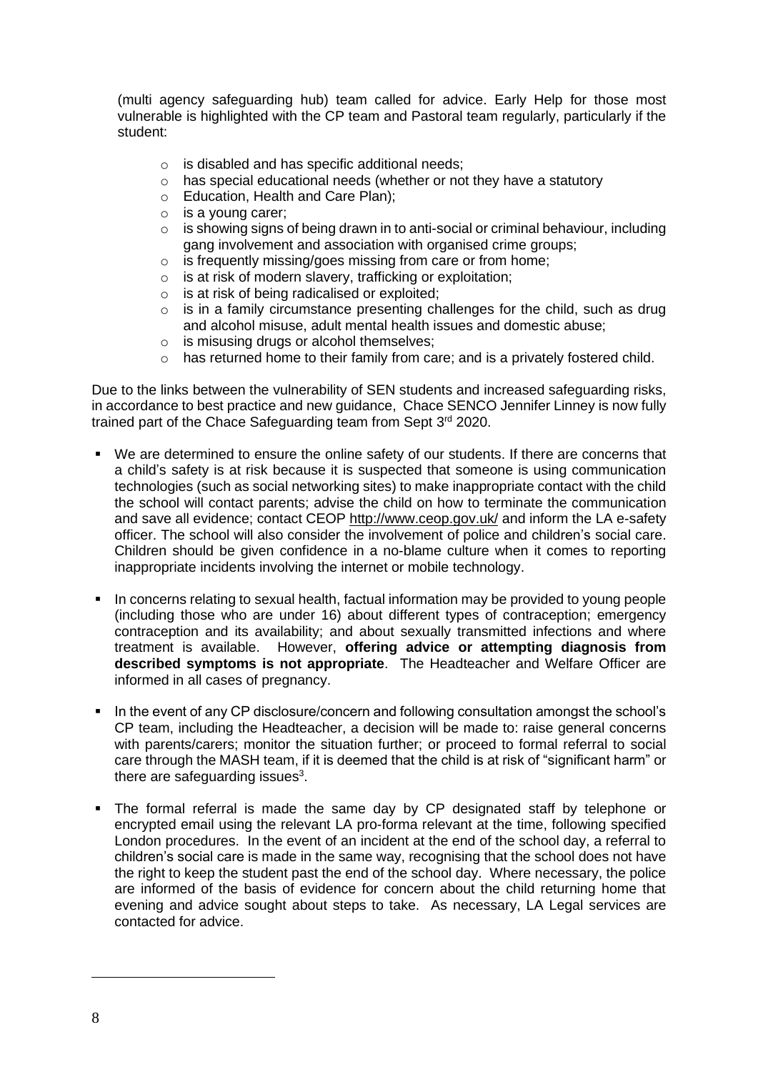(multi agency safeguarding hub) team called for advice. Early Help for those most vulnerable is highlighted with the CP team and Pastoral team regularly, particularly if the student:

- is disabled and has specific additional needs;
- has special educational needs (whether or not they have a statutory
- Education, Health and Care Plan);
- is a young carer;
- is showing signs of being drawn in to anti-social or criminal behaviour, including gang involvement and association with organised crime groups;
- is frequently missing/goes missing from care or from home;
- is at risk of modern slavery, trafficking or exploitation;
- is at risk of being radicalised or exploited;
- is in a family circumstance presenting challenges for the child, such as drug and alcohol misuse, adult mental health issues and domestic abuse;
- is misusing drugs or alcohol themselves;
- has returned home to their family from care; and is a privately fostered child.

Due to the links between the vulnerability of SEN students and increased safeguarding risks, in accordance to best practice and new guidance, Chace SENCO Jennifer Linney is now fully trained part of the Chace Safeguarding team from Sept 3rd 2020.

- We are determined to ensure the online safety of our students. If there are concerns that a child's safety is at risk because it is suspected that someone is using communication technologies (such as social networking sites) to make inappropriate contact with the child the school will contact parents; advise the child on how to terminate the communication and save all evidence; contact CEOP http://www.ceop.gov.uk/ and inform the LA e-safety officer. The school will also consider the involvement of police and children's social care. Children should be given confidence in a no-blame culture when it comes to reporting inappropriate incidents involving the internet or mobile technology.

- In concerns relating to sexual health, factual information may be provided to young people (including those who are under 16) about different types of contraception; emergency contraception and its availability; and about sexually transmitted infections and where treatment is available. However, **offering advice or attempting diagnosis from described symptoms is not appropriate**. The Headteacher and Welfare Officer are informed in all cases of pregnancy.

- In the event of any CP disclosure/concern and following consultation amongst the school's CP team, including the Headteacher, a decision will be made to: raise general concerns with parents/carers; monitor the situation further; or proceed to formal referral to social care through the MASH team, if it is deemed that the child is at risk of "significant harm" or there are safeguarding issues[3].

- The formal referral is made the same day by CP designated staff by telephone or encrypted email using the relevant LA pro-forma relevant at the time, following specified London procedures. In the event of an incident at the end of the school day, a referral to children's social care is made in the same way, recognising that the school does not have the right to keep the student past the end of the school day. Where necessary, the police are informed of the basis of evidence for concern about the child returning home that evening and advice sought about steps to take. As necessary, LA Legal services are contacted for advice.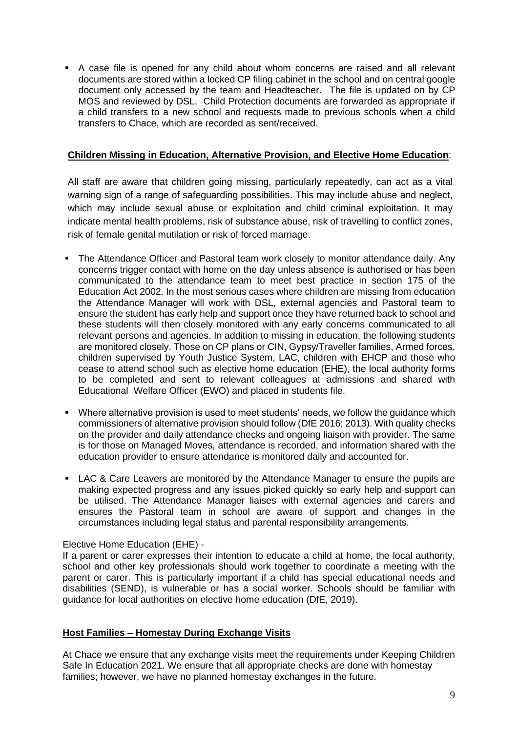- A case file is opened for any child about whom concerns are raised and all relevant documents are stored within a locked CP filing cabinet in the school and on central google document only accessed by the team and Headteacher. The file is updated on by CP MOS and reviewed by DSL. Child Protection documents are forwarded as appropriate if a child transfers to a new school and requests made to previous schools when a child transfers to Chace, which are recorded as sent/received.

**Children Missing in Education, Alternative Provision, and Elective Home Education**:

All staff are aware that children going missing, particularly repeatedly, can act as a vital warning sign of a range of safeguarding possibilities. This may include abuse and neglect, which may include sexual abuse or exploitation and child criminal exploitation. It may indicate mental health problems, risk of substance abuse, risk of travelling to conflict zones, risk of female genital mutilation or risk of forced marriage.

- The Attendance Officer and Pastoral team work closely to monitor attendance daily. Any concerns trigger contact with home on the day unless absence is authorised or has been communicated to the attendance team to meet best practice in section 175 of the Education Act 2002. In the most serious cases where children are missing from education the Attendance Manager will work with DSL, external agencies and Pastoral team to ensure the student has early help and support once they have returned back to school and these students will then closely monitored with any early concerns communicated to all relevant persons and agencies. In addition to missing in education, the following students are monitored closely. Those on CP plans or CIN, Gypsy/Traveller families, Armed forces, children supervised by Youth Justice System, LAC, children with EHCP and those who cease to attend school such as elective home education (EHE), the local authority forms to be completed and sent to relevant colleagues at admissions and shared with Educational Welfare Officer (EWO) and placed in students file.
- Where alternative provision is used to meet students' needs, we follow the guidance which commissioners of alternative provision should follow (DfE 2016; 2013). With quality checks on the provider and daily attendance checks and ongoing liaison with provider. The same is for those on Managed Moves, attendance is recorded, and information shared with the education provider to ensure attendance is monitored daily and accounted for.
- LAC & Care Leavers are monitored by the Attendance Manager to ensure the pupils are making expected progress and any issues picked quickly so early help and support can be utilised. The Attendance Manager liaises with external agencies and carers and ensures the Pastoral team in school are aware of support and changes in the circumstances including legal status and parental responsibility arrangements.

Elective Home Education (EHE) -
If a parent or carer expresses their intention to educate a child at home, the local authority, school and other key professionals should work together to coordinate a meeting with the parent or carer. This is particularly important if a child has special educational needs and disabilities (SEND), is vulnerable or has a social worker. Schools should be familiar with guidance for local authorities on elective home education (DfE, 2019).

**Host Families – Homestay During Exchange Visits**

At Chace we ensure that any exchange visits meet the requirements under Keeping Children Safe In Education 2021. We ensure that all appropriate checks are done with homestay families; however, we have no planned homestay exchanges in the future.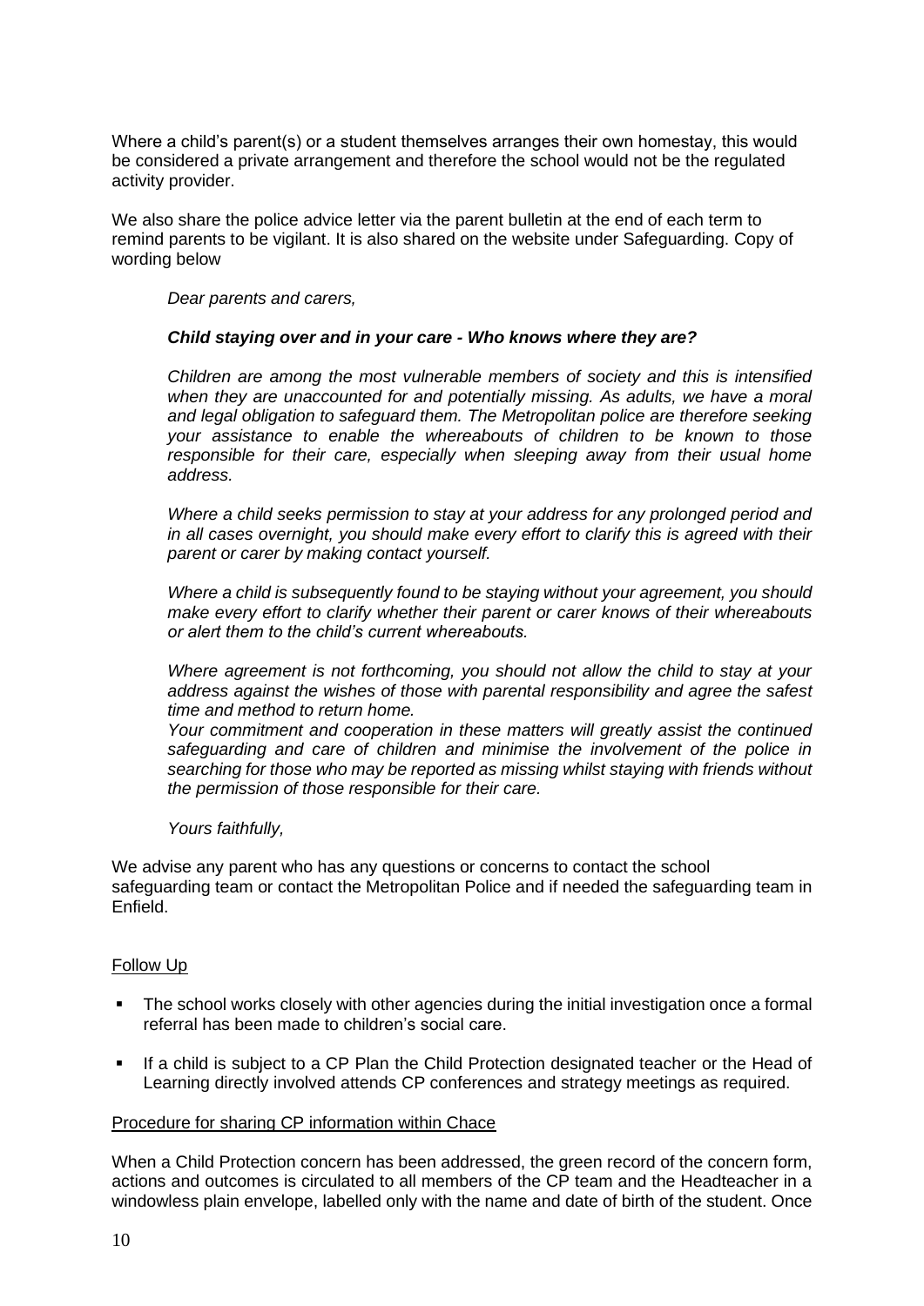Where a child's parent(s) or a student themselves arranges their own homestay, this would be considered a private arrangement and therefore the school would not be the regulated activity provider.

We also share the police advice letter via the parent bulletin at the end of each term to remind parents to be vigilant. It is also shared on the website under Safeguarding. Copy of wording below

> *Dear parents and carers,*
>
> ***Child staying over and in your care - Who knows where they are?***
>
> *Children are among the most vulnerable members of society and this is intensified when they are unaccounted for and potentially missing. As adults, we have a moral and legal obligation to safeguard them. The Metropolitan police are therefore seeking your assistance to enable the whereabouts of children to be known to those responsible for their care, especially when sleeping away from their usual home address.*
>
> *Where a child seeks permission to stay at your address for any prolonged period and in all cases overnight, you should make every effort to clarify this is agreed with their parent or carer by making contact yourself.*
>
> *Where a child is subsequently found to be staying without your agreement, you should make every effort to clarify whether their parent or carer knows of their whereabouts or alert them to the child's current whereabouts.*
>
> *Where agreement is not forthcoming, you should not allow the child to stay at your address against the wishes of those with parental responsibility and agree the safest time and method to return home.*
> *Your commitment and cooperation in these matters will greatly assist the continued safeguarding and care of children and minimise the involvement of the police in searching for those who may be reported as missing whilst staying with friends without the permission of those responsible for their care.*
>
> *Yours faithfully,*

We advise any parent who has any questions or concerns to contact the school safeguarding team or contact the Metropolitan Police and if needed the safeguarding team in Enfield.

## Follow Up

- The school works closely with other agencies during the initial investigation once a formal referral has been made to children's social care.
- If a child is subject to a CP Plan the Child Protection designated teacher or the Head of Learning directly involved attends CP conferences and strategy meetings as required.

## Procedure for sharing CP information within Chace

When a Child Protection concern has been addressed, the green record of the concern form, actions and outcomes is circulated to all members of the CP team and the Headteacher in a windowless plain envelope, labelled only with the name and date of birth of the student. Once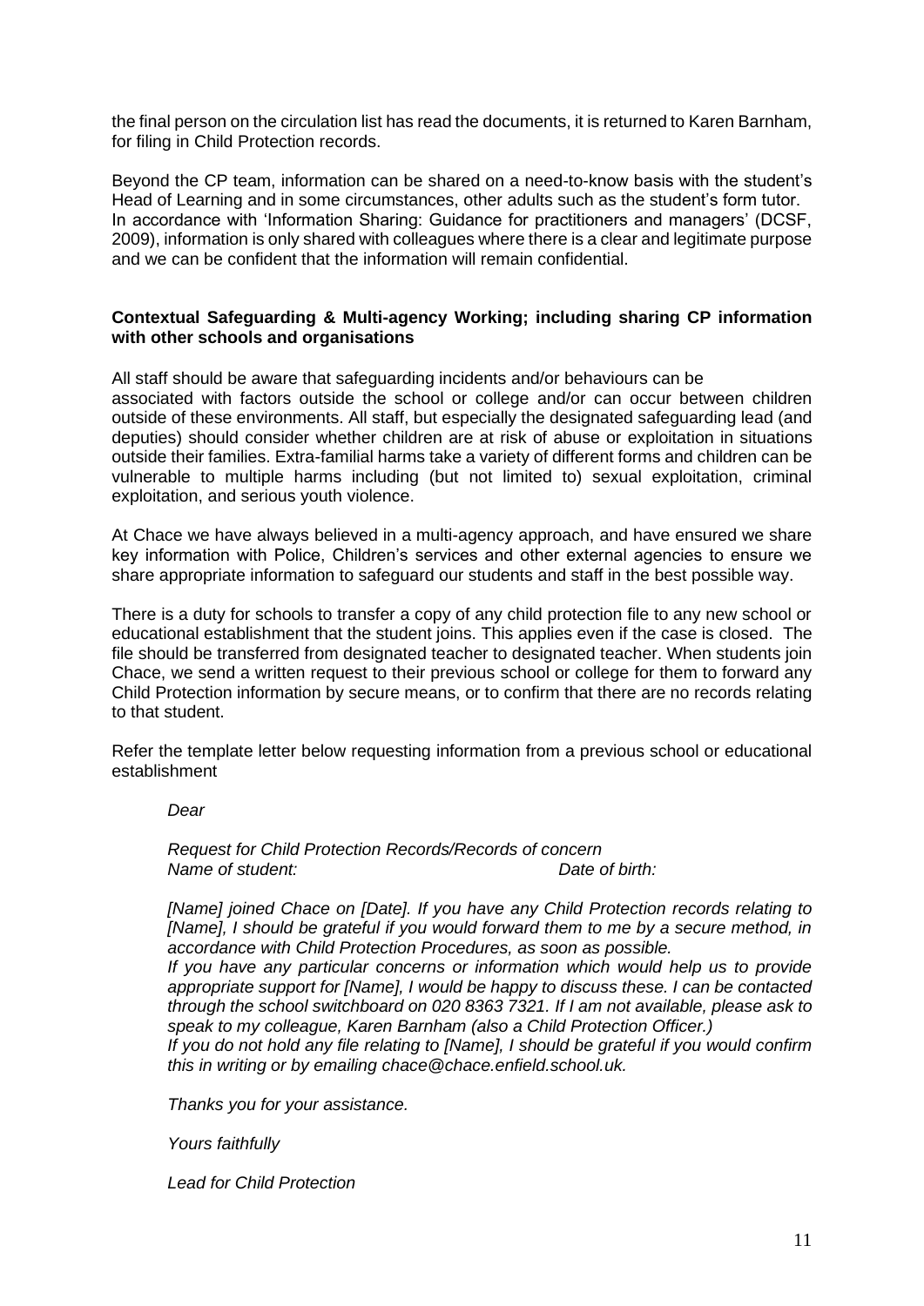the final person on the circulation list has read the documents, it is returned to Karen Barnham, for filing in Child Protection records.

Beyond the CP team, information can be shared on a need-to-know basis with the student's Head of Learning and in some circumstances, other adults such as the student's form tutor. In accordance with 'Information Sharing: Guidance for practitioners and managers' (DCSF, 2009), information is only shared with colleagues where there is a clear and legitimate purpose and we can be confident that the information will remain confidential.

**Contextual Safeguarding & Multi-agency Working; including sharing CP information with other schools and organisations**

All staff should be aware that safeguarding incidents and/or behaviours can be associated with factors outside the school or college and/or can occur between children outside of these environments. All staff, but especially the designated safeguarding lead (and deputies) should consider whether children are at risk of abuse or exploitation in situations outside their families. Extra-familial harms take a variety of different forms and children can be vulnerable to multiple harms including (but not limited to) sexual exploitation, criminal exploitation, and serious youth violence.

At Chace we have always believed in a multi-agency approach, and have ensured we share key information with Police, Children's services and other external agencies to ensure we share appropriate information to safeguard our students and staff in the best possible way.

There is a duty for schools to transfer a copy of any child protection file to any new school or educational establishment that the student joins. This applies even if the case is closed. The file should be transferred from designated teacher to designated teacher. When students join Chace, we send a written request to their previous school or college for them to forward any Child Protection information by secure means, or to confirm that there are no records relating to that student.

Refer the template letter below requesting information from a previous school or educational establishment

> *Dear*
>
> *Request for Child Protection Records/Records of concern*
> *Name of student:* *Date of birth:*
>
> *[Name] joined Chace on [Date]. If you have any Child Protection records relating to [Name], I should be grateful if you would forward them to me by a secure method, in accordance with Child Protection Procedures, as soon as possible.*
> *If you have any particular concerns or information which would help us to provide appropriate support for [Name], I would be happy to discuss these. I can be contacted through the school switchboard on 020 8363 7321. If I am not available, please ask to speak to my colleague, Karen Barnham (also a Child Protection Officer.)*
> *If you do not hold any file relating to [Name], I should be grateful if you would confirm this in writing or by emailing chace@chace.enfield.school.uk.*
>
> *Thanks you for your assistance.*
>
> *Yours faithfully*
>
> *Lead for Child Protection*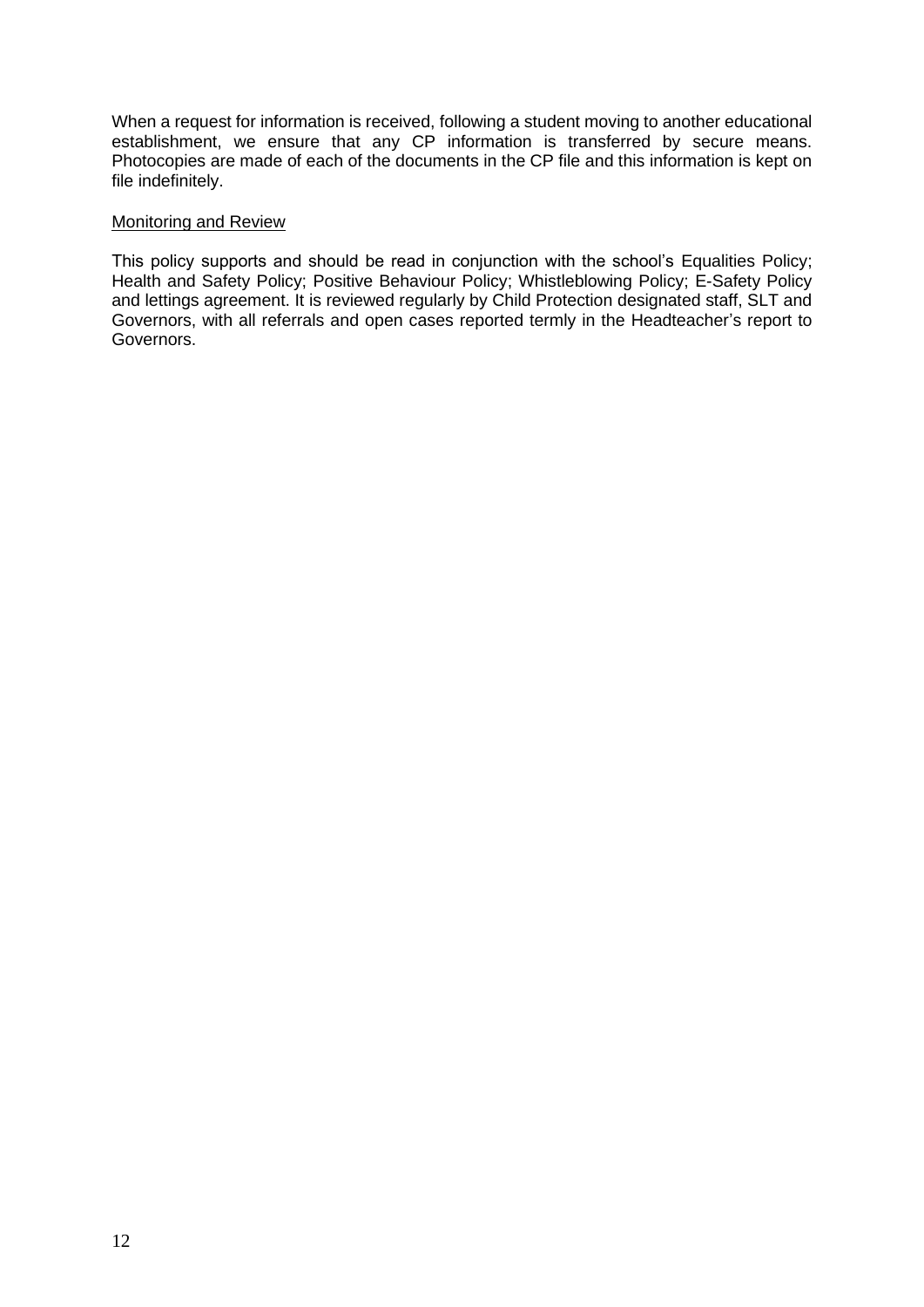When a request for information is received, following a student moving to another educational establishment, we ensure that any CP information is transferred by secure means. Photocopies are made of each of the documents in the CP file and this information is kept on file indefinitely.

## Monitoring and Review

This policy supports and should be read in conjunction with the school's Equalities Policy; Health and Safety Policy; Positive Behaviour Policy; Whistleblowing Policy; E-Safety Policy and lettings agreement. It is reviewed regularly by Child Protection designated staff, SLT and Governors, with all referrals and open cases reported termly in the Headteacher's report to Governors.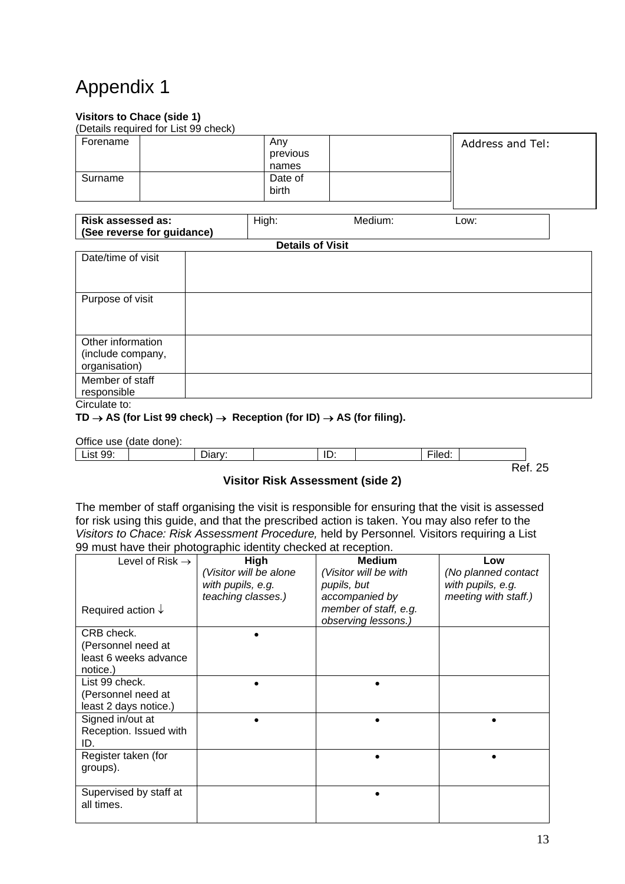# Appendix 1

**Visitors to Chace (side 1)**
(Details required for List 99 check)

| Forename | | Any previous names | | Address and Tel: |
|---|---|---|---|---|
| Surname | | Date of birth | | |

| **Risk assessed as: (See reverse for guidance)** | High: | Medium: | Low: |
|---|---|---|---|

**Details of Visit**

| | |
|---|---|
| Date/time of visit | |
| Purpose of visit | |
| Other information (include company, organisation) | |
| Member of staff responsible | |

Circulate to:

**TD → AS (for List 99 check) → Reception (for ID) → AS (for filing).**

Office use (date done):

| List 99: | | Diary: | | ID: | | Filed: | |
|---|---|---|---|---|---|---|---|

Ref. 25

**Visitor Risk Assessment (side 2)**

The member of staff organising the visit is responsible for ensuring that the visit is assessed for risk using this guide, and that the prescribed action is taken. You may also refer to the *Visitors to Chace: Risk Assessment Procedure,* held by Personnel*.* Visitors requiring a List 99 must have their photographic identity checked at reception.

| Level of Risk → <br><br> Required action ↓ | **High** <br> *(Visitor will be alone with pupils, e.g. teaching classes.)* | **Medium** <br> *(Visitor will be with pupils, but accompanied by member of staff, e.g. observing lessons.)* | **Low** <br> *(No planned contact with pupils, e.g. meeting with staff.)* |
|---|---|---|---|
| CRB check. (Personnel need at least 6 weeks advance notice.) | • | | |
| List 99 check. (Personnel need at least 2 days notice.) | • | • | |
| Signed in/out at Reception. Issued with ID. | • | • | • |
| Register taken (for groups). | | • | • |
| Supervised by staff at all times. | | • | |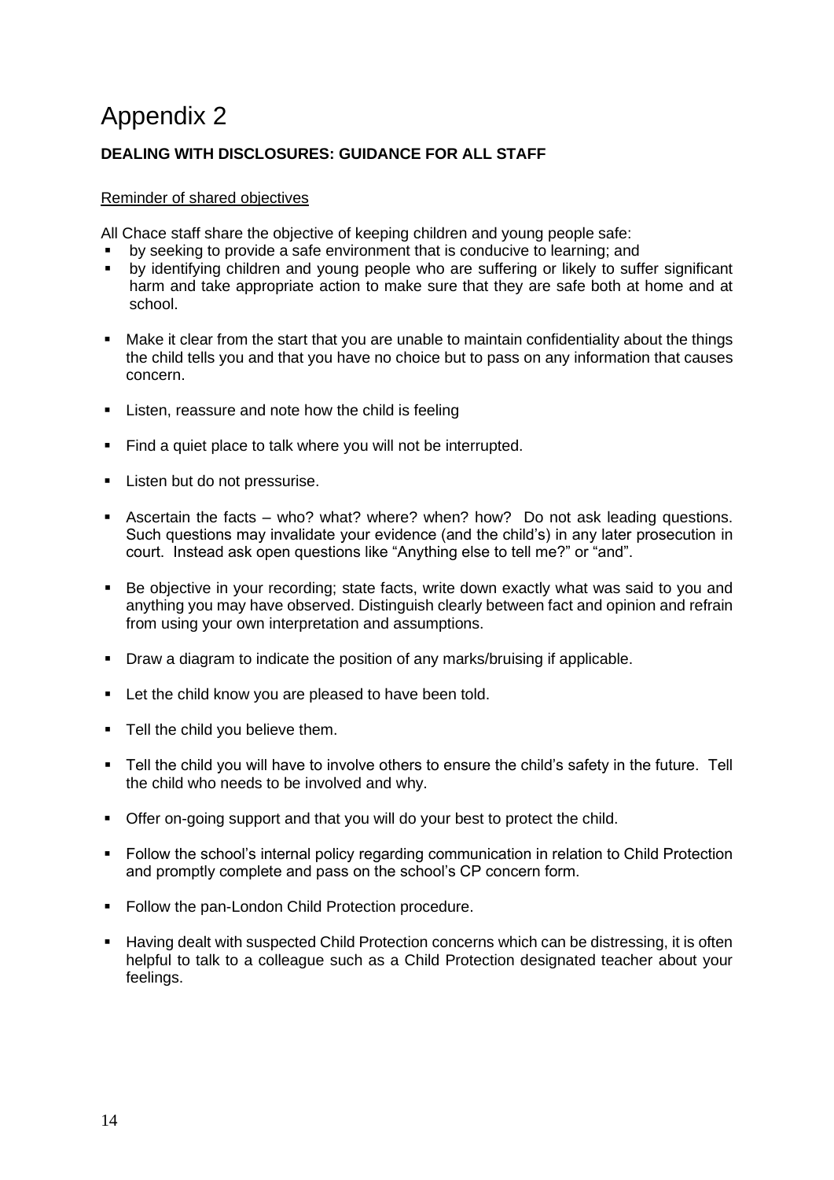# Appendix 2

**DEALING WITH DISCLOSURES: GUIDANCE FOR ALL STAFF**

Reminder of shared objectives

All Chace staff share the objective of keeping children and young people safe:

- by seeking to provide a safe environment that is conducive to learning; and
- by identifying children and young people who are suffering or likely to suffer significant harm and take appropriate action to make sure that they are safe both at home and at school.

- Make it clear from the start that you are unable to maintain confidentiality about the things the child tells you and that you have no choice but to pass on any information that causes concern.
- Listen, reassure and note how the child is feeling
- Find a quiet place to talk where you will not be interrupted.
- Listen but do not pressurise.
- Ascertain the facts – who? what? where? when? how? Do not ask leading questions. Such questions may invalidate your evidence (and the child's) in any later prosecution in court. Instead ask open questions like "Anything else to tell me?" or "and".
- Be objective in your recording; state facts, write down exactly what was said to you and anything you may have observed. Distinguish clearly between fact and opinion and refrain from using your own interpretation and assumptions.
- Draw a diagram to indicate the position of any marks/bruising if applicable.
- Let the child know you are pleased to have been told.
- Tell the child you believe them.
- Tell the child you will have to involve others to ensure the child's safety in the future. Tell the child who needs to be involved and why.
- Offer on-going support and that you will do your best to protect the child.
- Follow the school's internal policy regarding communication in relation to Child Protection and promptly complete and pass on the school's CP concern form.
- Follow the pan-London Child Protection procedure.
- Having dealt with suspected Child Protection concerns which can be distressing, it is often helpful to talk to a colleague such as a Child Protection designated teacher about your feelings.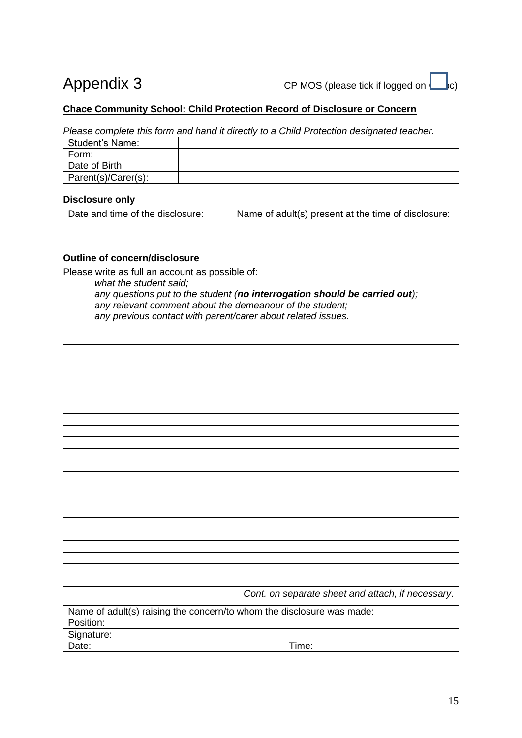# Appendix 3

CP MOS (please tick if logged on ☐c)

**Chace Community School: Child Protection Record of Disclosure or Concern**

*Please complete this form and hand it directly to a Child Protection designated teacher.*

| Student's Name: | |
|---|---|
| Form: | |
| Date of Birth: | |
| Parent(s)/Carer(s): | |

**Disclosure only**

| Date and time of the disclosure: | Name of adult(s) present at the time of disclosure: |
|---|---|
| | |

**Outline of concern/disclosure**

Please write as full an account as possible of:

*what the student said;*
*any questions put to the student (**no interrogation should be carried out**);*
*any relevant comment about the demeanour of the student;*
*any previous contact with parent/carer about related issues.*

| |
|---|
| |
| |
| |
| |
| |
| |
| |
| |
| |
| |
| |
| |
| |
| |
| |
| |
| |
| |
| |
| |
| |
| *Cont. on separate sheet and attach, if necessary*. |

| Name of adult(s) raising the concern/to whom the disclosure was made: | |
|---|---|
| Position: | |
| Signature: | |
| Date: | Time: |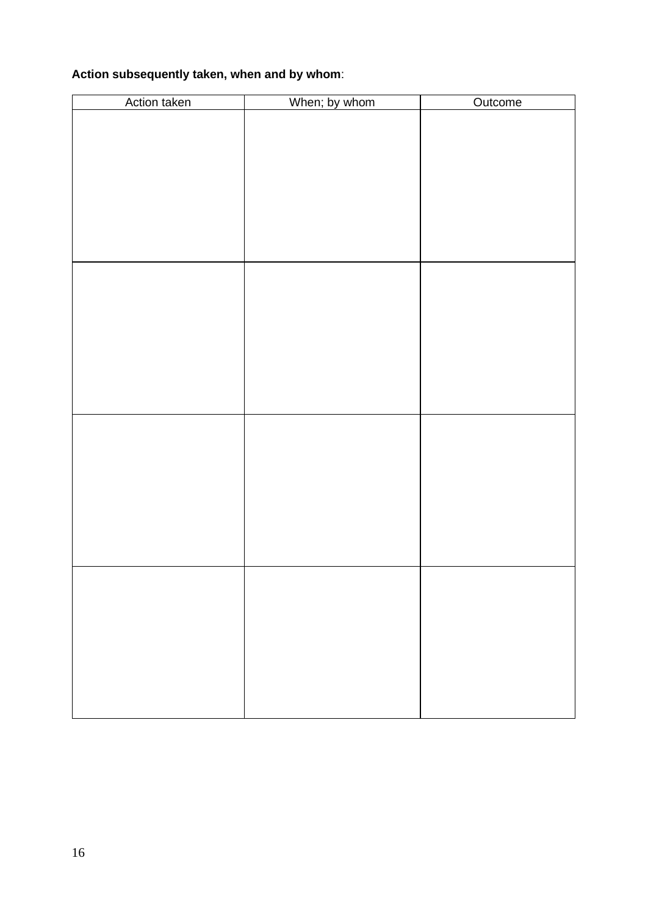**Action subsequently taken, when and by whom**:

| Action taken | When; by whom | Outcome |
|---|---|---|
| | | |
| | | |
| | | |
| | | |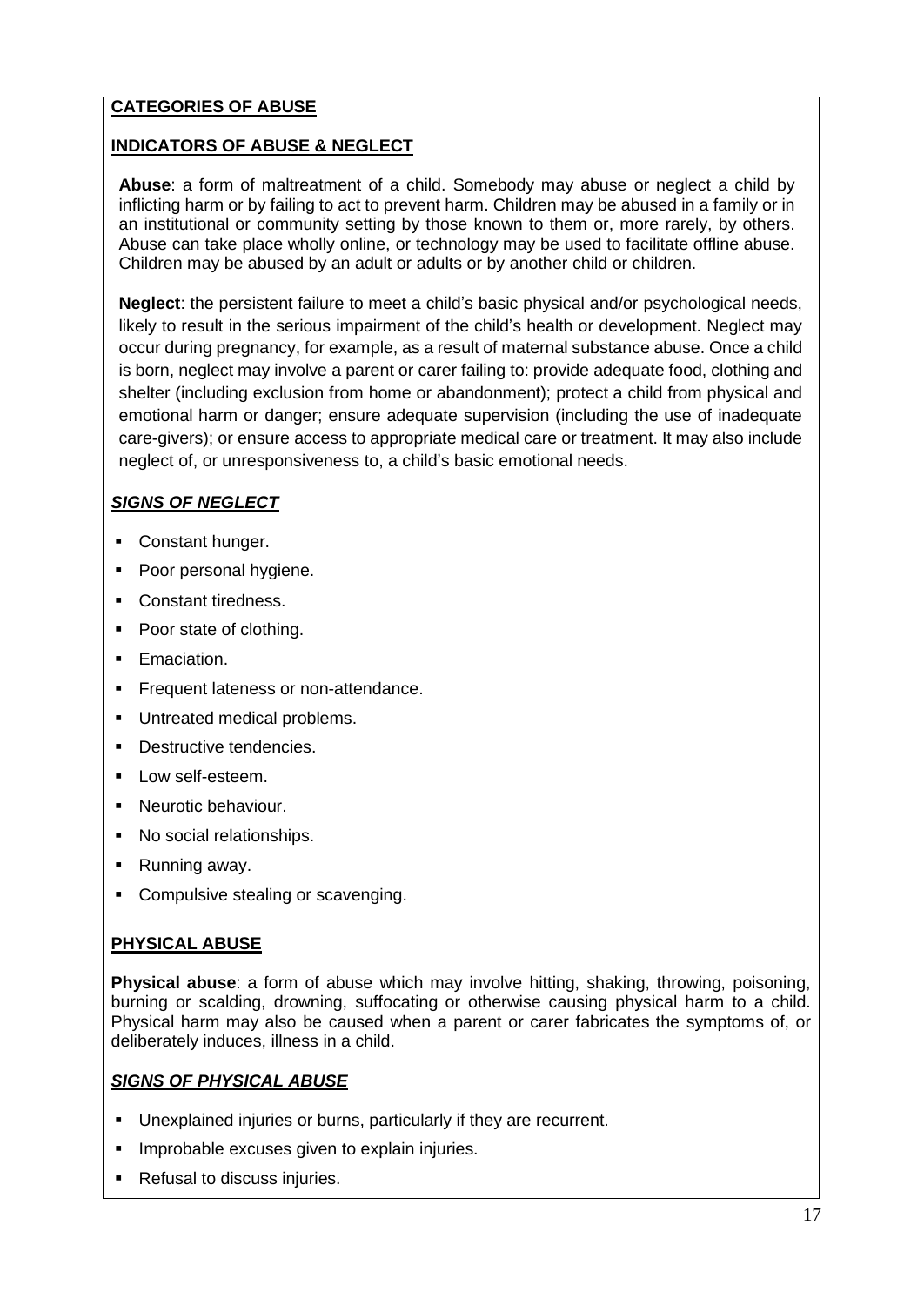**CATEGORIES OF ABUSE**

**INDICATORS OF ABUSE & NEGLECT**

**Abuse**: a form of maltreatment of a child. Somebody may abuse or neglect a child by inflicting harm or by failing to act to prevent harm. Children may be abused in a family or in an institutional or community setting by those known to them or, more rarely, by others. Abuse can take place wholly online, or technology may be used to facilitate offline abuse. Children may be abused by an adult or adults or by another child or children.

**Neglect**: the persistent failure to meet a child's basic physical and/or psychological needs, likely to result in the serious impairment of the child's health or development. Neglect may occur during pregnancy, for example, as a result of maternal substance abuse. Once a child is born, neglect may involve a parent or carer failing to: provide adequate food, clothing and shelter (including exclusion from home or abandonment); protect a child from physical and emotional harm or danger; ensure adequate supervision (including the use of inadequate care-givers); or ensure access to appropriate medical care or treatment. It may also include neglect of, or unresponsiveness to, a child's basic emotional needs.

***SIGNS OF NEGLECT***

- Constant hunger.
- Poor personal hygiene.
- Constant tiredness.
- Poor state of clothing.
- Emaciation.
- Frequent lateness or non-attendance.
- Untreated medical problems.
- Destructive tendencies.
- Low self-esteem.
- Neurotic behaviour.
- No social relationships.
- Running away.
- Compulsive stealing or scavenging.

**PHYSICAL ABUSE**

**Physical abuse**: a form of abuse which may involve hitting, shaking, throwing, poisoning, burning or scalding, drowning, suffocating or otherwise causing physical harm to a child. Physical harm may also be caused when a parent or carer fabricates the symptoms of, or deliberately induces, illness in a child.

***SIGNS OF PHYSICAL ABUSE***

- Unexplained injuries or burns, particularly if they are recurrent.
- Improbable excuses given to explain injuries.
- Refusal to discuss injuries.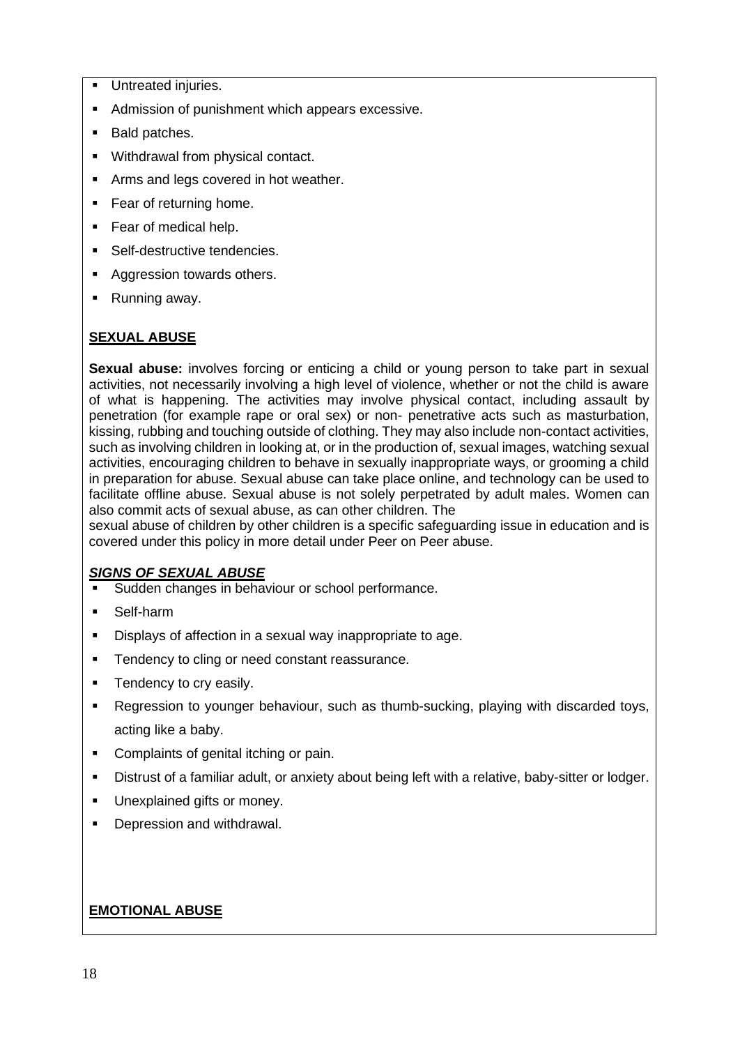- Untreated injuries.
- Admission of punishment which appears excessive.
- Bald patches.
- Withdrawal from physical contact.
- Arms and legs covered in hot weather.
- Fear of returning home.
- Fear of medical help.
- Self-destructive tendencies.
- Aggression towards others.
- Running away.

**SEXUAL ABUSE**

**Sexual abuse:** involves forcing or enticing a child or young person to take part in sexual activities, not necessarily involving a high level of violence, whether or not the child is aware of what is happening. The activities may involve physical contact, including assault by penetration (for example rape or oral sex) or non- penetrative acts such as masturbation, kissing, rubbing and touching outside of clothing. They may also include non-contact activities, such as involving children in looking at, or in the production of, sexual images, watching sexual activities, encouraging children to behave in sexually inappropriate ways, or grooming a child in preparation for abuse. Sexual abuse can take place online, and technology can be used to facilitate offline abuse. Sexual abuse is not solely perpetrated by adult males. Women can also commit acts of sexual abuse, as can other children. The sexual abuse of children by other children is a specific safeguarding issue in education and is covered under this policy in more detail under Peer on Peer abuse.

***SIGNS OF SEXUAL ABUSE***

- Sudden changes in behaviour or school performance.
- Self-harm
- Displays of affection in a sexual way inappropriate to age.
- Tendency to cling or need constant reassurance.
- Tendency to cry easily.
- Regression to younger behaviour, such as thumb-sucking, playing with discarded toys, acting like a baby.
- Complaints of genital itching or pain.
- Distrust of a familiar adult, or anxiety about being left with a relative, baby-sitter or lodger.
- Unexplained gifts or money.
- Depression and withdrawal.

**EMOTIONAL ABUSE**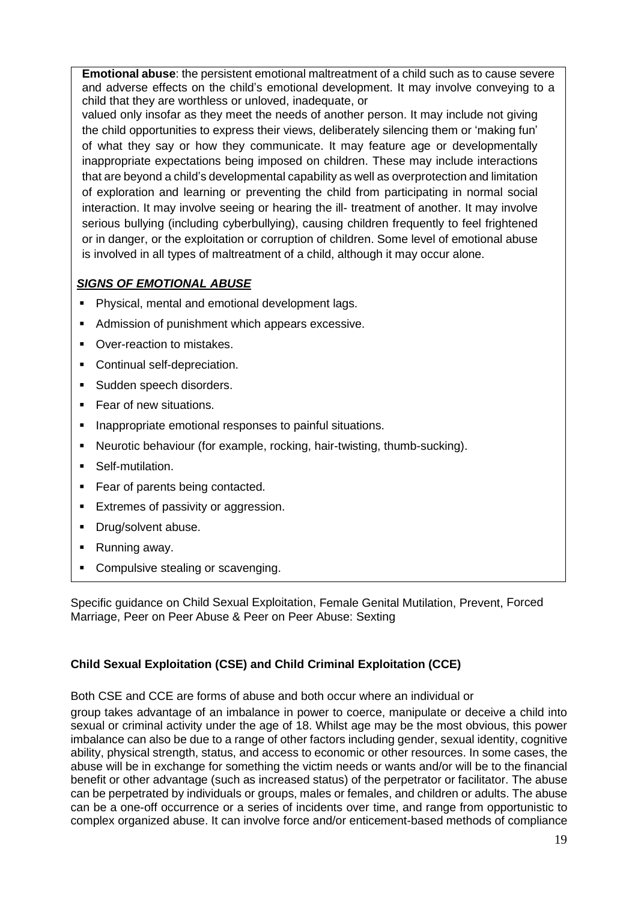**Emotional abuse**: the persistent emotional maltreatment of a child such as to cause severe and adverse effects on the child's emotional development. It may involve conveying to a child that they are worthless or unloved, inadequate, or valued only insofar as they meet the needs of another person. It may include not giving the child opportunities to express their views, deliberately silencing them or 'making fun' of what they say or how they communicate. It may feature age or developmentally inappropriate expectations being imposed on children. These may include interactions that are beyond a child's developmental capability as well as overprotection and limitation of exploration and learning or preventing the child from participating in normal social interaction. It may involve seeing or hearing the ill- treatment of another. It may involve serious bullying (including cyberbullying), causing children frequently to feel frightened or in danger, or the exploitation or corruption of children. Some level of emotional abuse is involved in all types of maltreatment of a child, although it may occur alone.

***SIGNS OF EMOTIONAL ABUSE***

- Physical, mental and emotional development lags.
- Admission of punishment which appears excessive.
- Over-reaction to mistakes.
- Continual self-depreciation.
- Sudden speech disorders.
- Fear of new situations.
- Inappropriate emotional responses to painful situations.
- Neurotic behaviour (for example, rocking, hair-twisting, thumb-sucking).
- Self-mutilation.
- Fear of parents being contacted.
- Extremes of passivity or aggression.
- Drug/solvent abuse.
- Running away.
- Compulsive stealing or scavenging.

Specific guidance on Child Sexual Exploitation, Female Genital Mutilation, Prevent, Forced Marriage, Peer on Peer Abuse & Peer on Peer Abuse: Sexting

**Child Sexual Exploitation (CSE) and Child Criminal Exploitation (CCE)**

Both CSE and CCE are forms of abuse and both occur where an individual or group takes advantage of an imbalance in power to coerce, manipulate or deceive a child into sexual or criminal activity under the age of 18. Whilst age may be the most obvious, this power imbalance can also be due to a range of other factors including gender, sexual identity, cognitive ability, physical strength, status, and access to economic or other resources. In some cases, the abuse will be in exchange for something the victim needs or wants and/or will be to the financial benefit or other advantage (such as increased status) of the perpetrator or facilitator. The abuse can be perpetrated by individuals or groups, males or females, and children or adults. The abuse can be a one-off occurrence or a series of incidents over time, and range from opportunistic to complex organized abuse. It can involve force and/or enticement-based methods of compliance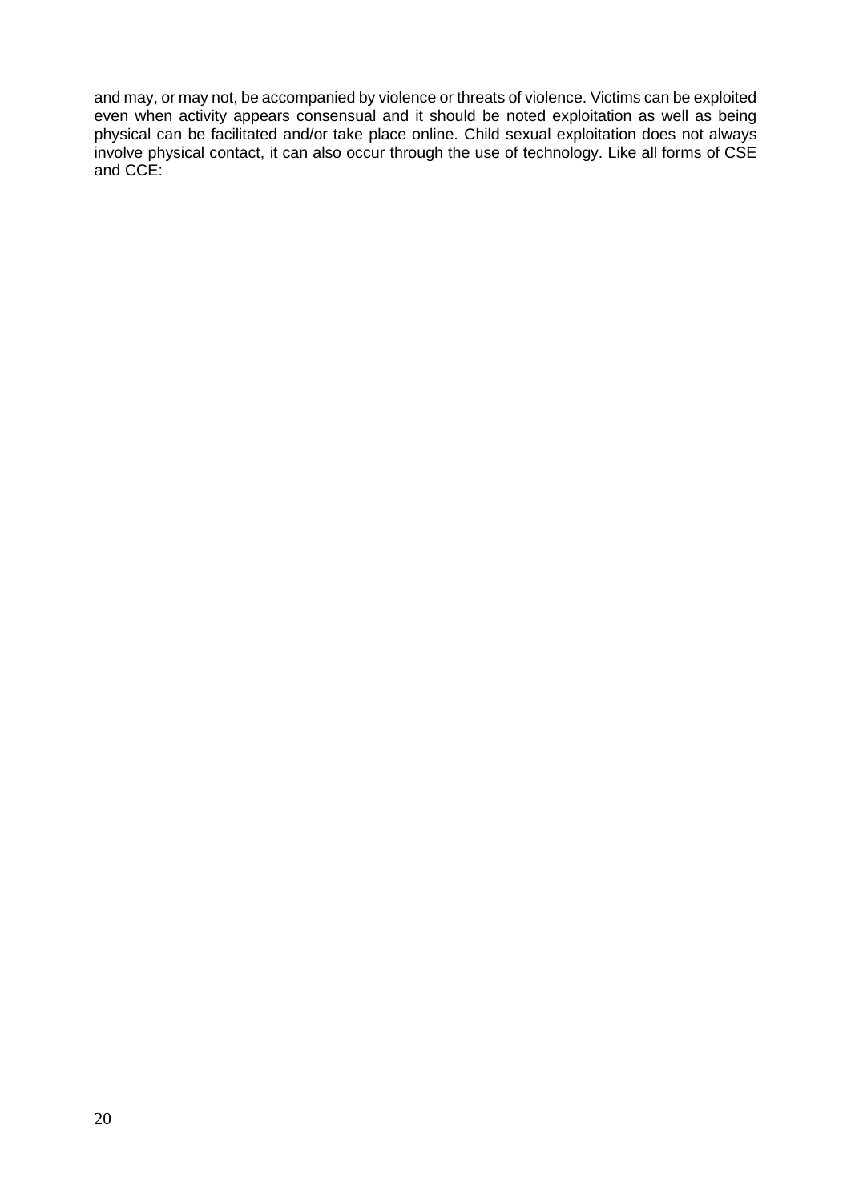and may, or may not, be accompanied by violence or threats of violence. Victims can be exploited even when activity appears consensual and it should be noted exploitation as well as being physical can be facilitated and/or take place online. Child sexual exploitation does not always involve physical contact, it can also occur through the use of technology. Like all forms of CSE and CCE: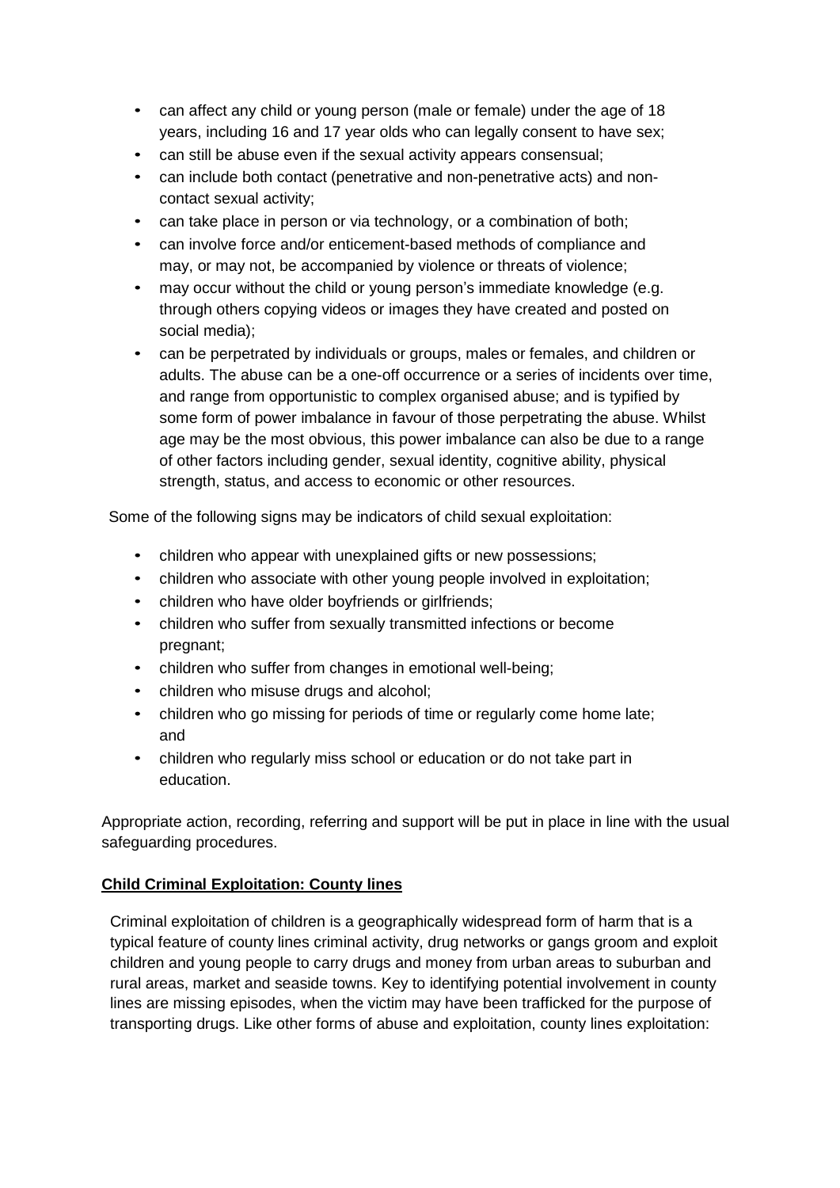- can affect any child or young person (male or female) under the age of 18 years, including 16 and 17 year olds who can legally consent to have sex;
- can still be abuse even if the sexual activity appears consensual;
- can include both contact (penetrative and non-penetrative acts) and non-contact sexual activity;
- can take place in person or via technology, or a combination of both;
- can involve force and/or enticement-based methods of compliance and may, or may not, be accompanied by violence or threats of violence;
- may occur without the child or young person's immediate knowledge (e.g. through others copying videos or images they have created and posted on social media);
- can be perpetrated by individuals or groups, males or females, and children or adults. The abuse can be a one-off occurrence or a series of incidents over time, and range from opportunistic to complex organised abuse; and is typified by some form of power imbalance in favour of those perpetrating the abuse. Whilst age may be the most obvious, this power imbalance can also be due to a range of other factors including gender, sexual identity, cognitive ability, physical strength, status, and access to economic or other resources.

Some of the following signs may be indicators of child sexual exploitation:

- children who appear with unexplained gifts or new possessions;
- children who associate with other young people involved in exploitation;
- children who have older boyfriends or girlfriends;
- children who suffer from sexually transmitted infections or become pregnant;
- children who suffer from changes in emotional well-being;
- children who misuse drugs and alcohol;
- children who go missing for periods of time or regularly come home late; and
- children who regularly miss school or education or do not take part in education.

Appropriate action, recording, referring and support will be put in place in line with the usual safeguarding procedures.

**Child Criminal Exploitation: County lines**

Criminal exploitation of children is a geographically widespread form of harm that is a typical feature of county lines criminal activity, drug networks or gangs groom and exploit children and young people to carry drugs and money from urban areas to suburban and rural areas, market and seaside towns. Key to identifying potential involvement in county lines are missing episodes, when the victim may have been trafficked for the purpose of transporting drugs. Like other forms of abuse and exploitation, county lines exploitation: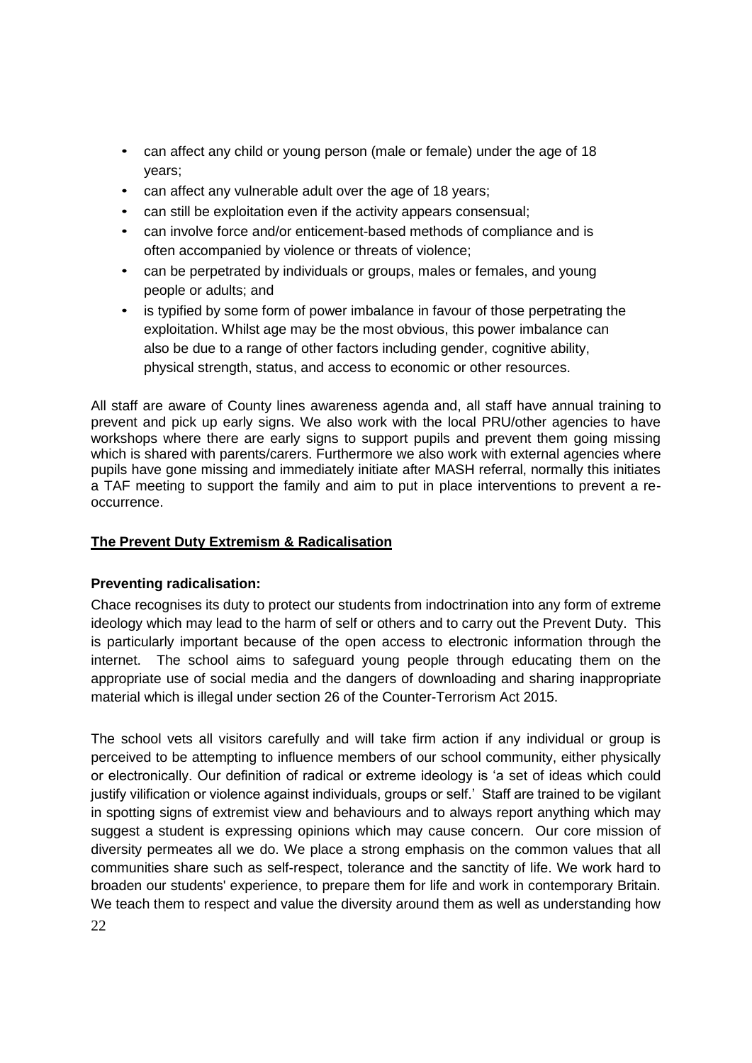- can affect any child or young person (male or female) under the age of 18 years;
- can affect any vulnerable adult over the age of 18 years;
- can still be exploitation even if the activity appears consensual;
- can involve force and/or enticement-based methods of compliance and is often accompanied by violence or threats of violence;
- can be perpetrated by individuals or groups, males or females, and young people or adults; and
- is typified by some form of power imbalance in favour of those perpetrating the exploitation. Whilst age may be the most obvious, this power imbalance can also be due to a range of other factors including gender, cognitive ability, physical strength, status, and access to economic or other resources.

All staff are aware of County lines awareness agenda and, all staff have annual training to prevent and pick up early signs. We also work with the local PRU/other agencies to have workshops where there are early signs to support pupils and prevent them going missing which is shared with parents/carers. Furthermore we also work with external agencies where pupils have gone missing and immediately initiate after MASH referral, normally this initiates a TAF meeting to support the family and aim to put in place interventions to prevent a re-occurrence.

## The Prevent Duty Extremism & Radicalisation

### Preventing radicalisation:

Chace recognises its duty to protect our students from indoctrination into any form of extreme ideology which may lead to the harm of self or others and to carry out the Prevent Duty. This is particularly important because of the open access to electronic information through the internet. The school aims to safeguard young people through educating them on the appropriate use of social media and the dangers of downloading and sharing inappropriate material which is illegal under section 26 of the Counter-Terrorism Act 2015.

The school vets all visitors carefully and will take firm action if any individual or group is perceived to be attempting to influence members of our school community, either physically or electronically. Our definition of radical or extreme ideology is 'a set of ideas which could justify vilification or violence against individuals, groups or self.' Staff are trained to be vigilant in spotting signs of extremist view and behaviours and to always report anything which may suggest a student is expressing opinions which may cause concern. Our core mission of diversity permeates all we do. We place a strong emphasis on the common values that all communities share such as self-respect, tolerance and the sanctity of life. We work hard to broaden our students' experience, to prepare them for life and work in contemporary Britain. We teach them to respect and value the diversity around them as well as understanding how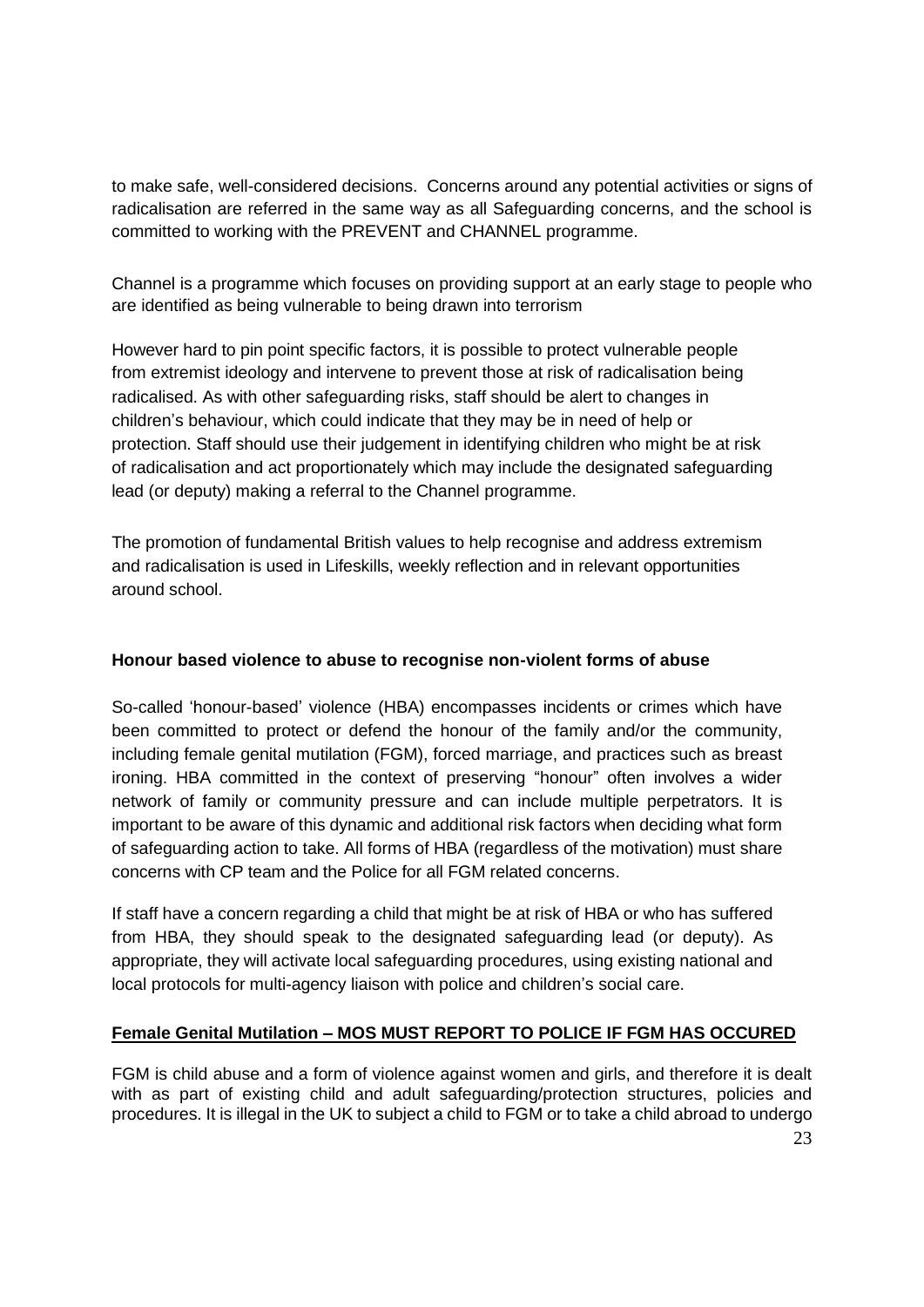to make safe, well-considered decisions. Concerns around any potential activities or signs of radicalisation are referred in the same way as all Safeguarding concerns, and the school is committed to working with the PREVENT and CHANNEL programme.

Channel is a programme which focuses on providing support at an early stage to people who are identified as being vulnerable to being drawn into terrorism

However hard to pin point specific factors, it is possible to protect vulnerable people from extremist ideology and intervene to prevent those at risk of radicalisation being radicalised. As with other safeguarding risks, staff should be alert to changes in children's behaviour, which could indicate that they may be in need of help or protection. Staff should use their judgement in identifying children who might be at risk of radicalisation and act proportionately which may include the designated safeguarding lead (or deputy) making a referral to the Channel programme.

The promotion of fundamental British values to help recognise and address extremism and radicalisation is used in Lifeskills, weekly reflection and in relevant opportunities around school.

**Honour based violence to abuse to recognise non-violent forms of abuse**

So-called 'honour-based' violence (HBA) encompasses incidents or crimes which have been committed to protect or defend the honour of the family and/or the community, including female genital mutilation (FGM), forced marriage, and practices such as breast ironing. HBA committed in the context of preserving "honour" often involves a wider network of family or community pressure and can include multiple perpetrators. It is important to be aware of this dynamic and additional risk factors when deciding what form of safeguarding action to take. All forms of HBA (regardless of the motivation) must share concerns with CP team and the Police for all FGM related concerns.

If staff have a concern regarding a child that might be at risk of HBA or who has suffered from HBA, they should speak to the designated safeguarding lead (or deputy). As appropriate, they will activate local safeguarding procedures, using existing national and local protocols for multi-agency liaison with police and children's social care.

**<u>Female Genital Mutilation – MOS MUST REPORT TO POLICE IF FGM HAS OCCURED</u>**

FGM is child abuse and a form of violence against women and girls, and therefore it is dealt with as part of existing child and adult safeguarding/protection structures, policies and procedures. It is illegal in the UK to subject a child to FGM or to take a child abroad to undergo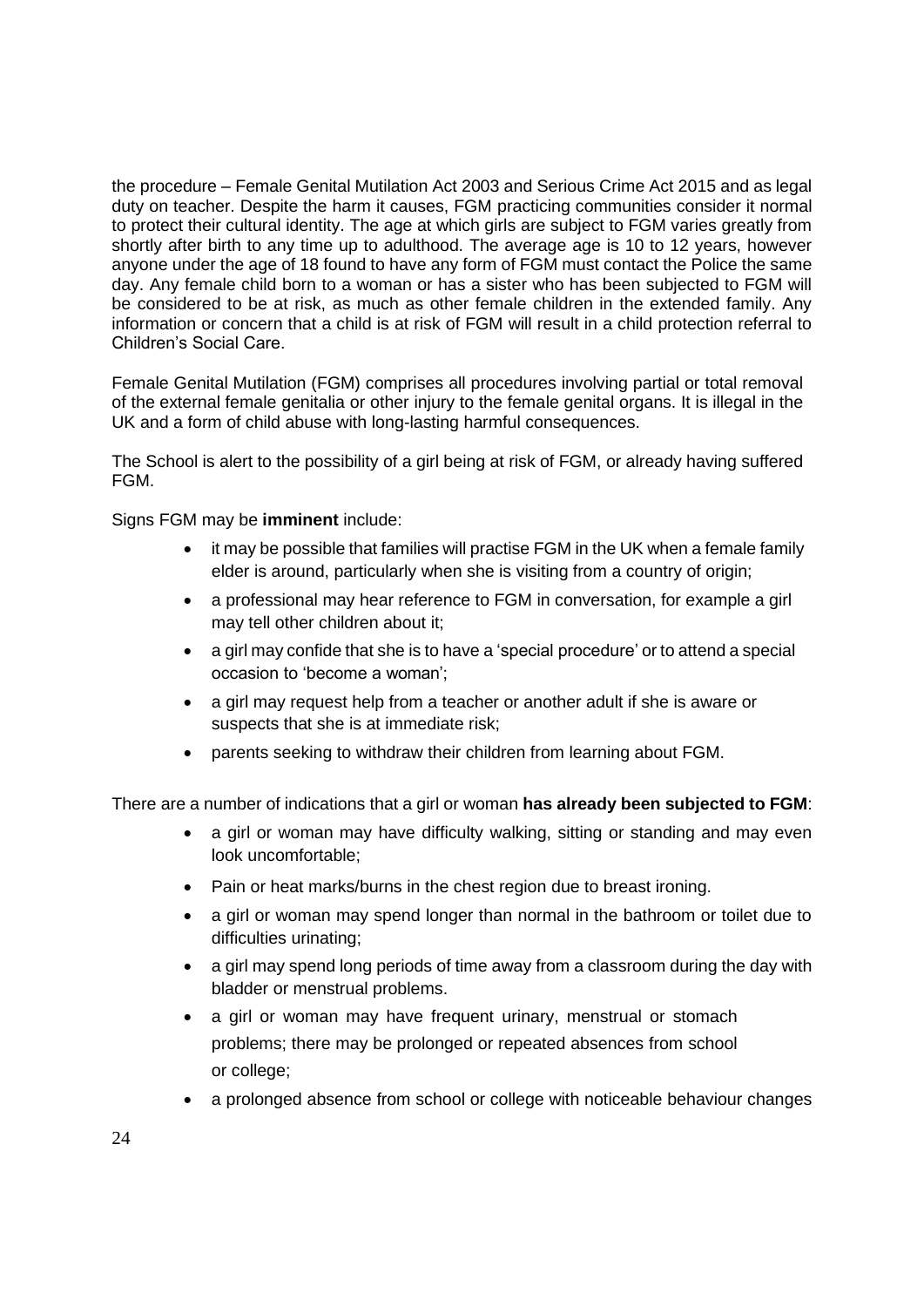the procedure – Female Genital Mutilation Act 2003 and Serious Crime Act 2015 and as legal duty on teacher. Despite the harm it causes, FGM practicing communities consider it normal to protect their cultural identity. The age at which girls are subject to FGM varies greatly from shortly after birth to any time up to adulthood. The average age is 10 to 12 years, however anyone under the age of 18 found to have any form of FGM must contact the Police the same day. Any female child born to a woman or has a sister who has been subjected to FGM will be considered to be at risk, as much as other female children in the extended family. Any information or concern that a child is at risk of FGM will result in a child protection referral to Children's Social Care.

Female Genital Mutilation (FGM) comprises all procedures involving partial or total removal of the external female genitalia or other injury to the female genital organs. It is illegal in the UK and a form of child abuse with long-lasting harmful consequences.

The School is alert to the possibility of a girl being at risk of FGM, or already having suffered FGM.

Signs FGM may be **imminent** include:

- it may be possible that families will practise FGM in the UK when a female family elder is around, particularly when she is visiting from a country of origin;
- a professional may hear reference to FGM in conversation, for example a girl may tell other children about it;
- a girl may confide that she is to have a 'special procedure' or to attend a special occasion to 'become a woman';
- a girl may request help from a teacher or another adult if she is aware or suspects that she is at immediate risk;
- parents seeking to withdraw their children from learning about FGM.

There are a number of indications that a girl or woman **has already been subjected to FGM**:

- a girl or woman may have difficulty walking, sitting or standing and may even look uncomfortable;
- Pain or heat marks/burns in the chest region due to breast ironing.
- a girl or woman may spend longer than normal in the bathroom or toilet due to difficulties urinating;
- a girl may spend long periods of time away from a classroom during the day with bladder or menstrual problems.
- a girl or woman may have frequent urinary, menstrual or stomach problems; there may be prolonged or repeated absences from school or college;
- a prolonged absence from school or college with noticeable behaviour changes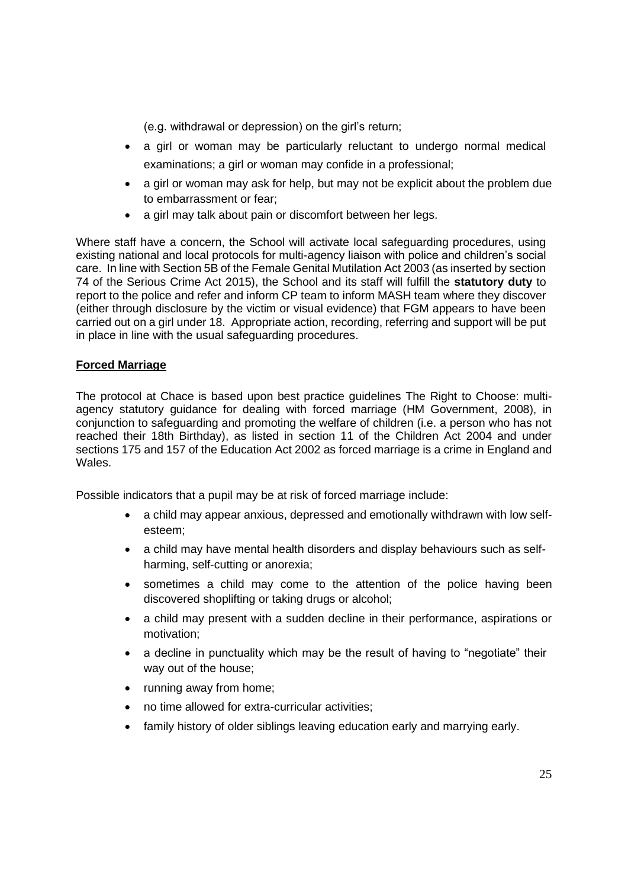(e.g. withdrawal or depression) on the girl's return;

- a girl or woman may be particularly reluctant to undergo normal medical examinations; a girl or woman may confide in a professional;
- a girl or woman may ask for help, but may not be explicit about the problem due to embarrassment or fear;
- a girl may talk about pain or discomfort between her legs.

Where staff have a concern, the School will activate local safeguarding procedures, using existing national and local protocols for multi-agency liaison with police and children's social care. In line with Section 5B of the Female Genital Mutilation Act 2003 (as inserted by section 74 of the Serious Crime Act 2015), the School and its staff will fulfill the **statutory duty** to report to the police and refer and inform CP team to inform MASH team where they discover (either through disclosure by the victim or visual evidence) that FGM appears to have been carried out on a girl under 18. Appropriate action, recording, referring and support will be put in place in line with the usual safeguarding procedures.

**Forced Marriage**

The protocol at Chace is based upon best practice guidelines The Right to Choose: multi-agency statutory guidance for dealing with forced marriage (HM Government, 2008), in conjunction to safeguarding and promoting the welfare of children (i.e. a person who has not reached their 18th Birthday), as listed in section 11 of the Children Act 2004 and under sections 175 and 157 of the Education Act 2002 as forced marriage is a crime in England and Wales.

Possible indicators that a pupil may be at risk of forced marriage include:

- a child may appear anxious, depressed and emotionally withdrawn with low self-esteem;
- a child may have mental health disorders and display behaviours such as self-harming, self-cutting or anorexia;
- sometimes a child may come to the attention of the police having been discovered shoplifting or taking drugs or alcohol;
- a child may present with a sudden decline in their performance, aspirations or motivation;
- a decline in punctuality which may be the result of having to "negotiate" their way out of the house;
- running away from home;
- no time allowed for extra-curricular activities;
- family history of older siblings leaving education early and marrying early.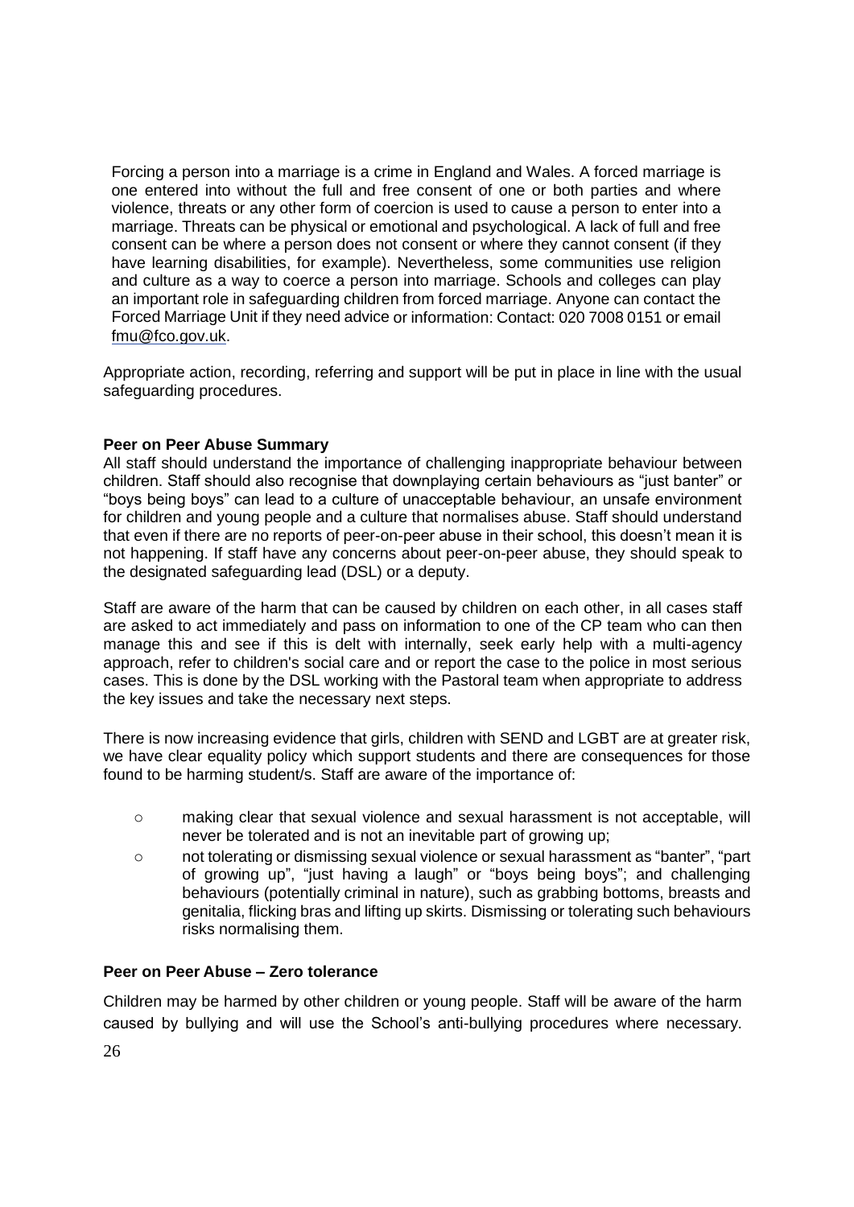Forcing a person into a marriage is a crime in England and Wales. A forced marriage is one entered into without the full and free consent of one or both parties and where violence, threats or any other form of coercion is used to cause a person to enter into a marriage. Threats can be physical or emotional and psychological. A lack of full and free consent can be where a person does not consent or where they cannot consent (if they have learning disabilities, for example). Nevertheless, some communities use religion and culture as a way to coerce a person into marriage. Schools and colleges can play an important role in safeguarding children from forced marriage. Anyone can contact the Forced Marriage Unit if they need advice or information: Contact: 020 7008 0151 or email fmu@fco.gov.uk.

Appropriate action, recording, referring and support will be put in place in line with the usual safeguarding procedures.

**Peer on Peer Abuse Summary**

All staff should understand the importance of challenging inappropriate behaviour between children. Staff should also recognise that downplaying certain behaviours as "just banter" or "boys being boys" can lead to a culture of unacceptable behaviour, an unsafe environment for children and young people and a culture that normalises abuse. Staff should understand that even if there are no reports of peer-on-peer abuse in their school, this doesn't mean it is not happening. If staff have any concerns about peer-on-peer abuse, they should speak to the designated safeguarding lead (DSL) or a deputy.

Staff are aware of the harm that can be caused by children on each other, in all cases staff are asked to act immediately and pass on information to one of the CP team who can then manage this and see if this is delt with internally, seek early help with a multi-agency approach, refer to children's social care and or report the case to the police in most serious cases. This is done by the DSL working with the Pastoral team when appropriate to address the key issues and take the necessary next steps.

There is now increasing evidence that girls, children with SEND and LGBT are at greater risk, we have clear equality policy which support students and there are consequences for those found to be harming student/s. Staff are aware of the importance of:

- making clear that sexual violence and sexual harassment is not acceptable, will never be tolerated and is not an inevitable part of growing up;
- not tolerating or dismissing sexual violence or sexual harassment as "banter", "part of growing up", "just having a laugh" or "boys being boys"; and challenging behaviours (potentially criminal in nature), such as grabbing bottoms, breasts and genitalia, flicking bras and lifting up skirts. Dismissing or tolerating such behaviours risks normalising them.

**Peer on Peer Abuse – Zero tolerance**

Children may be harmed by other children or young people. Staff will be aware of the harm caused by bullying and will use the School's anti-bullying procedures where necessary.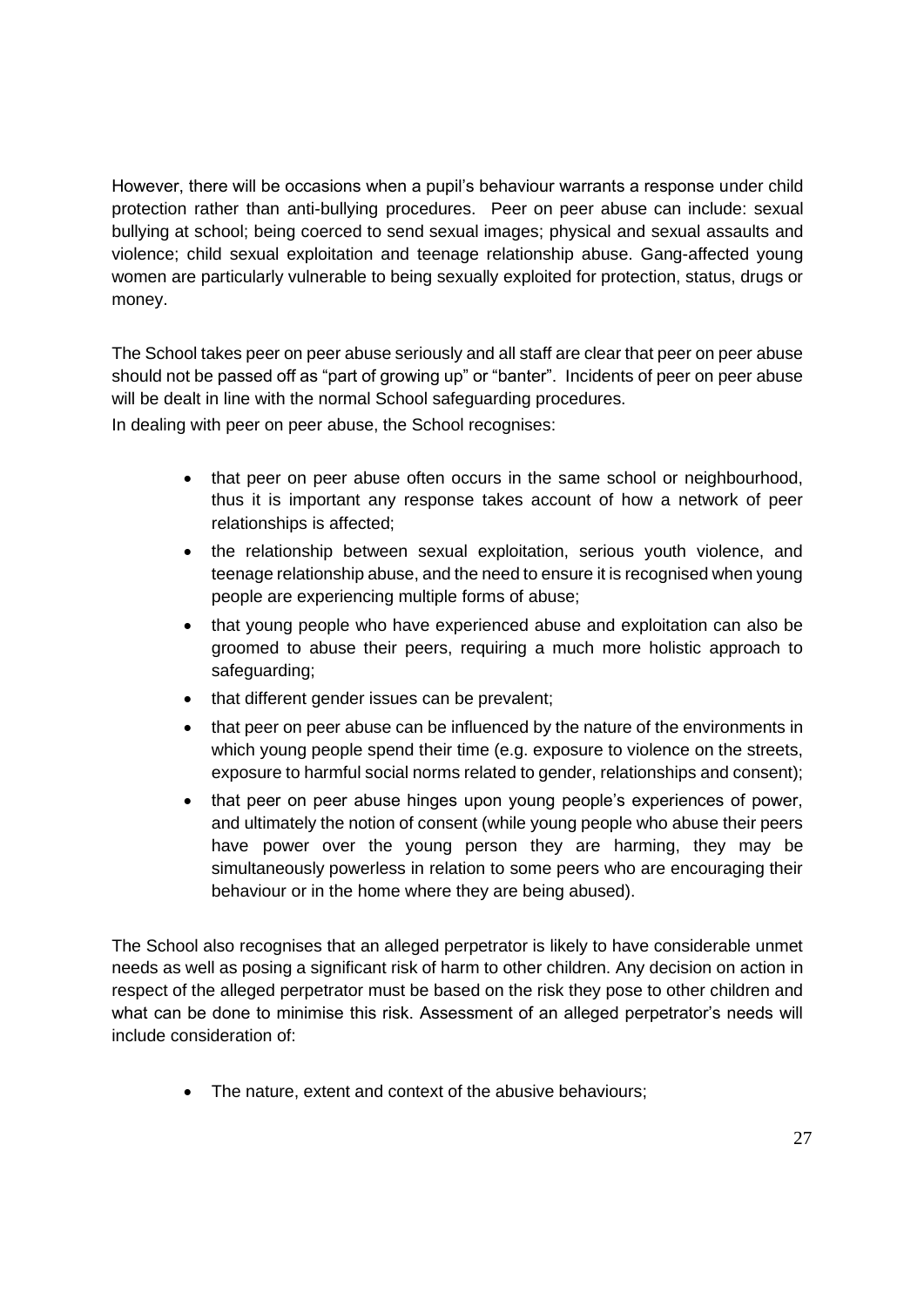However, there will be occasions when a pupil's behaviour warrants a response under child protection rather than anti-bullying procedures. Peer on peer abuse can include: sexual bullying at school; being coerced to send sexual images; physical and sexual assaults and violence; child sexual exploitation and teenage relationship abuse. Gang-affected young women are particularly vulnerable to being sexually exploited for protection, status, drugs or money.

The School takes peer on peer abuse seriously and all staff are clear that peer on peer abuse should not be passed off as "part of growing up" or "banter". Incidents of peer on peer abuse will be dealt in line with the normal School safeguarding procedures.

In dealing with peer on peer abuse, the School recognises:

- that peer on peer abuse often occurs in the same school or neighbourhood, thus it is important any response takes account of how a network of peer relationships is affected;
- the relationship between sexual exploitation, serious youth violence, and teenage relationship abuse, and the need to ensure it is recognised when young people are experiencing multiple forms of abuse;
- that young people who have experienced abuse and exploitation can also be groomed to abuse their peers, requiring a much more holistic approach to safeguarding;
- that different gender issues can be prevalent;
- that peer on peer abuse can be influenced by the nature of the environments in which young people spend their time (e.g. exposure to violence on the streets, exposure to harmful social norms related to gender, relationships and consent);
- that peer on peer abuse hinges upon young people's experiences of power, and ultimately the notion of consent (while young people who abuse their peers have power over the young person they are harming, they may be simultaneously powerless in relation to some peers who are encouraging their behaviour or in the home where they are being abused).

The School also recognises that an alleged perpetrator is likely to have considerable unmet needs as well as posing a significant risk of harm to other children. Any decision on action in respect of the alleged perpetrator must be based on the risk they pose to other children and what can be done to minimise this risk. Assessment of an alleged perpetrator's needs will include consideration of:

- The nature, extent and context of the abusive behaviours;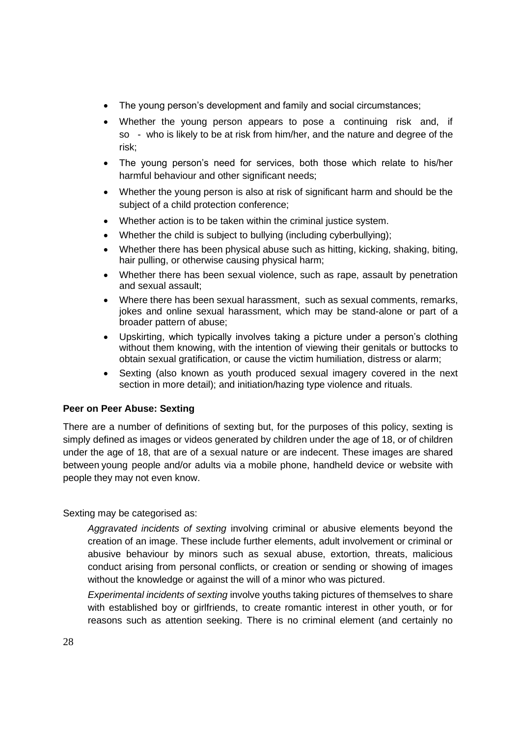- The young person's development and family and social circumstances;
- Whether the young person appears to pose a continuing risk and, if so - who is likely to be at risk from him/her, and the nature and degree of the risk;
- The young person's need for services, both those which relate to his/her harmful behaviour and other significant needs;
- Whether the young person is also at risk of significant harm and should be the subject of a child protection conference;
- Whether action is to be taken within the criminal justice system.
- Whether the child is subject to bullying (including cyberbullying);
- Whether there has been physical abuse such as hitting, kicking, shaking, biting, hair pulling, or otherwise causing physical harm;
- Whether there has been sexual violence, such as rape, assault by penetration and sexual assault;
- Where there has been sexual harassment, such as sexual comments, remarks, jokes and online sexual harassment, which may be stand-alone or part of a broader pattern of abuse;
- Upskirting, which typically involves taking a picture under a person's clothing without them knowing, with the intention of viewing their genitals or buttocks to obtain sexual gratification, or cause the victim humiliation, distress or alarm;
- Sexting (also known as youth produced sexual imagery covered in the next section in more detail); and initiation/hazing type violence and rituals.

**Peer on Peer Abuse: Sexting**

There are a number of definitions of sexting but, for the purposes of this policy, sexting is simply defined as images or videos generated by children under the age of 18, or of children under the age of 18, that are of a sexual nature or are indecent. These images are shared between young people and/or adults via a mobile phone, handheld device or website with people they may not even know.

Sexting may be categorised as:

*Aggravated incidents of sexting* involving criminal or abusive elements beyond the creation of an image. These include further elements, adult involvement or criminal or abusive behaviour by minors such as sexual abuse, extortion, threats, malicious conduct arising from personal conflicts, or creation or sending or showing of images without the knowledge or against the will of a minor who was pictured.

*Experimental incidents of sexting* involve youths taking pictures of themselves to share with established boy or girlfriends, to create romantic interest in other youth, or for reasons such as attention seeking. There is no criminal element (and certainly no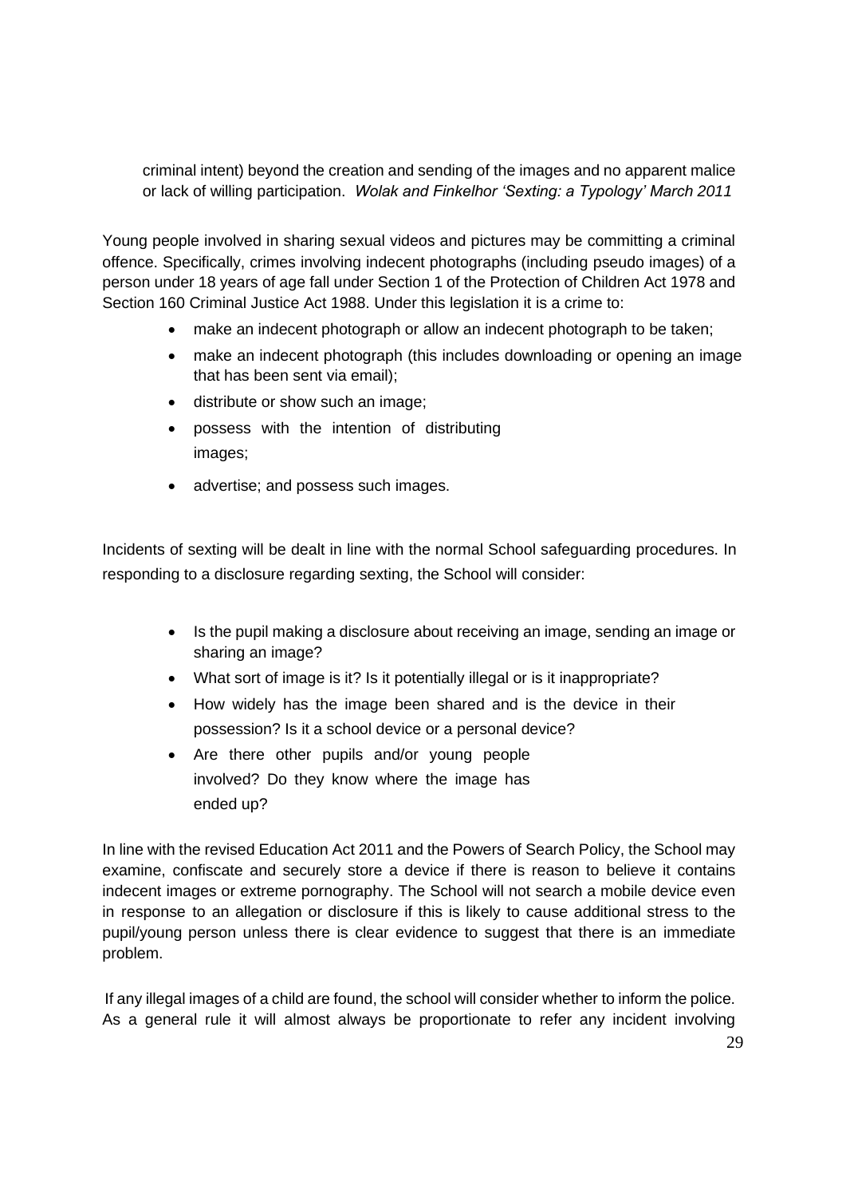criminal intent) beyond the creation and sending of the images and no apparent malice or lack of willing participation. *Wolak and Finkelhor 'Sexting: a Typology' March 2011*

Young people involved in sharing sexual videos and pictures may be committing a criminal offence. Specifically, crimes involving indecent photographs (including pseudo images) of a person under 18 years of age fall under Section 1 of the Protection of Children Act 1978 and Section 160 Criminal Justice Act 1988. Under this legislation it is a crime to:

- make an indecent photograph or allow an indecent photograph to be taken;
- make an indecent photograph (this includes downloading or opening an image that has been sent via email);
- distribute or show such an image;
- possess with the intention of distributing images;
- advertise; and possess such images.

Incidents of sexting will be dealt in line with the normal School safeguarding procedures. In responding to a disclosure regarding sexting, the School will consider:

- Is the pupil making a disclosure about receiving an image, sending an image or sharing an image?
- What sort of image is it? Is it potentially illegal or is it inappropriate?
- How widely has the image been shared and is the device in their possession? Is it a school device or a personal device?
- Are there other pupils and/or young people involved? Do they know where the image has ended up?

In line with the revised Education Act 2011 and the Powers of Search Policy, the School may examine, confiscate and securely store a device if there is reason to believe it contains indecent images or extreme pornography. The School will not search a mobile device even in response to an allegation or disclosure if this is likely to cause additional stress to the pupil/young person unless there is clear evidence to suggest that there is an immediate problem.

If any illegal images of a child are found, the school will consider whether to inform the police. As a general rule it will almost always be proportionate to refer any incident involving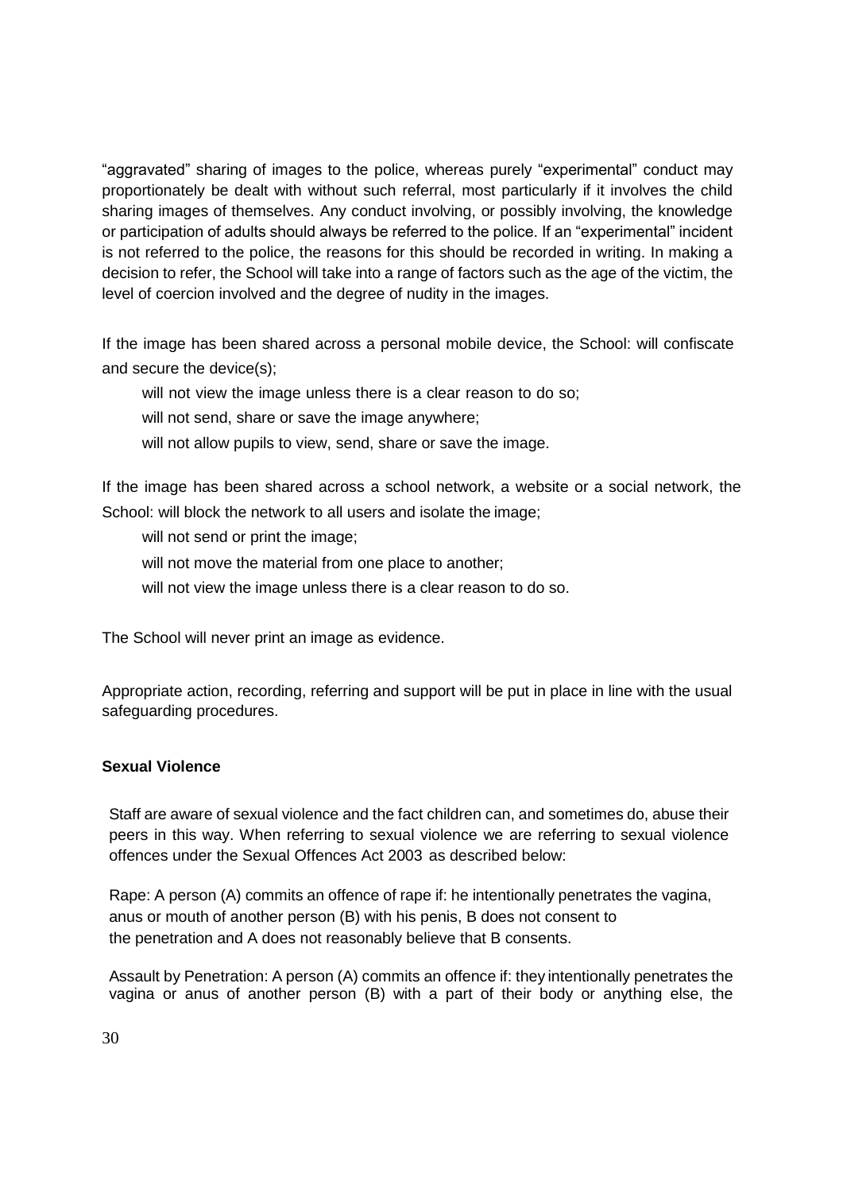“aggravated” sharing of images to the police, whereas purely “experimental” conduct may proportionately be dealt with without such referral, most particularly if it involves the child sharing images of themselves. Any conduct involving, or possibly involving, the knowledge or participation of adults should always be referred to the police. If an “experimental” incident is not referred to the police, the reasons for this should be recorded in writing. In making a decision to refer, the School will take into a range of factors such as the age of the victim, the level of coercion involved and the degree of nudity in the images.

If the image has been shared across a personal mobile device, the School: will confiscate and secure the device(s);

- will not view the image unless there is a clear reason to do so;
- will not send, share or save the image anywhere;
- will not allow pupils to view, send, share or save the image.

If the image has been shared across a school network, a website or a social network, the School: will block the network to all users and isolate the image;

- will not send or print the image;
- will not move the material from one place to another;
- will not view the image unless there is a clear reason to do so.

The School will never print an image as evidence.

Appropriate action, recording, referring and support will be put in place in line with the usual safeguarding procedures.

**Sexual Violence**

Staff are aware of sexual violence and the fact children can, and sometimes do, abuse their peers in this way. When referring to sexual violence we are referring to sexual violence offences under the Sexual Offences Act 2003 as described below:

Rape: A person (A) commits an offence of rape if: he intentionally penetrates the vagina, anus or mouth of another person (B) with his penis, B does not consent to the penetration and A does not reasonably believe that B consents.

Assault by Penetration: A person (A) commits an offence if: they intentionally penetrates the vagina or anus of another person (B) with a part of their body or anything else, the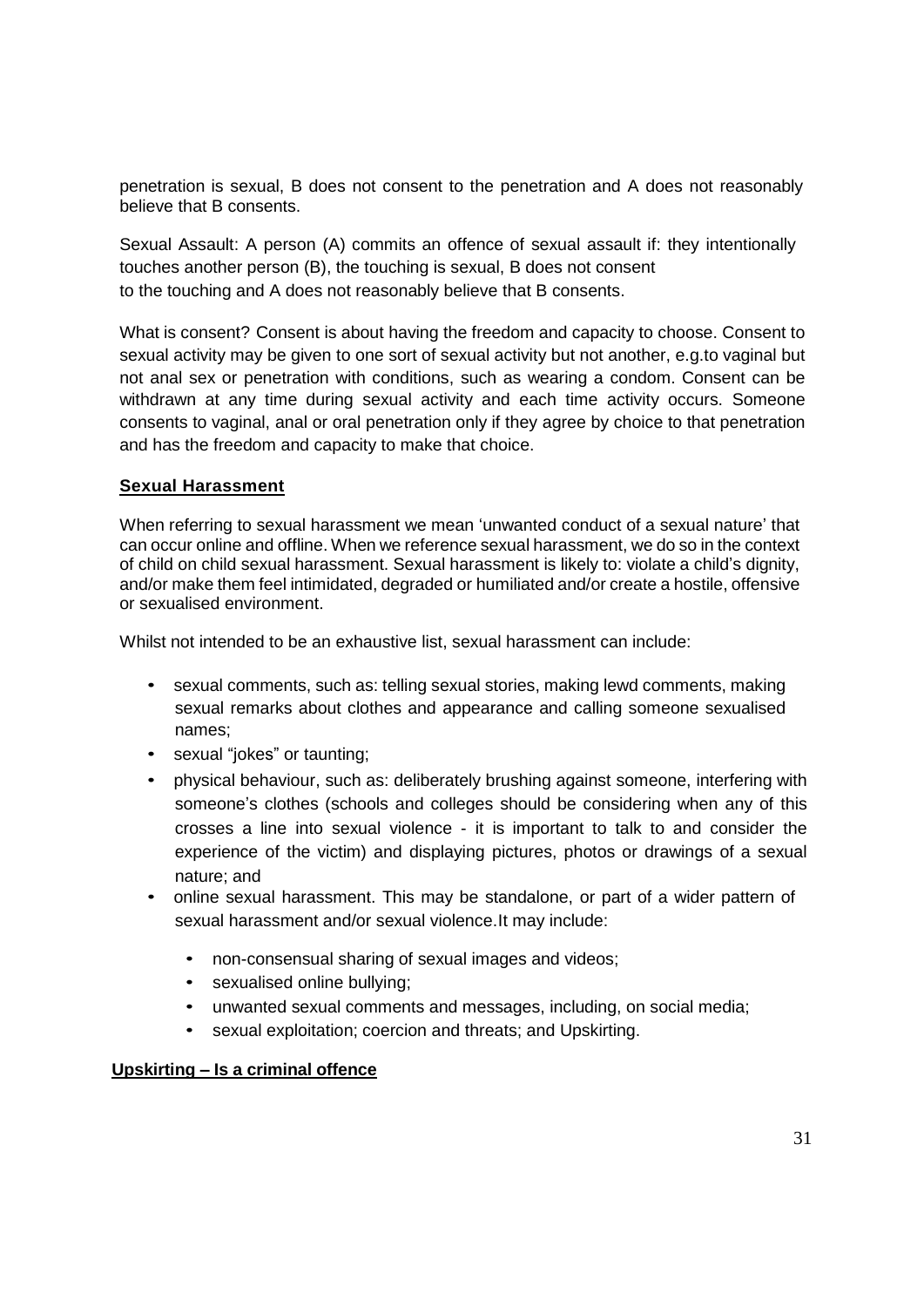penetration is sexual, B does not consent to the penetration and A does not reasonably believe that B consents.

Sexual Assault: A person (A) commits an offence of sexual assault if: they intentionally touches another person (B), the touching is sexual, B does not consent to the touching and A does not reasonably believe that B consents.

What is consent? Consent is about having the freedom and capacity to choose. Consent to sexual activity may be given to one sort of sexual activity but not another, e.g.to vaginal but not anal sex or penetration with conditions, such as wearing a condom. Consent can be withdrawn at any time during sexual activity and each time activity occurs. Someone consents to vaginal, anal or oral penetration only if they agree by choice to that penetration and has the freedom and capacity to make that choice.

**Sexual Harassment**

When referring to sexual harassment we mean 'unwanted conduct of a sexual nature' that can occur online and offline. When we reference sexual harassment, we do so in the context of child on child sexual harassment. Sexual harassment is likely to: violate a child's dignity, and/or make them feel intimidated, degraded or humiliated and/or create a hostile, offensive or sexualised environment.

Whilst not intended to be an exhaustive list, sexual harassment can include:

- sexual comments, such as: telling sexual stories, making lewd comments, making sexual remarks about clothes and appearance and calling someone sexualised names;
- sexual "jokes" or taunting;
- physical behaviour, such as: deliberately brushing against someone, interfering with someone's clothes (schools and colleges should be considering when any of this crosses a line into sexual violence - it is important to talk to and consider the experience of the victim) and displaying pictures, photos or drawings of a sexual nature; and
- online sexual harassment. This may be standalone, or part of a wider pattern of sexual harassment and/or sexual violence.It may include:
  - non-consensual sharing of sexual images and videos;
  - sexualised online bullying;
  - unwanted sexual comments and messages, including, on social media;
  - sexual exploitation; coercion and threats; and Upskirting.

**Upskirting – Is a criminal offence**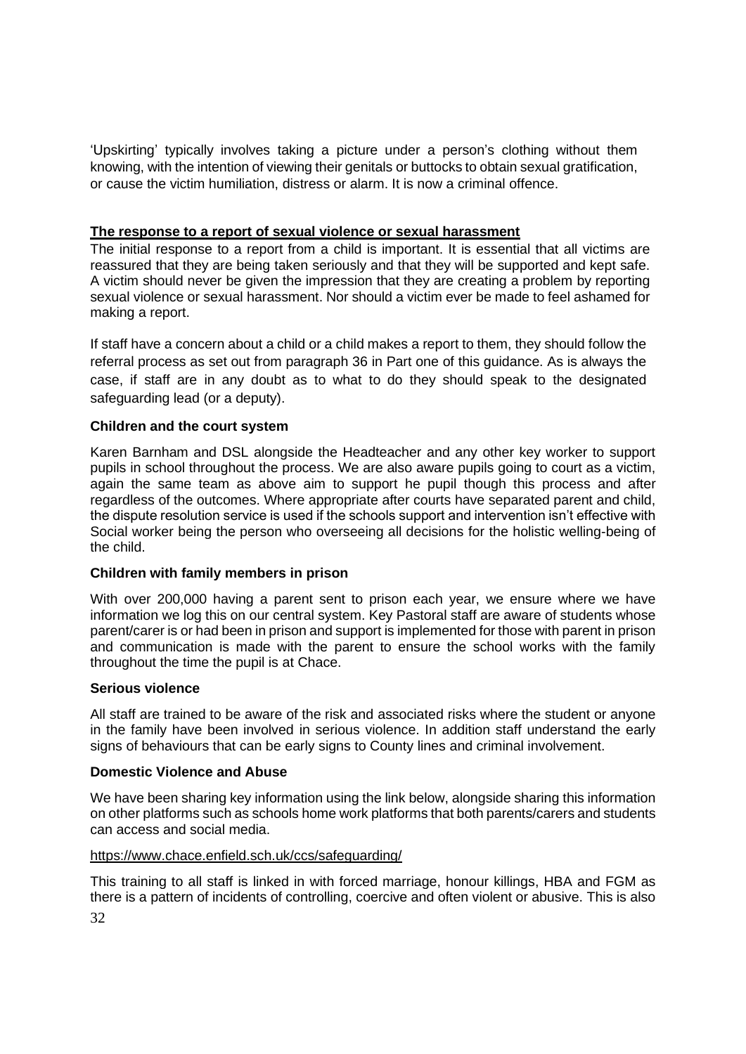'Upskirting' typically involves taking a picture under a person's clothing without them knowing, with the intention of viewing their genitals or buttocks to obtain sexual gratification, or cause the victim humiliation, distress or alarm. It is now a criminal offence.

## The response to a report of sexual violence or sexual harassment

The initial response to a report from a child is important. It is essential that all victims are reassured that they are being taken seriously and that they will be supported and kept safe. A victim should never be given the impression that they are creating a problem by reporting sexual violence or sexual harassment. Nor should a victim ever be made to feel ashamed for making a report.

If staff have a concern about a child or a child makes a report to them, they should follow the referral process as set out from paragraph 36 in Part one of this guidance. As is always the case, if staff are in any doubt as to what to do they should speak to the designated safeguarding lead (or a deputy).

### Children and the court system

Karen Barnham and DSL alongside the Headteacher and any other key worker to support pupils in school throughout the process. We are also aware pupils going to court as a victim, again the same team as above aim to support he pupil though this process and after regardless of the outcomes. Where appropriate after courts have separated parent and child, the dispute resolution service is used if the schools support and intervention isn't effective with Social worker being the person who overseeing all decisions for the holistic welling-being of the child.

### Children with family members in prison

With over 200,000 having a parent sent to prison each year, we ensure where we have information we log this on our central system. Key Pastoral staff are aware of students whose parent/carer is or had been in prison and support is implemented for those with parent in prison and communication is made with the parent to ensure the school works with the family throughout the time the pupil is at Chace.

### Serious violence

All staff are trained to be aware of the risk and associated risks where the student or anyone in the family have been involved in serious violence. In addition staff understand the early signs of behaviours that can be early signs to County lines and criminal involvement.

### Domestic Violence and Abuse

We have been sharing key information using the link below, alongside sharing this information on other platforms such as schools home work platforms that both parents/carers and students can access and social media.

https://www.chace.enfield.sch.uk/ccs/safeguarding/

This training to all staff is linked in with forced marriage, honour killings, HBA and FGM as there is a pattern of incidents of controlling, coercive and often violent or abusive. This is also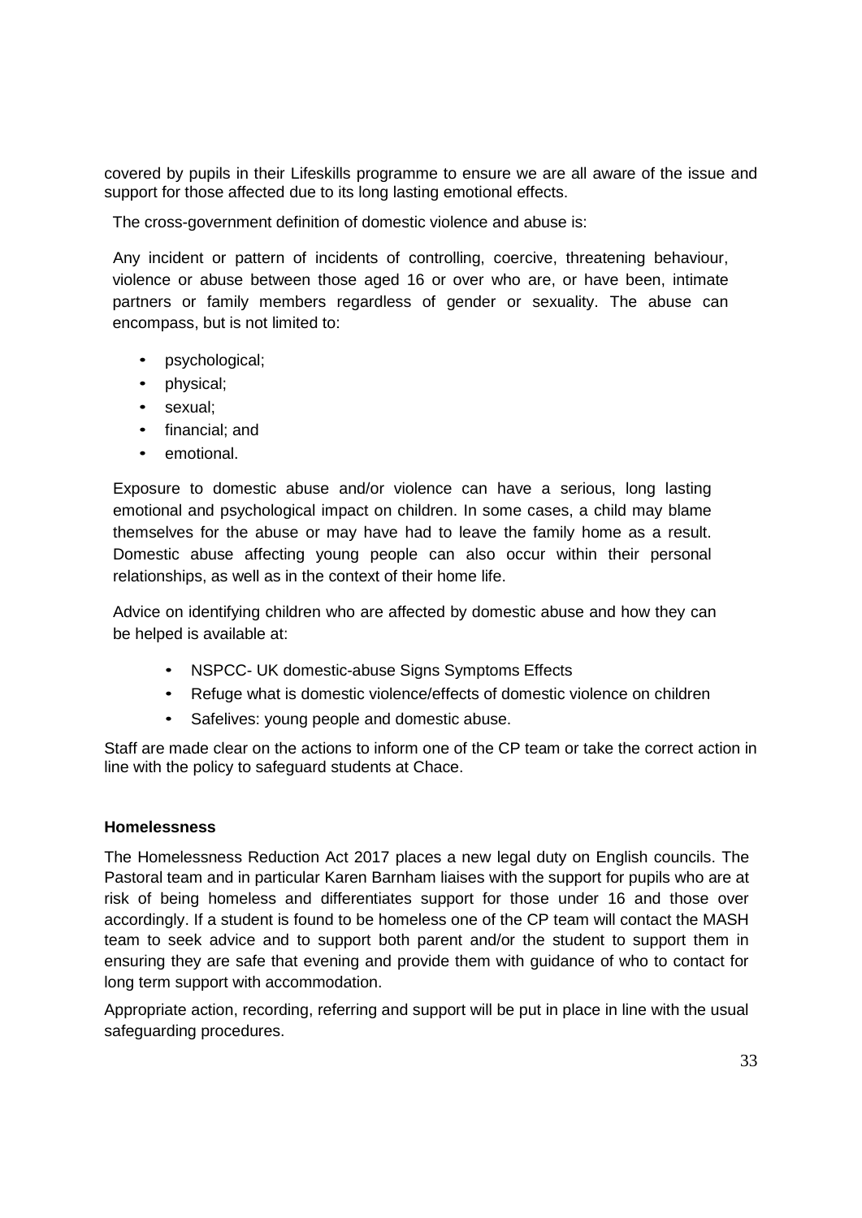covered by pupils in their Lifeskills programme to ensure we are all aware of the issue and support for those affected due to its long lasting emotional effects.

The cross-government definition of domestic violence and abuse is:

Any incident or pattern of incidents of controlling, coercive, threatening behaviour, violence or abuse between those aged 16 or over who are, or have been, intimate partners or family members regardless of gender or sexuality. The abuse can encompass, but is not limited to:

- psychological;
- physical;
- sexual;
- financial; and
- emotional.

Exposure to domestic abuse and/or violence can have a serious, long lasting emotional and psychological impact on children. In some cases, a child may blame themselves for the abuse or may have had to leave the family home as a result. Domestic abuse affecting young people can also occur within their personal relationships, as well as in the context of their home life.

Advice on identifying children who are affected by domestic abuse and how they can be helped is available at:

- NSPCC- UK domestic-abuse Signs Symptoms Effects
- Refuge what is domestic violence/effects of domestic violence on children
- Safelives: young people and domestic abuse.

Staff are made clear on the actions to inform one of the CP team or take the correct action in line with the policy to safeguard students at Chace.

**Homelessness**

The Homelessness Reduction Act 2017 places a new legal duty on English councils. The Pastoral team and in particular Karen Barnham liaises with the support for pupils who are at risk of being homeless and differentiates support for those under 16 and those over accordingly. If a student is found to be homeless one of the CP team will contact the MASH team to seek advice and to support both parent and/or the student to support them in ensuring they are safe that evening and provide them with guidance of who to contact for long term support with accommodation.

Appropriate action, recording, referring and support will be put in place in line with the usual safeguarding procedures.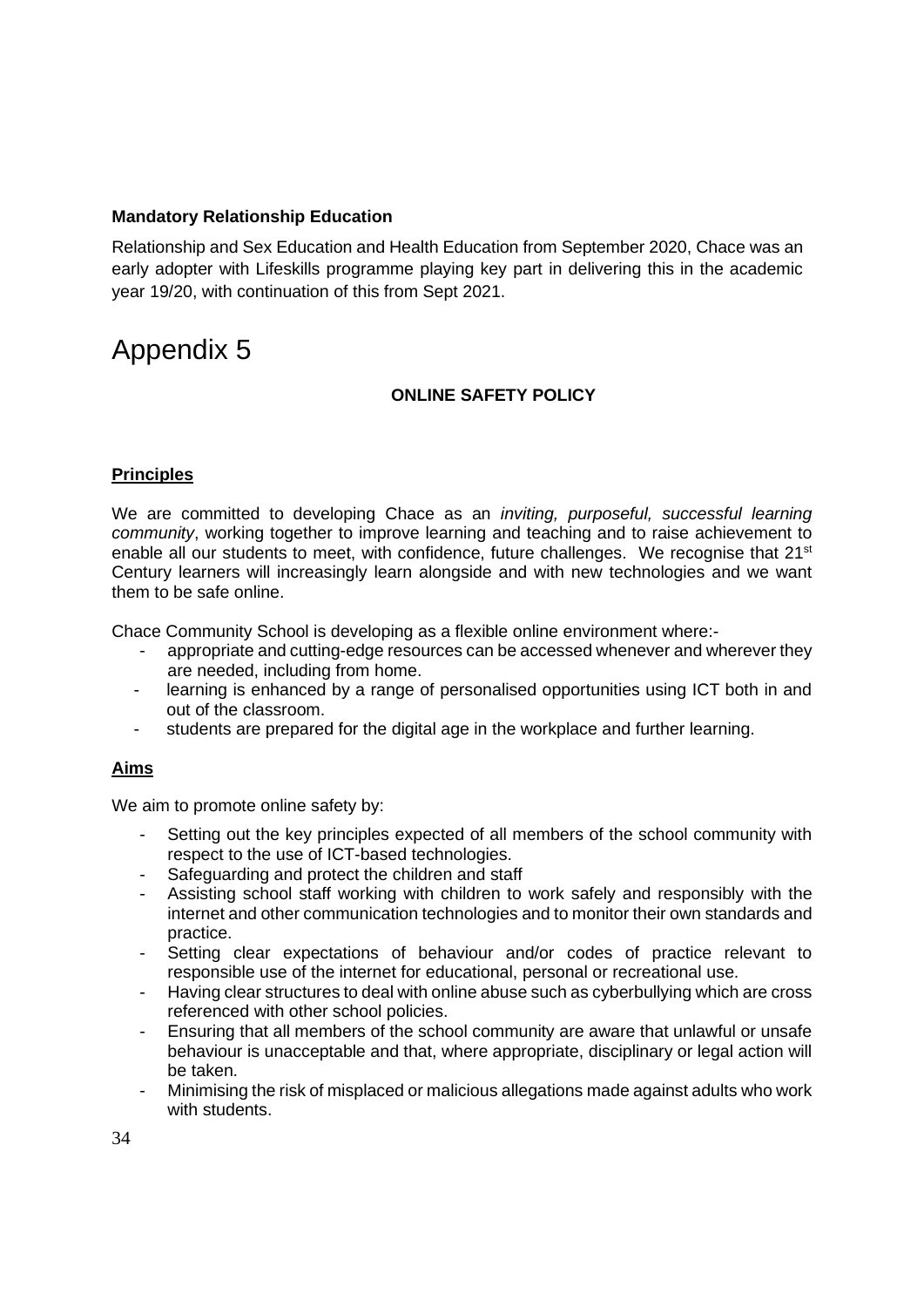**Mandatory Relationship Education**

Relationship and Sex Education and Health Education from September 2020, Chace was an early adopter with Lifeskills programme playing key part in delivering this in the academic year 19/20, with continuation of this from Sept 2021.

# Appendix 5

**ONLINE SAFETY POLICY**

## Principles

We are committed to developing Chace as an *inviting, purposeful, successful learning community*, working together to improve learning and teaching and to raise achievement to enable all our students to meet, with confidence, future challenges. We recognise that 21st Century learners will increasingly learn alongside and with new technologies and we want them to be safe online.

Chace Community School is developing as a flexible online environment where:-

- appropriate and cutting-edge resources can be accessed whenever and wherever they are needed, including from home.
- learning is enhanced by a range of personalised opportunities using ICT both in and out of the classroom.
- students are prepared for the digital age in the workplace and further learning.

## Aims

We aim to promote online safety by:

- Setting out the key principles expected of all members of the school community with respect to the use of ICT-based technologies.
- Safeguarding and protect the children and staff
- Assisting school staff working with children to work safely and responsibly with the internet and other communication technologies and to monitor their own standards and practice.
- Setting clear expectations of behaviour and/or codes of practice relevant to responsible use of the internet for educational, personal or recreational use.
- Having clear structures to deal with online abuse such as cyberbullying which are cross referenced with other school policies.
- Ensuring that all members of the school community are aware that unlawful or unsafe behaviour is unacceptable and that, where appropriate, disciplinary or legal action will be taken.
- Minimising the risk of misplaced or malicious allegations made against adults who work with students.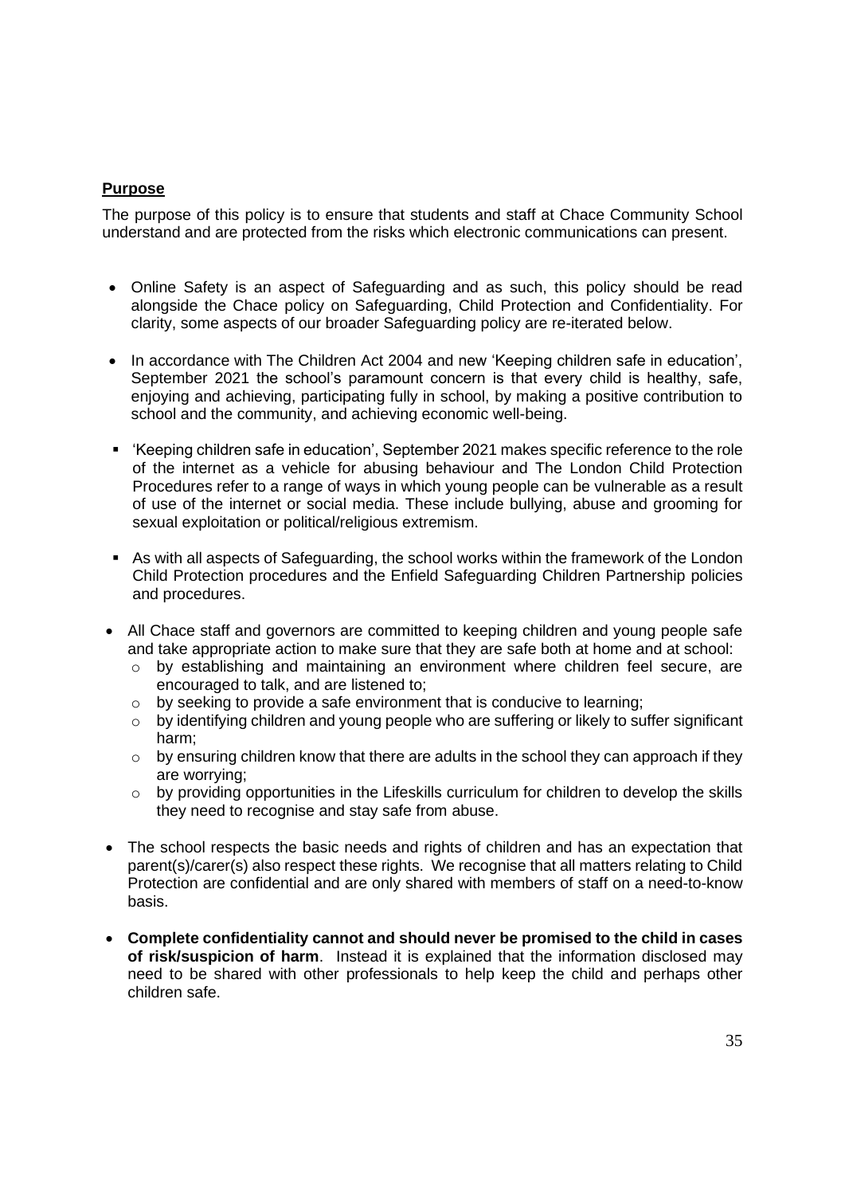**Purpose**

The purpose of this policy is to ensure that students and staff at Chace Community School understand and are protected from the risks which electronic communications can present.

- Online Safety is an aspect of Safeguarding and as such, this policy should be read alongside the Chace policy on Safeguarding, Child Protection and Confidentiality. For clarity, some aspects of our broader Safeguarding policy are re-iterated below.

- In accordance with The Children Act 2004 and new 'Keeping children safe in education', September 2021 the school's paramount concern is that every child is healthy, safe, enjoying and achieving, participating fully in school, by making a positive contribution to school and the community, and achieving economic well-being.

- 'Keeping children safe in education', September 2021 makes specific reference to the role of the internet as a vehicle for abusing behaviour and The London Child Protection Procedures refer to a range of ways in which young people can be vulnerable as a result of use of the internet or social media. These include bullying, abuse and grooming for sexual exploitation or political/religious extremism.

- As with all aspects of Safeguarding, the school works within the framework of the London Child Protection procedures and the Enfield Safeguarding Children Partnership policies and procedures.

- All Chace staff and governors are committed to keeping children and young people safe and take appropriate action to make sure that they are safe both at home and at school:
  - by establishing and maintaining an environment where children feel secure, are encouraged to talk, and are listened to;
  - by seeking to provide a safe environment that is conducive to learning;
  - by identifying children and young people who are suffering or likely to suffer significant harm;
  - by ensuring children know that there are adults in the school they can approach if they are worrying;
  - by providing opportunities in the Lifeskills curriculum for children to develop the skills they need to recognise and stay safe from abuse.

- The school respects the basic needs and rights of children and has an expectation that parent(s)/carer(s) also respect these rights. We recognise that all matters relating to Child Protection are confidential and are only shared with members of staff on a need-to-know basis.

- **Complete confidentiality cannot and should never be promised to the child in cases of risk/suspicion of harm**. Instead it is explained that the information disclosed may need to be shared with other professionals to help keep the child and perhaps other children safe.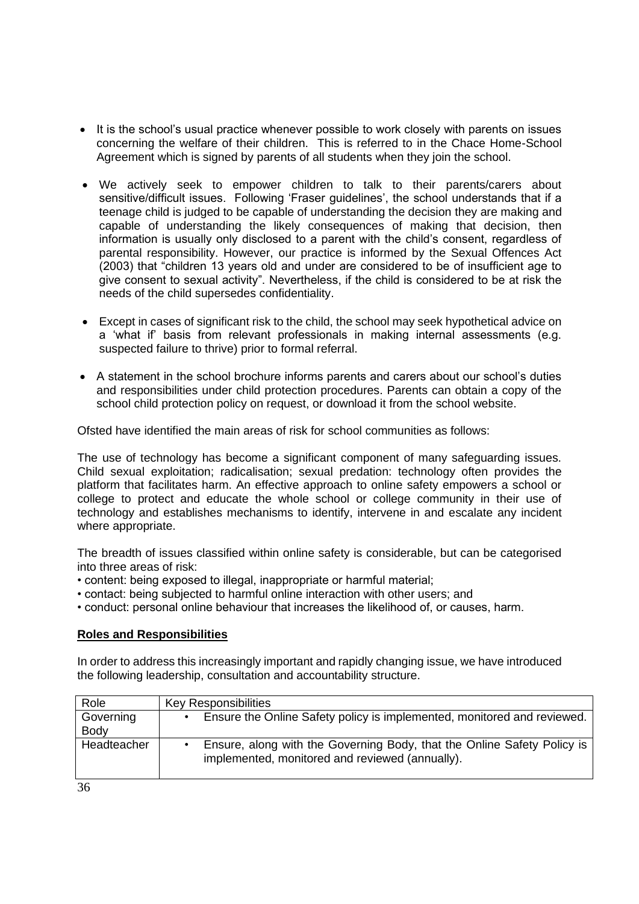- It is the school's usual practice whenever possible to work closely with parents on issues concerning the welfare of their children. This is referred to in the Chace Home-School Agreement which is signed by parents of all students when they join the school.

- We actively seek to empower children to talk to their parents/carers about sensitive/difficult issues. Following 'Fraser guidelines', the school understands that if a teenage child is judged to be capable of understanding the decision they are making and capable of understanding the likely consequences of making that decision, then information is usually only disclosed to a parent with the child's consent, regardless of parental responsibility. However, our practice is informed by the Sexual Offences Act (2003) that "children 13 years old and under are considered to be of insufficient age to give consent to sexual activity". Nevertheless, if the child is considered to be at risk the needs of the child supersedes confidentiality.

- Except in cases of significant risk to the child, the school may seek hypothetical advice on a 'what if' basis from relevant professionals in making internal assessments (e.g. suspected failure to thrive) prior to formal referral.

- A statement in the school brochure informs parents and carers about our school's duties and responsibilities under child protection procedures. Parents can obtain a copy of the school child protection policy on request, or download it from the school website.

Ofsted have identified the main areas of risk for school communities as follows:

The use of technology has become a significant component of many safeguarding issues. Child sexual exploitation; radicalisation; sexual predation: technology often provides the platform that facilitates harm. An effective approach to online safety empowers a school or college to protect and educate the whole school or college community in their use of technology and establishes mechanisms to identify, intervene in and escalate any incident where appropriate.

The breadth of issues classified within online safety is considerable, but can be categorised into three areas of risk:

- content: being exposed to illegal, inappropriate or harmful material;
- contact: being subjected to harmful online interaction with other users; and
- conduct: personal online behaviour that increases the likelihood of, or causes, harm.

**Roles and Responsibilities**

In order to address this increasingly important and rapidly changing issue, we have introduced the following leadership, consultation and accountability structure.

| Role | Key Responsibilities |
|---|---|
| Governing Body | • Ensure the Online Safety policy is implemented, monitored and reviewed. |
| Headteacher | • Ensure, along with the Governing Body, that the Online Safety Policy is implemented, monitored and reviewed (annually). |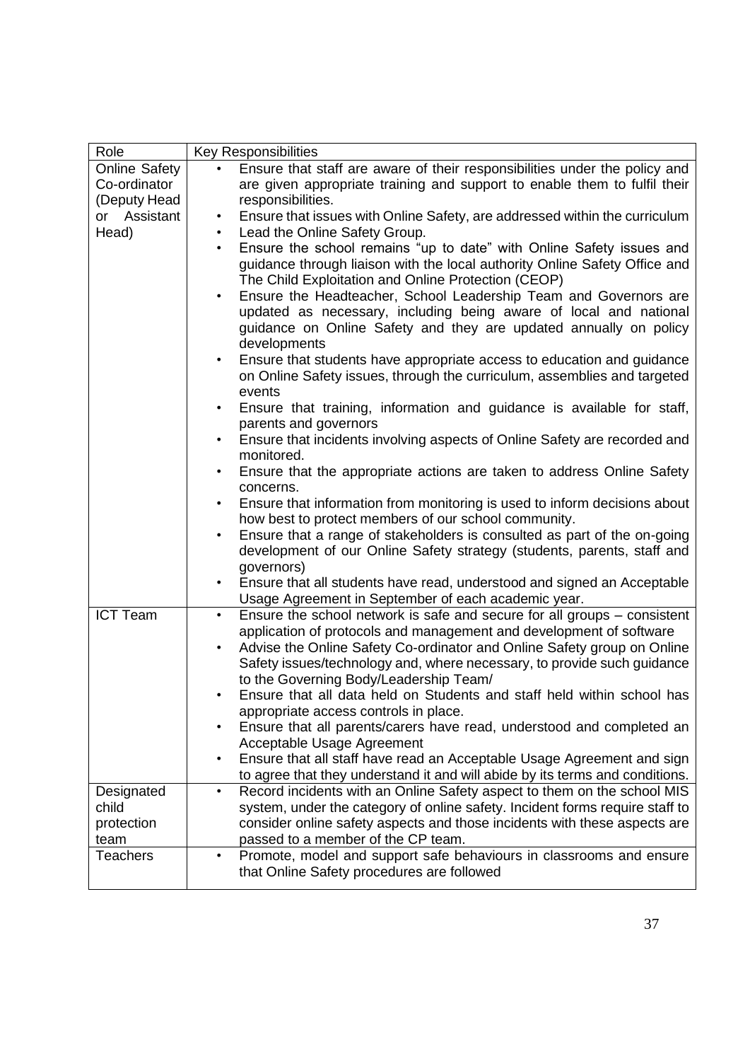| Role | Key Responsibilities |
| --- | --- |
| Online Safety Co-ordinator (Deputy Head or Assistant Head) | • Ensure that staff are aware of their responsibilities under the policy and are given appropriate training and support to enable them to fulfil their responsibilities.<br>• Ensure that issues with Online Safety, are addressed within the curriculum<br>• Lead the Online Safety Group.<br>• Ensure the school remains "up to date" with Online Safety issues and guidance through liaison with the local authority Online Safety Office and The Child Exploitation and Online Protection (CEOP)<br>• Ensure the Headteacher, School Leadership Team and Governors are updated as necessary, including being aware of local and national guidance on Online Safety and they are updated annually on policy developments<br>• Ensure that students have appropriate access to education and guidance on Online Safety issues, through the curriculum, assemblies and targeted events<br>• Ensure that training, information and guidance is available for staff, parents and governors<br>• Ensure that incidents involving aspects of Online Safety are recorded and monitored.<br>• Ensure that the appropriate actions are taken to address Online Safety concerns.<br>• Ensure that information from monitoring is used to inform decisions about how best to protect members of our school community.<br>• Ensure that a range of stakeholders is consulted as part of the on-going development of our Online Safety strategy (students, parents, staff and governors)<br>• Ensure that all students have read, understood and signed an Acceptable Usage Agreement in September of each academic year. |
| ICT Team | • Ensure the school network is safe and secure for all groups – consistent application of protocols and management and development of software<br>• Advise the Online Safety Co-ordinator and Online Safety group on Online Safety issues/technology and, where necessary, to provide such guidance to the Governing Body/Leadership Team/<br>• Ensure that all data held on Students and staff held within school has appropriate access controls in place.<br>• Ensure that all parents/carers have read, understood and completed an Acceptable Usage Agreement<br>• Ensure that all staff have read an Acceptable Usage Agreement and sign to agree that they understand it and will abide by its terms and conditions. |
| Designated child protection team | • Record incidents with an Online Safety aspect to them on the school MIS system, under the category of online safety. Incident forms require staff to consider online safety aspects and those incidents with these aspects are passed to a member of the CP team. |
| Teachers | • Promote, model and support safe behaviours in classrooms and ensure that Online Safety procedures are followed |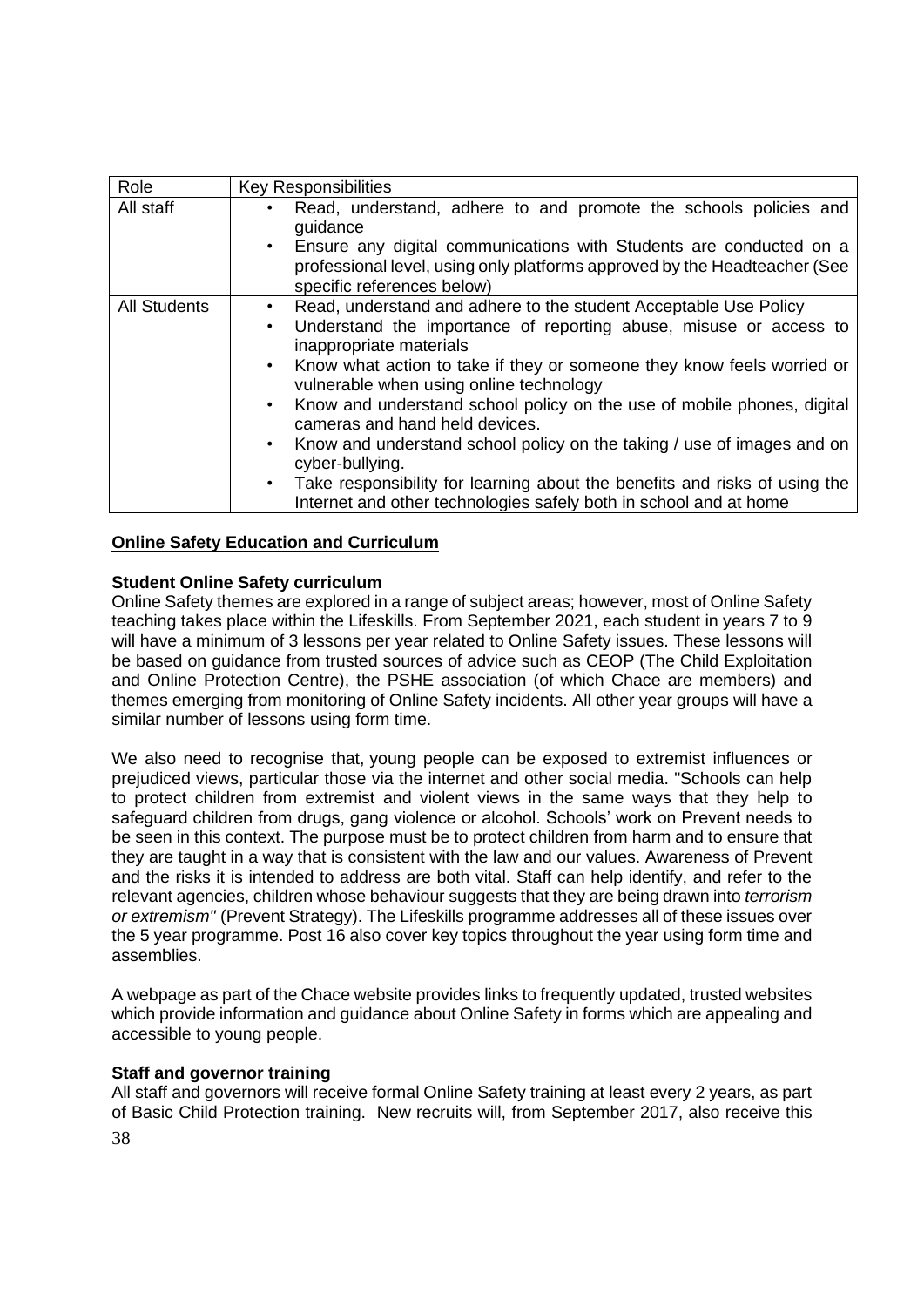| Role | Key Responsibilities |
|---|---|
| All staff | • Read, understand, adhere to and promote the schools policies and guidance<br>• Ensure any digital communications with Students are conducted on a professional level, using only platforms approved by the Headteacher (See specific references below) |
| All Students | • Read, understand and adhere to the student Acceptable Use Policy<br>• Understand the importance of reporting abuse, misuse or access to inappropriate materials<br>• Know what action to take if they or someone they know feels worried or vulnerable when using online technology<br>• Know and understand school policy on the use of mobile phones, digital cameras and hand held devices.<br>• Know and understand school policy on the taking / use of images and on cyber-bullying.<br>• Take responsibility for learning about the benefits and risks of using the Internet and other technologies safely both in school and at home |

## **Online Safety Education and Curriculum**

### Student Online Safety curriculum

Online Safety themes are explored in a range of subject areas; however, most of Online Safety teaching takes place within the Lifeskills. From September 2021, each student in years 7 to 9 will have a minimum of 3 lessons per year related to Online Safety issues. These lessons will be based on guidance from trusted sources of advice such as CEOP (The Child Exploitation and Online Protection Centre), the PSHE association (of which Chace are members) and themes emerging from monitoring of Online Safety incidents. All other year groups will have a similar number of lessons using form time.

We also need to recognise that, young people can be exposed to extremist influences or prejudiced views, particular those via the internet and other social media. "Schools can help to protect children from extremist and violent views in the same ways that they help to safeguard children from drugs, gang violence or alcohol. Schools' work on Prevent needs to be seen in this context. The purpose must be to protect children from harm and to ensure that they are taught in a way that is consistent with the law and our values. Awareness of Prevent and the risks it is intended to address are both vital. Staff can help identify, and refer to the relevant agencies, children whose behaviour suggests that they are being drawn into *terrorism or extremism"* (Prevent Strategy). The Lifeskills programme addresses all of these issues over the 5 year programme. Post 16 also cover key topics throughout the year using form time and assemblies.

A webpage as part of the Chace website provides links to frequently updated, trusted websites which provide information and guidance about Online Safety in forms which are appealing and accessible to young people.

### Staff and governor training

All staff and governors will receive formal Online Safety training at least every 2 years, as part of Basic Child Protection training. New recruits will, from September 2017, also receive this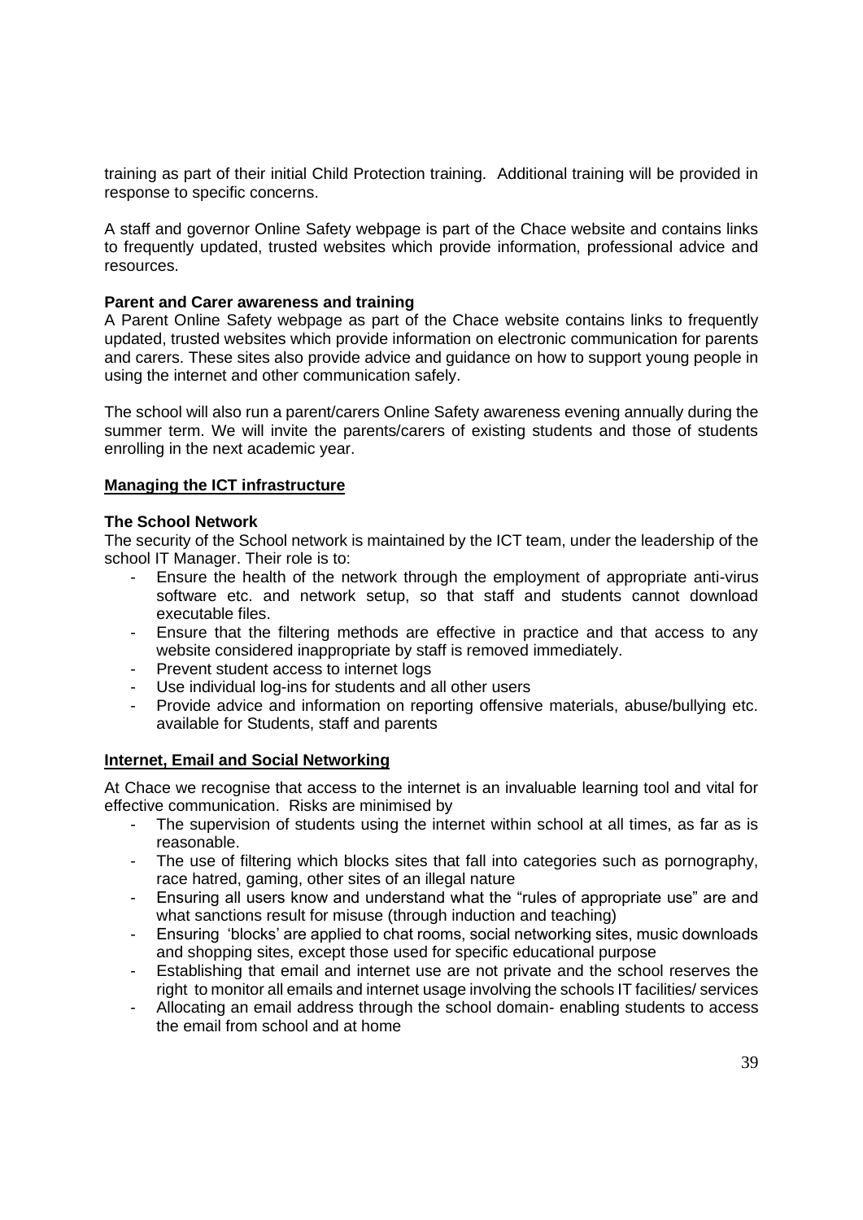training as part of their initial Child Protection training. Additional training will be provided in response to specific concerns.

A staff and governor Online Safety webpage is part of the Chace website and contains links to frequently updated, trusted websites which provide information, professional advice and resources.

**Parent and Carer awareness and training**

A Parent Online Safety webpage as part of the Chace website contains links to frequently updated, trusted websites which provide information on electronic communication for parents and carers. These sites also provide advice and guidance on how to support young people in using the internet and other communication safely.

The school will also run a parent/carers Online Safety awareness evening annually during the summer term. We will invite the parents/carers of existing students and those of students enrolling in the next academic year.

**<u>Managing the ICT infrastructure</u>**

**The School Network**

The security of the School network is maintained by the ICT team, under the leadership of the school IT Manager. Their role is to:

- Ensure the health of the network through the employment of appropriate anti-virus software etc. and network setup, so that staff and students cannot download executable files.
- Ensure that the filtering methods are effective in practice and that access to any website considered inappropriate by staff is removed immediately.
- Prevent student access to internet logs
- Use individual log-ins for students and all other users
- Provide advice and information on reporting offensive materials, abuse/bullying etc. available for Students, staff and parents

**<u>Internet, Email and Social Networking</u>**

At Chace we recognise that access to the internet is an invaluable learning tool and vital for effective communication. Risks are minimised by

- The supervision of students using the internet within school at all times, as far as is reasonable.
- The use of filtering which blocks sites that fall into categories such as pornography, race hatred, gaming, other sites of an illegal nature
- Ensuring all users know and understand what the "rules of appropriate use" are and what sanctions result for misuse (through induction and teaching)
- Ensuring 'blocks' are applied to chat rooms, social networking sites, music downloads and shopping sites, except those used for specific educational purpose
- Establishing that email and internet use are not private and the school reserves the right to monitor all emails and internet usage involving the schools IT facilities/ services
- Allocating an email address through the school domain- enabling students to access the email from school and at home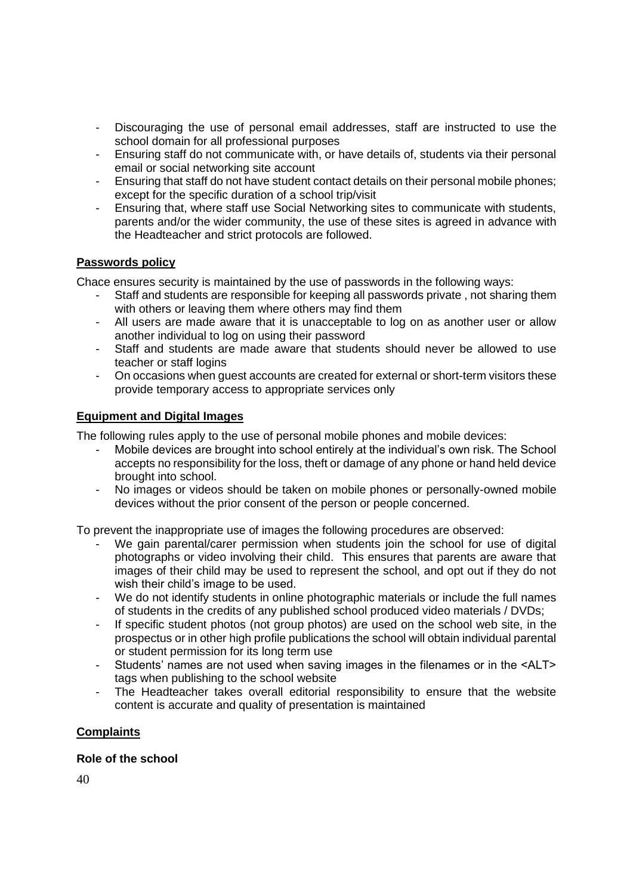- Discouraging the use of personal email addresses, staff are instructed to use the school domain for all professional purposes
- Ensuring staff do not communicate with, or have details of, students via their personal email or social networking site account
- Ensuring that staff do not have student contact details on their personal mobile phones; except for the specific duration of a school trip/visit
- Ensuring that, where staff use Social Networking sites to communicate with students, parents and/or the wider community, the use of these sites is agreed in advance with the Headteacher and strict protocols are followed.

**Passwords policy**

Chace ensures security is maintained by the use of passwords in the following ways:

- Staff and students are responsible for keeping all passwords private , not sharing them with others or leaving them where others may find them
- All users are made aware that it is unacceptable to log on as another user or allow another individual to log on using their password
- Staff and students are made aware that students should never be allowed to use teacher or staff logins
- On occasions when guest accounts are created for external or short-term visitors these provide temporary access to appropriate services only

**Equipment and Digital Images**

The following rules apply to the use of personal mobile phones and mobile devices:

- Mobile devices are brought into school entirely at the individual's own risk. The School accepts no responsibility for the loss, theft or damage of any phone or hand held device brought into school.
- No images or videos should be taken on mobile phones or personally-owned mobile devices without the prior consent of the person or people concerned.

To prevent the inappropriate use of images the following procedures are observed:

- We gain parental/carer permission when students join the school for use of digital photographs or video involving their child. This ensures that parents are aware that images of their child may be used to represent the school, and opt out if they do not wish their child's image to be used.
- We do not identify students in online photographic materials or include the full names of students in the credits of any published school produced video materials / DVDs;
- If specific student photos (not group photos) are used on the school web site, in the prospectus or in other high profile publications the school will obtain individual parental or student permission for its long term use
- Students' names are not used when saving images in the filenames or in the <ALT> tags when publishing to the school website
- The Headteacher takes overall editorial responsibility to ensure that the website content is accurate and quality of presentation is maintained

**Complaints**

**Role of the school**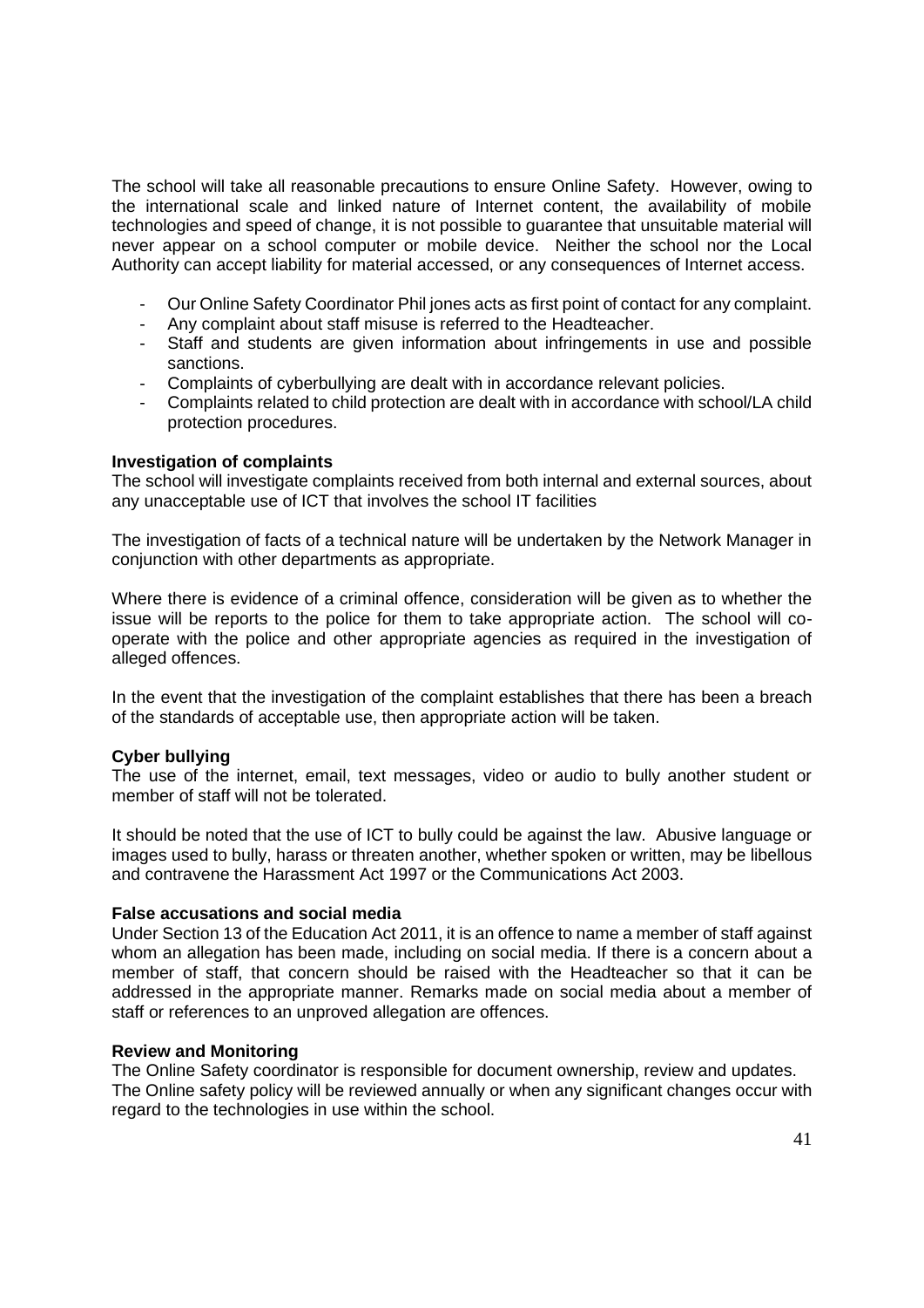The school will take all reasonable precautions to ensure Online Safety. However, owing to the international scale and linked nature of Internet content, the availability of mobile technologies and speed of change, it is not possible to guarantee that unsuitable material will never appear on a school computer or mobile device. Neither the school nor the Local Authority can accept liability for material accessed, or any consequences of Internet access.

- Our Online Safety Coordinator Phil jones acts as first point of contact for any complaint.
- Any complaint about staff misuse is referred to the Headteacher.
- Staff and students are given information about infringements in use and possible sanctions.
- Complaints of cyberbullying are dealt with in accordance relevant policies.
- Complaints related to child protection are dealt with in accordance with school/LA child protection procedures.

**Investigation of complaints**

The school will investigate complaints received from both internal and external sources, about any unacceptable use of ICT that involves the school IT facilities

The investigation of facts of a technical nature will be undertaken by the Network Manager in conjunction with other departments as appropriate.

Where there is evidence of a criminal offence, consideration will be given as to whether the issue will be reports to the police for them to take appropriate action. The school will co-operate with the police and other appropriate agencies as required in the investigation of alleged offences.

In the event that the investigation of the complaint establishes that there has been a breach of the standards of acceptable use, then appropriate action will be taken.

**Cyber bullying**

The use of the internet, email, text messages, video or audio to bully another student or member of staff will not be tolerated.

It should be noted that the use of ICT to bully could be against the law. Abusive language or images used to bully, harass or threaten another, whether spoken or written, may be libellous and contravene the Harassment Act 1997 or the Communications Act 2003.

**False accusations and social media**

Under Section 13 of the Education Act 2011, it is an offence to name a member of staff against whom an allegation has been made, including on social media. If there is a concern about a member of staff, that concern should be raised with the Headteacher so that it can be addressed in the appropriate manner. Remarks made on social media about a member of staff or references to an unproved allegation are offences.

**Review and Monitoring**

The Online Safety coordinator is responsible for document ownership, review and updates.
The Online safety policy will be reviewed annually or when any significant changes occur with regard to the technologies in use within the school.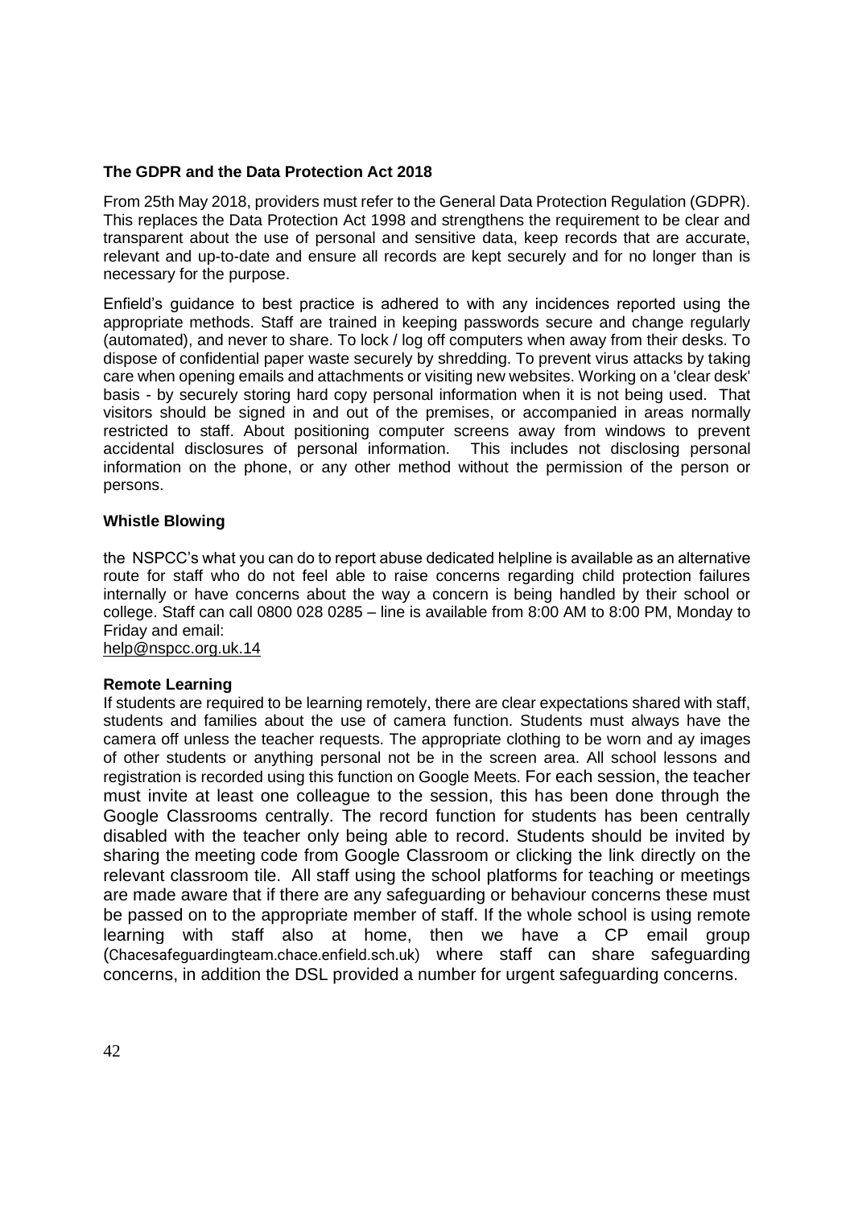**The GDPR and the Data Protection Act 2018**

From 25th May 2018, providers must refer to the General Data Protection Regulation (GDPR). This replaces the Data Protection Act 1998 and strengthens the requirement to be clear and transparent about the use of personal and sensitive data, keep records that are accurate, relevant and up-to-date and ensure all records are kept securely and for no longer than is necessary for the purpose.

Enfield's guidance to best practice is adhered to with any incidences reported using the appropriate methods. Staff are trained in keeping passwords secure and change regularly (automated), and never to share. To lock / log off computers when away from their desks. To dispose of confidential paper waste securely by shredding. To prevent virus attacks by taking care when opening emails and attachments or visiting new websites. Working on a 'clear desk' basis - by securely storing hard copy personal information when it is not being used. That visitors should be signed in and out of the premises, or accompanied in areas normally restricted to staff. About positioning computer screens away from windows to prevent accidental disclosures of personal information. This includes not disclosing personal information on the phone, or any other method without the permission of the person or persons.

**Whistle Blowing**

the NSPCC's what you can do to report abuse dedicated helpline is available as an alternative route for staff who do not feel able to raise concerns regarding child protection failures internally or have concerns about the way a concern is being handled by their school or college. Staff can call 0800 028 0285 – line is available from 8:00 AM to 8:00 PM, Monday to Friday and email:
help@nspcc.org.uk.14

**Remote Learning**

If students are required to be learning remotely, there are clear expectations shared with staff, students and families about the use of camera function. Students must always have the camera off unless the teacher requests. The appropriate clothing to be worn and ay images of other students or anything personal not be in the screen area. All school lessons and registration is recorded using this function on Google Meets. For each session, the teacher must invite at least one colleague to the session, this has been done through the Google Classrooms centrally. The record function for students has been centrally disabled with the teacher only being able to record. Students should be invited by sharing the meeting code from Google Classroom or clicking the link directly on the relevant classroom tile. All staff using the school platforms for teaching or meetings are made aware that if there are any safeguarding or behaviour concerns these must be passed on to the appropriate member of staff. If the whole school is using remote learning with staff also at home, then we have a CP email group (Chacesafeguardingteam.chace.enfield.sch.uk) where staff can share safeguarding concerns, in addition the DSL provided a number for urgent safeguarding concerns.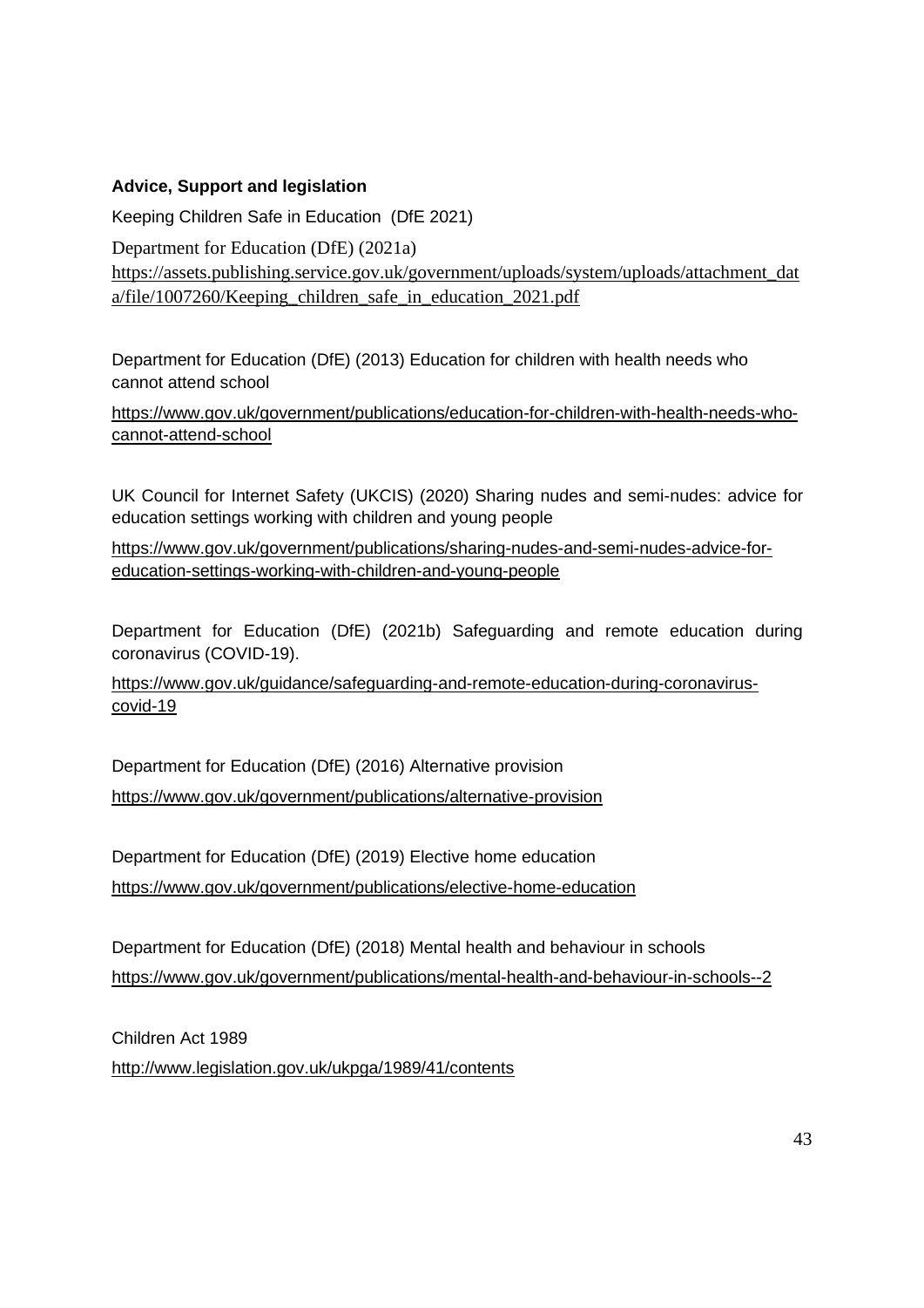**Advice, Support and legislation**

Keeping Children Safe in Education (DfE 2021)

Department for Education (DfE) (2021a)
https://assets.publishing.service.gov.uk/government/uploads/system/uploads/attachment_data/file/1007260/Keeping_children_safe_in_education_2021.pdf

Department for Education (DfE) (2013) Education for children with health needs who cannot attend school

https://www.gov.uk/government/publications/education-for-children-with-health-needs-who-cannot-attend-school

UK Council for Internet Safety (UKCIS) (2020) Sharing nudes and semi-nudes: advice for education settings working with children and young people

https://www.gov.uk/government/publications/sharing-nudes-and-semi-nudes-advice-for-education-settings-working-with-children-and-young-people

Department for Education (DfE) (2021b) Safeguarding and remote education during coronavirus (COVID-19).

https://www.gov.uk/guidance/safeguarding-and-remote-education-during-coronavirus-covid-19

Department for Education (DfE) (2016) Alternative provision

https://www.gov.uk/government/publications/alternative-provision

Department for Education (DfE) (2019) Elective home education

https://www.gov.uk/government/publications/elective-home-education

Department for Education (DfE) (2018) Mental health and behaviour in schools

https://www.gov.uk/government/publications/mental-health-and-behaviour-in-schools--2

Children Act 1989

http://www.legislation.gov.uk/ukpga/1989/41/contents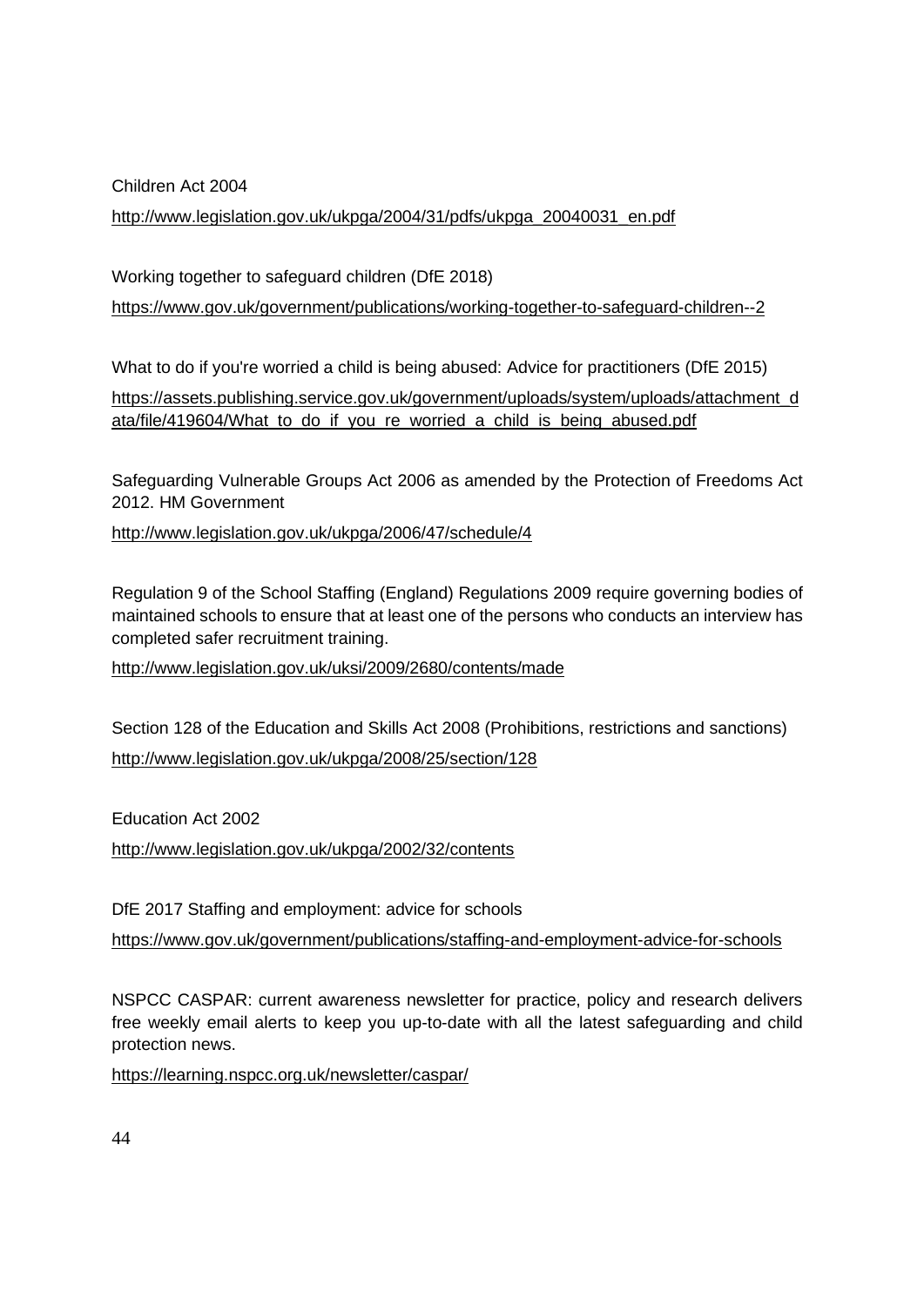Children Act 2004

http://www.legislation.gov.uk/ukpga/2004/31/pdfs/ukpga_20040031_en.pdf

Working together to safeguard children (DfE 2018)

https://www.gov.uk/government/publications/working-together-to-safeguard-children--2

What to do if you're worried a child is being abused: Advice for practitioners (DfE 2015)

https://assets.publishing.service.gov.uk/government/uploads/system/uploads/attachment_data/file/419604/What_to_do_if_you_re_worried_a_child_is_being_abused.pdf

Safeguarding Vulnerable Groups Act 2006 as amended by the Protection of Freedoms Act 2012. HM Government

http://www.legislation.gov.uk/ukpga/2006/47/schedule/4

Regulation 9 of the School Staffing (England) Regulations 2009 require governing bodies of maintained schools to ensure that at least one of the persons who conducts an interview has completed safer recruitment training.

http://www.legislation.gov.uk/uksi/2009/2680/contents/made

Section 128 of the Education and Skills Act 2008 (Prohibitions, restrictions and sanctions)

http://www.legislation.gov.uk/ukpga/2008/25/section/128

Education Act 2002

http://www.legislation.gov.uk/ukpga/2002/32/contents

DfE 2017 Staffing and employment: advice for schools

https://www.gov.uk/government/publications/staffing-and-employment-advice-for-schools

NSPCC CASPAR: current awareness newsletter for practice, policy and research delivers free weekly email alerts to keep you up-to-date with all the latest safeguarding and child protection news.

https://learning.nspcc.org.uk/newsletter/caspar/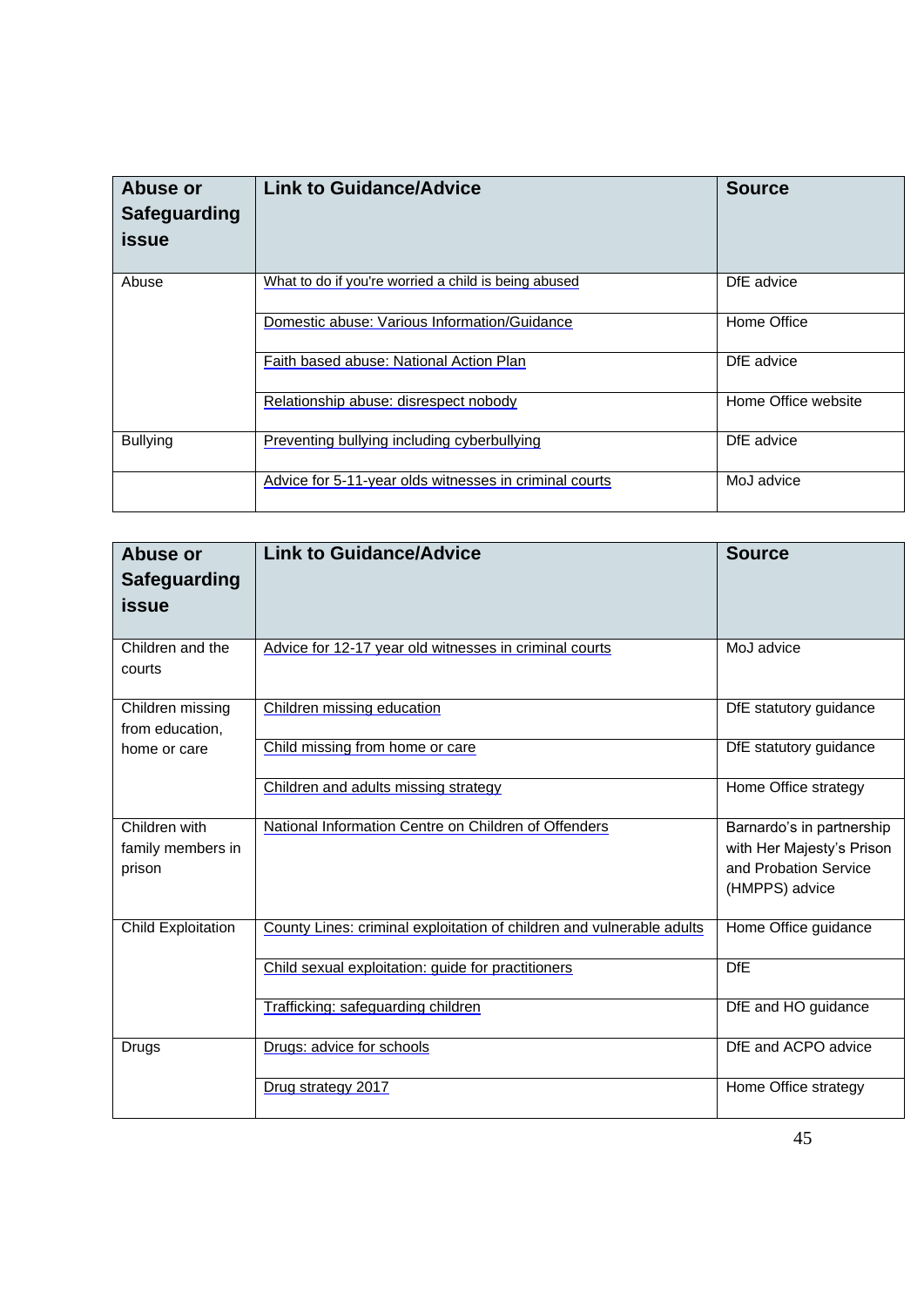| Abuse or Safeguarding issue | Link to Guidance/Advice | Source |
|---|---|---|
| Abuse | What to do if you're worried a child is being abused | DfE advice |
| | Domestic abuse: Various Information/Guidance | Home Office |
| | Faith based abuse: National Action Plan | DfE advice |
| | Relationship abuse: disrespect nobody | Home Office website |
| Bullying | Preventing bullying including cyberbullying | DfE advice |
| | Advice for 5-11-year olds witnesses in criminal courts | MoJ advice |

| Abuse or Safeguarding issue | Link to Guidance/Advice | Source |
|---|---|---|
| Children and the courts | Advice for 12-17 year old witnesses in criminal courts | MoJ advice |
| Children missing from education, home or care | Children missing education | DfE statutory guidance |
| | Child missing from home or care | DfE statutory guidance |
| | Children and adults missing strategy | Home Office strategy |
| Children with family members in prison | National Information Centre on Children of Offenders | Barnardo's in partnership with Her Majesty's Prison and Probation Service (HMPPS) advice |
| Child Exploitation | County Lines: criminal exploitation of children and vulnerable adults | Home Office guidance |
| | Child sexual exploitation: guide for practitioners | DfE |
| | Trafficking: safeguarding children | DfE and HO guidance |
| Drugs | Drugs: advice for schools | DfE and ACPO advice |
| | Drug strategy 2017 | Home Office strategy |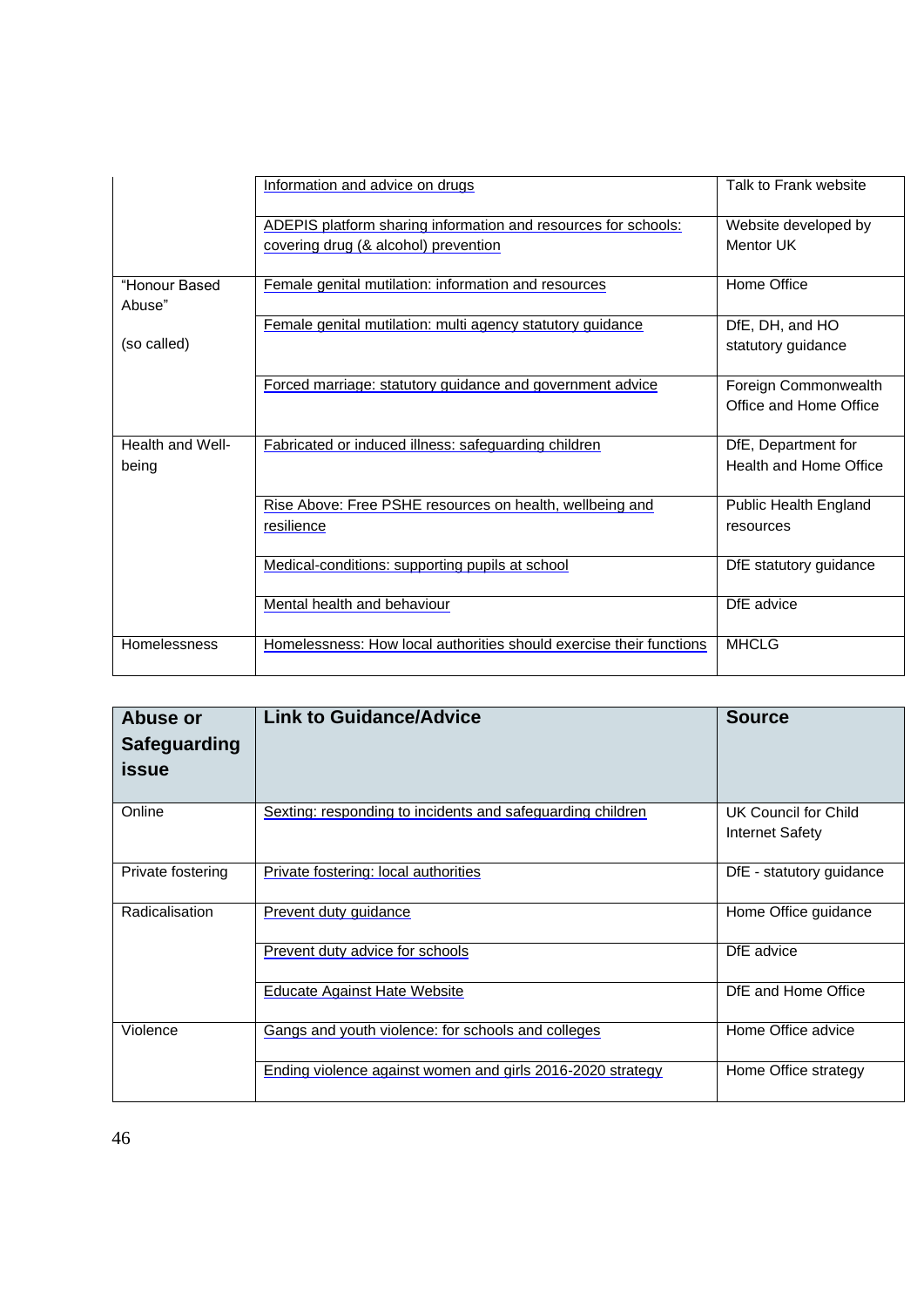| Abuse or Safeguarding issue | Link to Guidance/Advice | Source |
|---|---|---|
| | Information and advice on drugs | Talk to Frank website |
| | ADEPIS platform sharing information and resources for schools: covering drug (& alcohol) prevention | Website developed by Mentor UK |
| "Honour Based Abuse" (so called) | Female genital mutilation: information and resources | Home Office |
| | Female genital mutilation: multi agency statutory guidance | DfE, DH, and HO statutory guidance |
| | Forced marriage: statutory guidance and government advice | Foreign Commonwealth Office and Home Office |
| Health and Well-being | Fabricated or induced illness: safeguarding children | DfE, Department for Health and Home Office |
| | Rise Above: Free PSHE resources on health, wellbeing and resilience | Public Health England resources |
| | Medical-conditions: supporting pupils at school | DfE statutory guidance |
| | Mental health and behaviour | DfE advice |
| Homelessness | Homelessness: How local authorities should exercise their functions | MHCLG |
| Online | Sexting: responding to incidents and safeguarding children | UK Council for Child Internet Safety |
| Private fostering | Private fostering: local authorities | DfE - statutory guidance |
| Radicalisation | Prevent duty guidance | Home Office guidance |
| | Prevent duty advice for schools | DfE advice |
| | Educate Against Hate Website | DfE and Home Office |
| Violence | Gangs and youth violence: for schools and colleges | Home Office advice |
| | Ending violence against women and girls 2016-2020 strategy | Home Office strategy |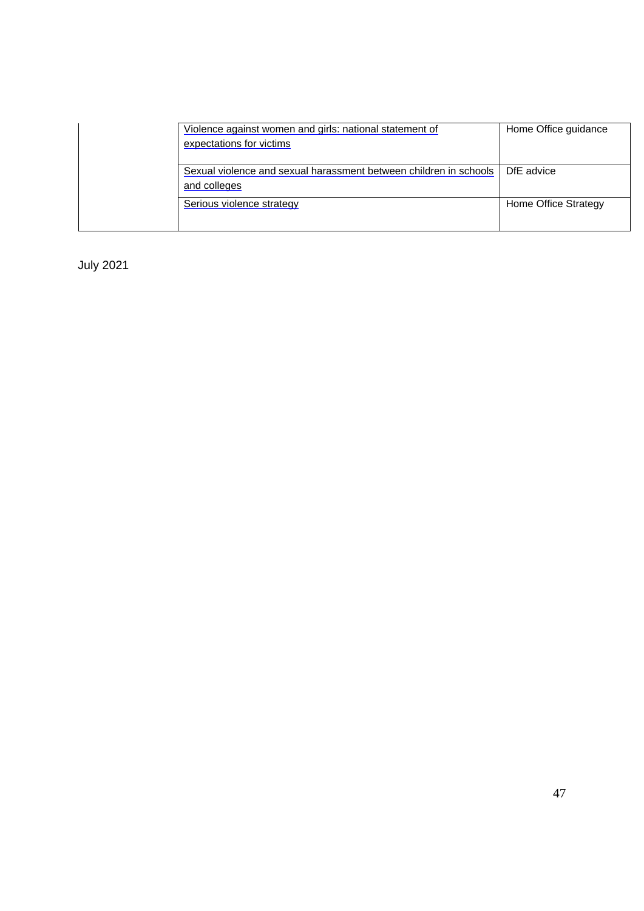| | | |
|---|---|---|
| | Violence against women and girls: national statement of expectations for victims | Home Office guidance |
| | Sexual violence and sexual harassment between children in schools and colleges | DfE advice |
| | Serious violence strategy | Home Office Strategy |

July 2021